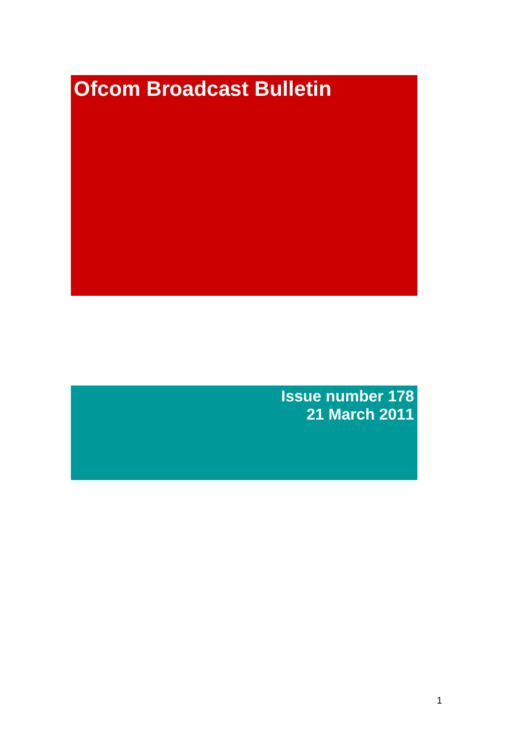# Ofcom Broadcast Bulletin

**Issue number 178**
**21 March 2011**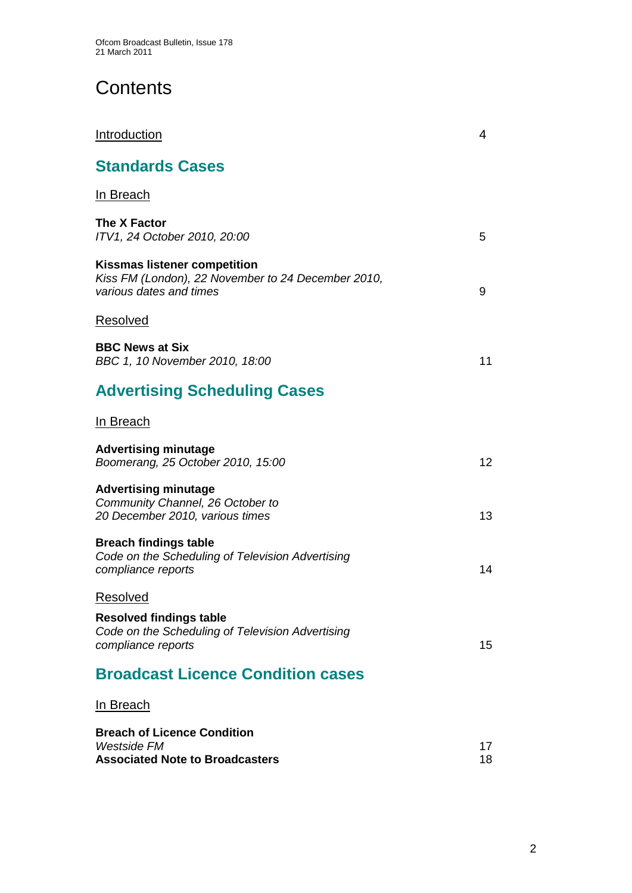# Contents

| | |
|---|---|
| Introduction | 4 |

## Standards Cases

In Breach

| | |
|---|---|
| **The X Factor**<br>*ITV1, 24 October 2010, 20:00* | 5 |
| **Kissmas listener competition**<br>*Kiss FM (London), 22 November to 24 December 2010, various dates and times* | 9 |

Resolved

| | |
|---|---|
| **BBC News at Six**<br>*BBC 1, 10 November 2010, 18:00* | 11 |

## Advertising Scheduling Cases

In Breach

| | |
|---|---|
| **Advertising minutage**<br>*Boomerang, 25 October 2010, 15:00* | 12 |
| **Advertising minutage**<br>*Community Channel, 26 October to 20 December 2010, various times* | 13 |
| **Breach findings table**<br>*Code on the Scheduling of Television Advertising compliance reports* | 14 |

Resolved

| | |
|---|---|
| **Resolved findings table**<br>*Code on the Scheduling of Television Advertising compliance reports* | 15 |

## Broadcast Licence Condition cases

In Breach

| | |
|---|---|
| **Breach of Licence Condition**<br>*Westside FM* | 17 |
| **Associated Note to Broadcasters** | 18 |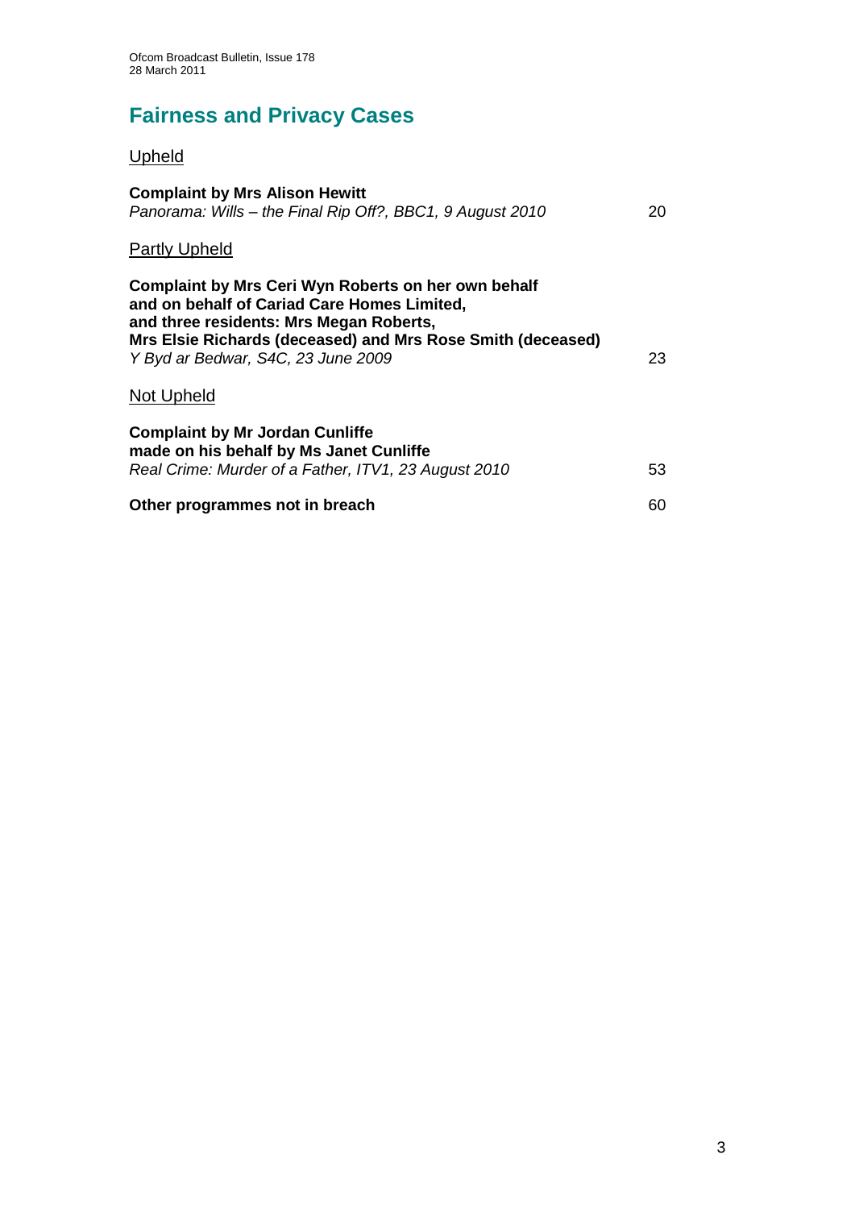# Fairness and Privacy Cases

Upheld

**Complaint by Mrs Alison Hewitt**
*Panorama: Wills – the Final Rip Off?, BBC1, 9 August 2010* 20

Partly Upheld

**Complaint by Mrs Ceri Wyn Roberts on her own behalf and on behalf of Cariad Care Homes Limited, and three residents: Mrs Megan Roberts, Mrs Elsie Richards (deceased) and Mrs Rose Smith (deceased)**
*Y Byd ar Bedwar, S4C, 23 June 2009* 23

Not Upheld

**Complaint by Mr Jordan Cunliffe made on his behalf by Ms Janet Cunliffe**
*Real Crime: Murder of a Father, ITV1, 23 August 2010* 53

**Other programmes not in breach** 60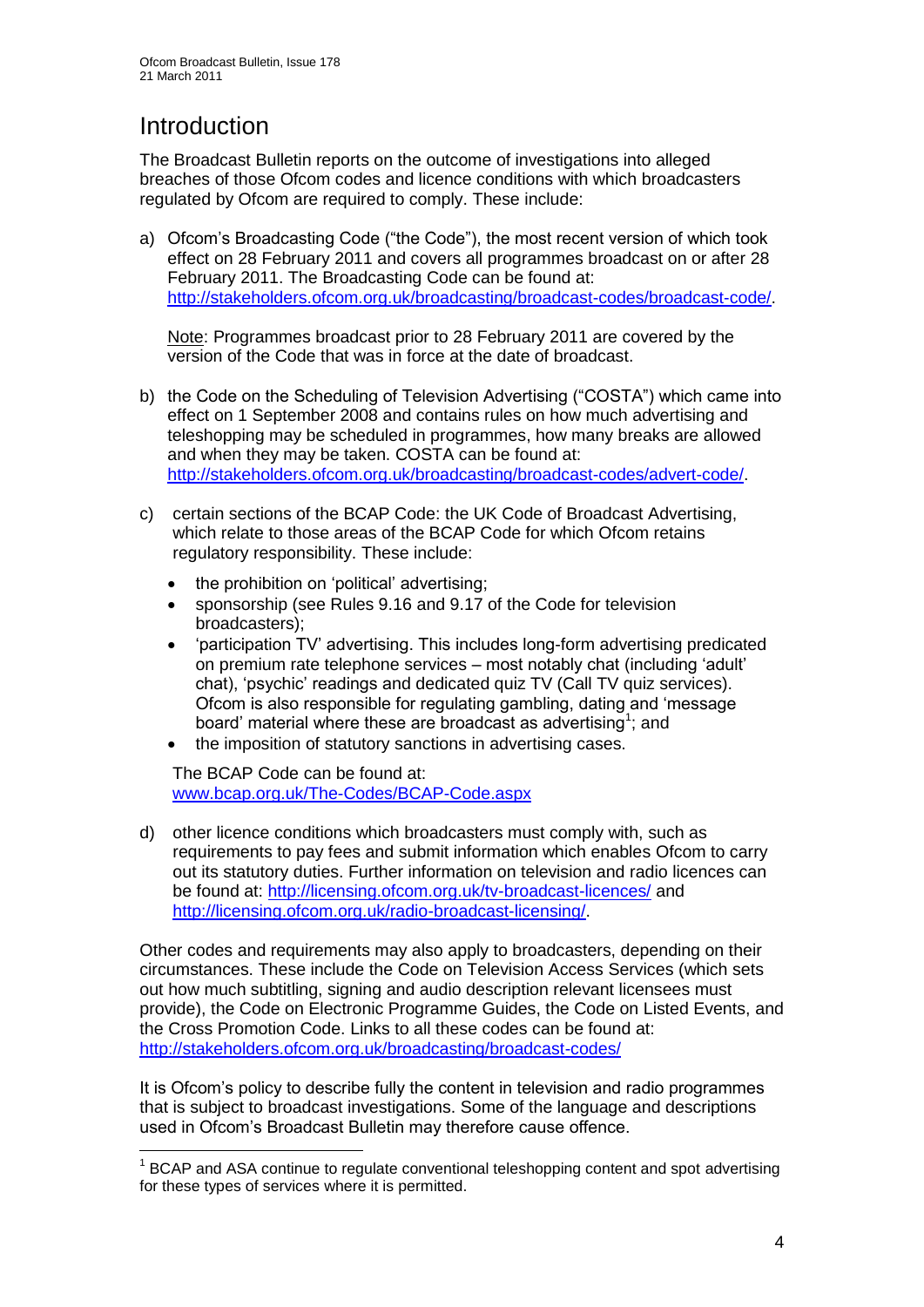# Introduction

The Broadcast Bulletin reports on the outcome of investigations into alleged breaches of those Ofcom codes and licence conditions with which broadcasters regulated by Ofcom are required to comply. These include:

a) Ofcom's Broadcasting Code ("the Code"), the most recent version of which took effect on 28 February 2011 and covers all programmes broadcast on or after 28 February 2011. The Broadcasting Code can be found at: http://stakeholders.ofcom.org.uk/broadcasting/broadcast-codes/broadcast-code/.

   Note: Programmes broadcast prior to 28 February 2011 are covered by the version of the Code that was in force at the date of broadcast.

b) the Code on the Scheduling of Television Advertising ("COSTA") which came into effect on 1 September 2008 and contains rules on how much advertising and teleshopping may be scheduled in programmes, how many breaks are allowed and when they may be taken. COSTA can be found at: http://stakeholders.ofcom.org.uk/broadcasting/broadcast-codes/advert-code/.

c) certain sections of the BCAP Code: the UK Code of Broadcast Advertising, which relate to those areas of the BCAP Code for which Ofcom retains regulatory responsibility. These include:

   - the prohibition on 'political' advertising;
   - sponsorship (see Rules 9.16 and 9.17 of the Code for television broadcasters);
   - 'participation TV' advertising. This includes long-form advertising predicated on premium rate telephone services – most notably chat (including 'adult' chat), 'psychic' readings and dedicated quiz TV (Call TV quiz services). Ofcom is also responsible for regulating gambling, dating and 'message board' material where these are broadcast as advertising[1]; and
   - the imposition of statutory sanctions in advertising cases.

   The BCAP Code can be found at: www.bcap.org.uk/The-Codes/BCAP-Code.aspx

d) other licence conditions which broadcasters must comply with, such as requirements to pay fees and submit information which enables Ofcom to carry out its statutory duties. Further information on television and radio licences can be found at: http://licensing.ofcom.org.uk/tv-broadcast-licences/ and http://licensing.ofcom.org.uk/radio-broadcast-licensing/.

Other codes and requirements may also apply to broadcasters, depending on their circumstances. These include the Code on Television Access Services (which sets out how much subtitling, signing and audio description relevant licensees must provide), the Code on Electronic Programme Guides, the Code on Listed Events, and the Cross Promotion Code. Links to all these codes can be found at: http://stakeholders.ofcom.org.uk/broadcasting/broadcast-codes/

It is Ofcom's policy to describe fully the content in television and radio programmes that is subject to broadcast investigations. Some of the language and descriptions used in Ofcom's Broadcast Bulletin may therefore cause offence.

[1] BCAP and ASA continue to regulate conventional teleshopping content and spot advertising for these types of services where it is permitted.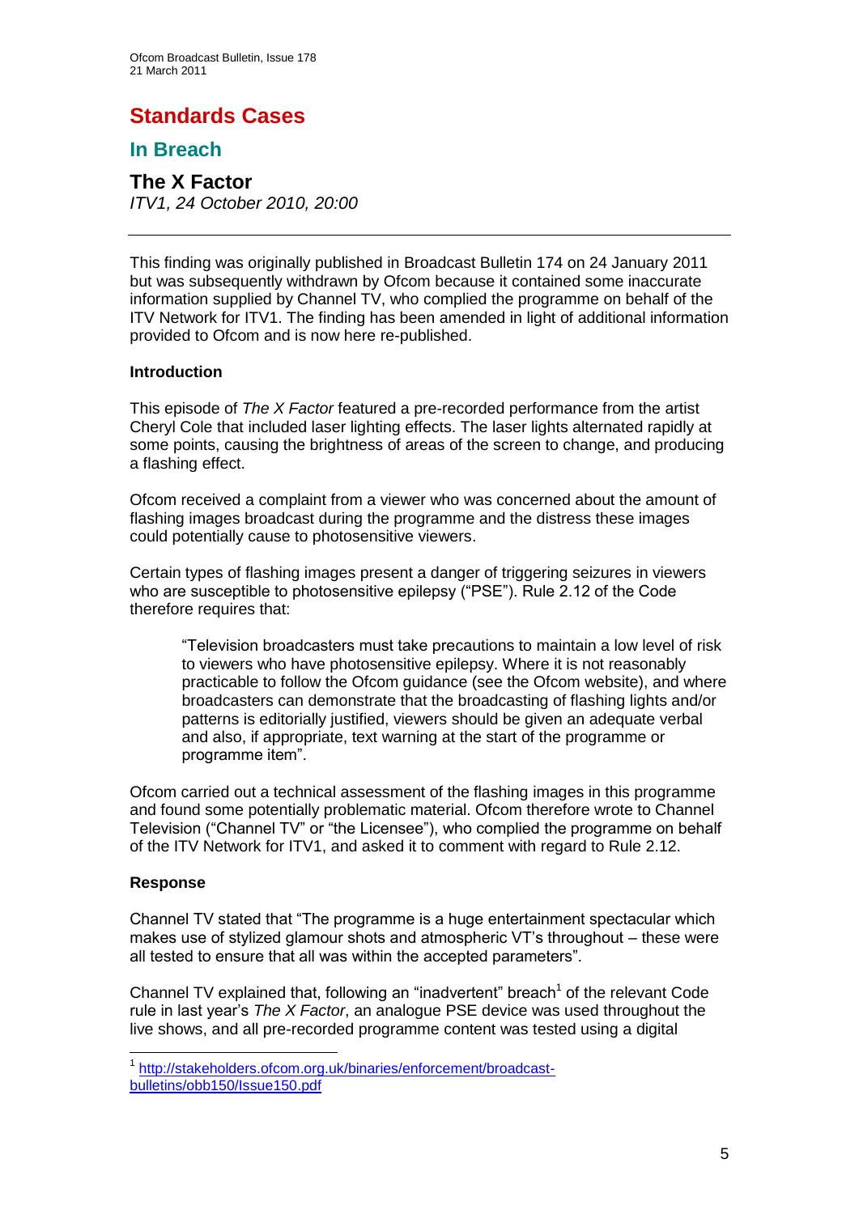# Standards Cases

## In Breach

### The X Factor

*ITV1, 24 October 2010, 20:00*

---

This finding was originally published in Broadcast Bulletin 174 on 24 January 2011 but was subsequently withdrawn by Ofcom because it contained some inaccurate information supplied by Channel TV, who complied the programme on behalf of the ITV Network for ITV1. The finding has been amended in light of additional information provided to Ofcom and is now here re-published.

**Introduction**

This episode of *The X Factor* featured a pre-recorded performance from the artist Cheryl Cole that included laser lighting effects. The laser lights alternated rapidly at some points, causing the brightness of areas of the screen to change, and producing a flashing effect.

Ofcom received a complaint from a viewer who was concerned about the amount of flashing images broadcast during the programme and the distress these images could potentially cause to photosensitive viewers.

Certain types of flashing images present a danger of triggering seizures in viewers who are susceptible to photosensitive epilepsy ("PSE"). Rule 2.12 of the Code therefore requires that:

> "Television broadcasters must take precautions to maintain a low level of risk to viewers who have photosensitive epilepsy. Where it is not reasonably practicable to follow the Ofcom guidance (see the Ofcom website), and where broadcasters can demonstrate that the broadcasting of flashing lights and/or patterns is editorially justified, viewers should be given an adequate verbal and also, if appropriate, text warning at the start of the programme or programme item".

Ofcom carried out a technical assessment of the flashing images in this programme and found some potentially problematic material. Ofcom therefore wrote to Channel Television ("Channel TV" or "the Licensee"), who complied the programme on behalf of the ITV Network for ITV1, and asked it to comment with regard to Rule 2.12.

**Response**

Channel TV stated that "The programme is a huge entertainment spectacular which makes use of stylized glamour shots and atmospheric VT's throughout – these were all tested to ensure that all was within the accepted parameters".

Channel TV explained that, following an "inadvertent" breach[1] of the relevant Code rule in last year's *The X Factor*, an analogue PSE device was used throughout the live shows, and all pre-recorded programme content was tested using a digital

---

[1] http://stakeholders.ofcom.org.uk/binaries/enforcement/broadcast-bulletins/obb150/Issue150.pdf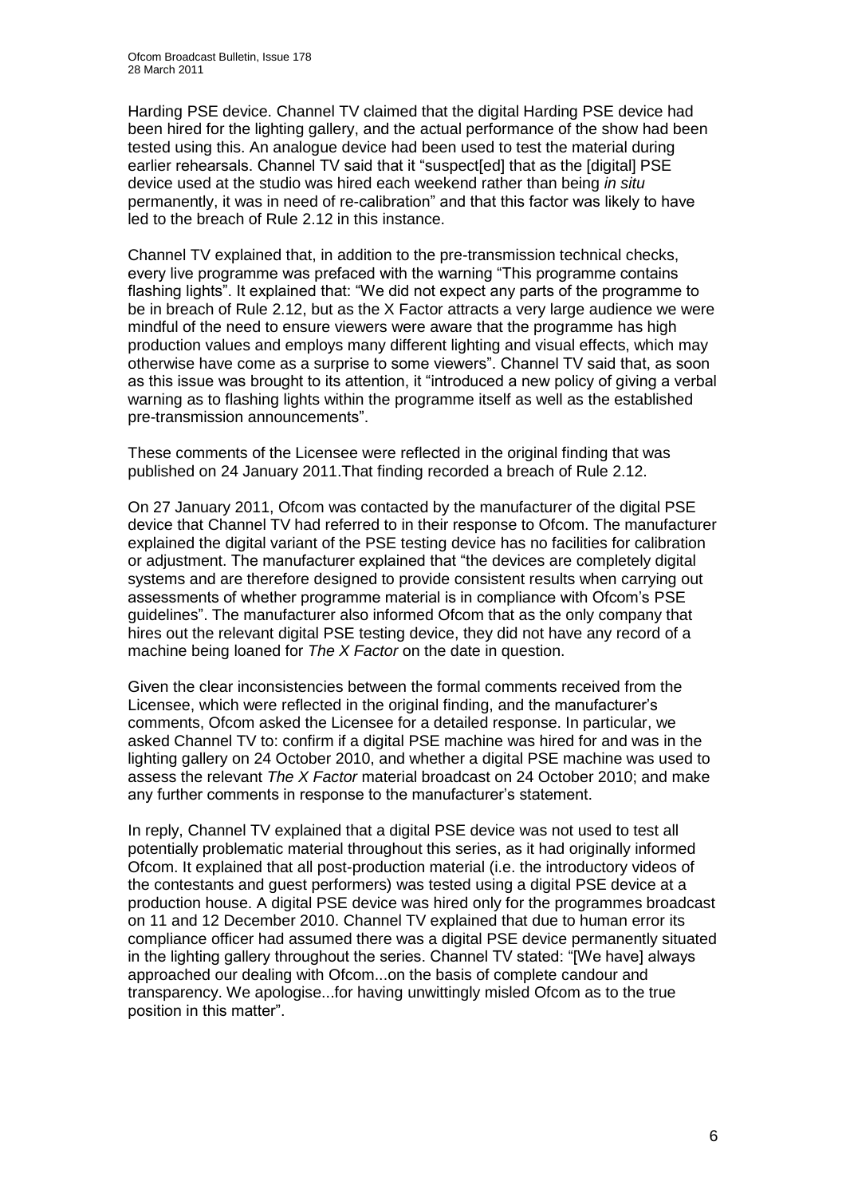Harding PSE device. Channel TV claimed that the digital Harding PSE device had been hired for the lighting gallery, and the actual performance of the show had been tested using this. An analogue device had been used to test the material during earlier rehearsals. Channel TV said that it "suspect[ed] that as the [digital] PSE device used at the studio was hired each weekend rather than being *in situ* permanently, it was in need of re-calibration" and that this factor was likely to have led to the breach of Rule 2.12 in this instance.

Channel TV explained that, in addition to the pre-transmission technical checks, every live programme was prefaced with the warning "This programme contains flashing lights". It explained that: "We did not expect any parts of the programme to be in breach of Rule 2.12, but as the X Factor attracts a very large audience we were mindful of the need to ensure viewers were aware that the programme has high production values and employs many different lighting and visual effects, which may otherwise have come as a surprise to some viewers". Channel TV said that, as soon as this issue was brought to its attention, it "introduced a new policy of giving a verbal warning as to flashing lights within the programme itself as well as the established pre-transmission announcements".

These comments of the Licensee were reflected in the original finding that was published on 24 January 2011.That finding recorded a breach of Rule 2.12.

On 27 January 2011, Ofcom was contacted by the manufacturer of the digital PSE device that Channel TV had referred to in their response to Ofcom. The manufacturer explained the digital variant of the PSE testing device has no facilities for calibration or adjustment. The manufacturer explained that "the devices are completely digital systems and are therefore designed to provide consistent results when carrying out assessments of whether programme material is in compliance with Ofcom's PSE guidelines". The manufacturer also informed Ofcom that as the only company that hires out the relevant digital PSE testing device, they did not have any record of a machine being loaned for *The X Factor* on the date in question.

Given the clear inconsistencies between the formal comments received from the Licensee, which were reflected in the original finding, and the manufacturer's comments, Ofcom asked the Licensee for a detailed response. In particular, we asked Channel TV to: confirm if a digital PSE machine was hired for and was in the lighting gallery on 24 October 2010, and whether a digital PSE machine was used to assess the relevant *The X Factor* material broadcast on 24 October 2010; and make any further comments in response to the manufacturer's statement.

In reply, Channel TV explained that a digital PSE device was not used to test all potentially problematic material throughout this series, as it had originally informed Ofcom. It explained that all post-production material (i.e. the introductory videos of the contestants and guest performers) was tested using a digital PSE device at a production house. A digital PSE device was hired only for the programmes broadcast on 11 and 12 December 2010. Channel TV explained that due to human error its compliance officer had assumed there was a digital PSE device permanently situated in the lighting gallery throughout the series. Channel TV stated: "[We have] always approached our dealing with Ofcom...on the basis of complete candour and transparency. We apologise...for having unwittingly misled Ofcom as to the true position in this matter".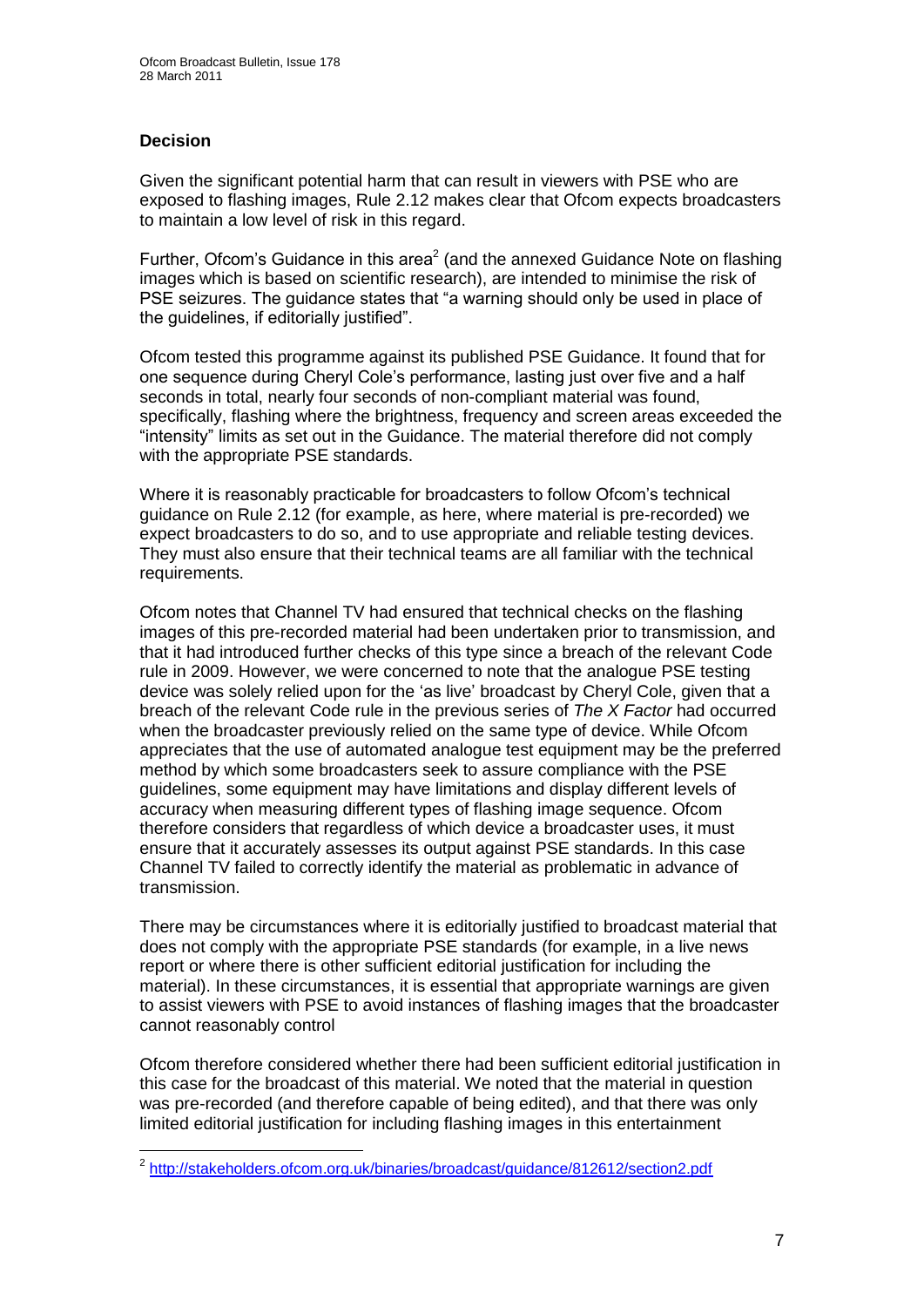### Decision

Given the significant potential harm that can result in viewers with PSE who are exposed to flashing images, Rule 2.12 makes clear that Ofcom expects broadcasters to maintain a low level of risk in this regard.

Further, Ofcom's Guidance in this area[2] (and the annexed Guidance Note on flashing images which is based on scientific research), are intended to minimise the risk of PSE seizures. The guidance states that "a warning should only be used in place of the guidelines, if editorially justified".

Ofcom tested this programme against its published PSE Guidance. It found that for one sequence during Cheryl Cole's performance, lasting just over five and a half seconds in total, nearly four seconds of non-compliant material was found, specifically, flashing where the brightness, frequency and screen areas exceeded the "intensity" limits as set out in the Guidance. The material therefore did not comply with the appropriate PSE standards.

Where it is reasonably practicable for broadcasters to follow Ofcom's technical guidance on Rule 2.12 (for example, as here, where material is pre-recorded) we expect broadcasters to do so, and to use appropriate and reliable testing devices. They must also ensure that their technical teams are all familiar with the technical requirements.

Ofcom notes that Channel TV had ensured that technical checks on the flashing images of this pre-recorded material had been undertaken prior to transmission, and that it had introduced further checks of this type since a breach of the relevant Code rule in 2009. However, we were concerned to note that the analogue PSE testing device was solely relied upon for the 'as live' broadcast by Cheryl Cole, given that a breach of the relevant Code rule in the previous series of *The X Factor* had occurred when the broadcaster previously relied on the same type of device. While Ofcom appreciates that the use of automated analogue test equipment may be the preferred method by which some broadcasters seek to assure compliance with the PSE guidelines, some equipment may have limitations and display different levels of accuracy when measuring different types of flashing image sequence. Ofcom therefore considers that regardless of which device a broadcaster uses, it must ensure that it accurately assesses its output against PSE standards. In this case Channel TV failed to correctly identify the material as problematic in advance of transmission.

There may be circumstances where it is editorially justified to broadcast material that does not comply with the appropriate PSE standards (for example, in a live news report or where there is other sufficient editorial justification for including the material). In these circumstances, it is essential that appropriate warnings are given to assist viewers with PSE to avoid instances of flashing images that the broadcaster cannot reasonably control

Ofcom therefore considered whether there had been sufficient editorial justification in this case for the broadcast of this material. We noted that the material in question was pre-recorded (and therefore capable of being edited), and that there was only limited editorial justification for including flashing images in this entertainment

---

[2] http://stakeholders.ofcom.org.uk/binaries/broadcast/guidance/812612/section2.pdf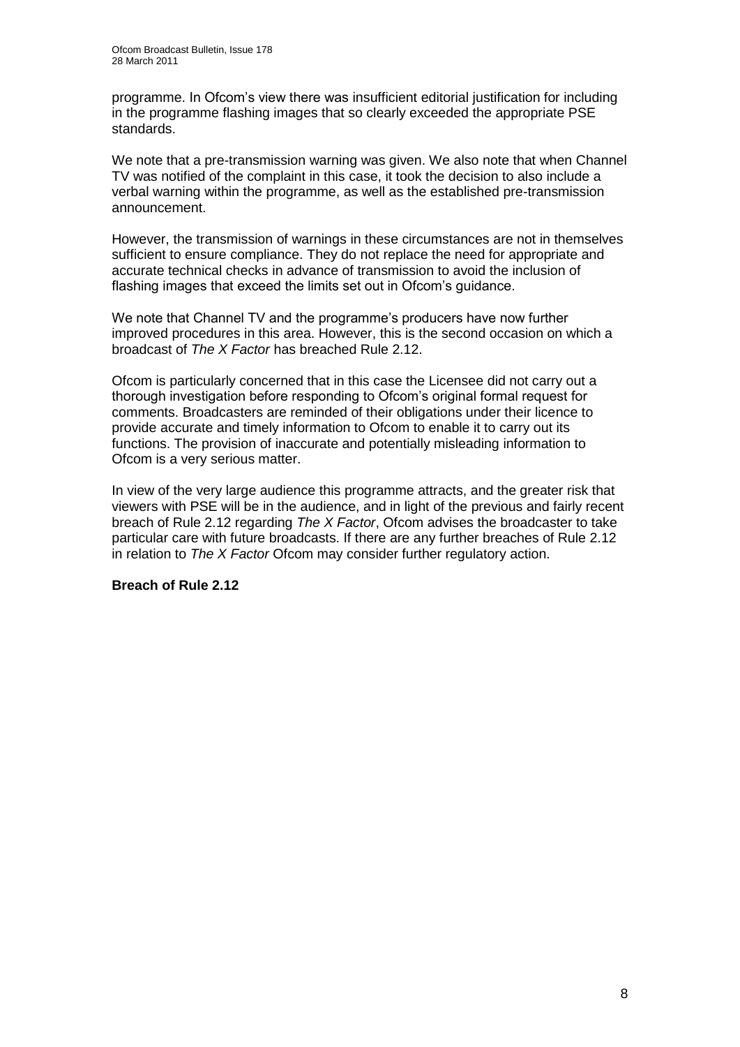programme. In Ofcom's view there was insufficient editorial justification for including in the programme flashing images that so clearly exceeded the appropriate PSE standards.

We note that a pre-transmission warning was given. We also note that when Channel TV was notified of the complaint in this case, it took the decision to also include a verbal warning within the programme, as well as the established pre-transmission announcement.

However, the transmission of warnings in these circumstances are not in themselves sufficient to ensure compliance. They do not replace the need for appropriate and accurate technical checks in advance of transmission to avoid the inclusion of flashing images that exceed the limits set out in Ofcom's guidance.

We note that Channel TV and the programme's producers have now further improved procedures in this area. However, this is the second occasion on which a broadcast of *The X Factor* has breached Rule 2.12.

Ofcom is particularly concerned that in this case the Licensee did not carry out a thorough investigation before responding to Ofcom's original formal request for comments. Broadcasters are reminded of their obligations under their licence to provide accurate and timely information to Ofcom to enable it to carry out its functions. The provision of inaccurate and potentially misleading information to Ofcom is a very serious matter.

In view of the very large audience this programme attracts, and the greater risk that viewers with PSE will be in the audience, and in light of the previous and fairly recent breach of Rule 2.12 regarding *The X Factor*, Ofcom advises the broadcaster to take particular care with future broadcasts. If there are any further breaches of Rule 2.12 in relation to *The X Factor* Ofcom may consider further regulatory action.

**Breach of Rule 2.12**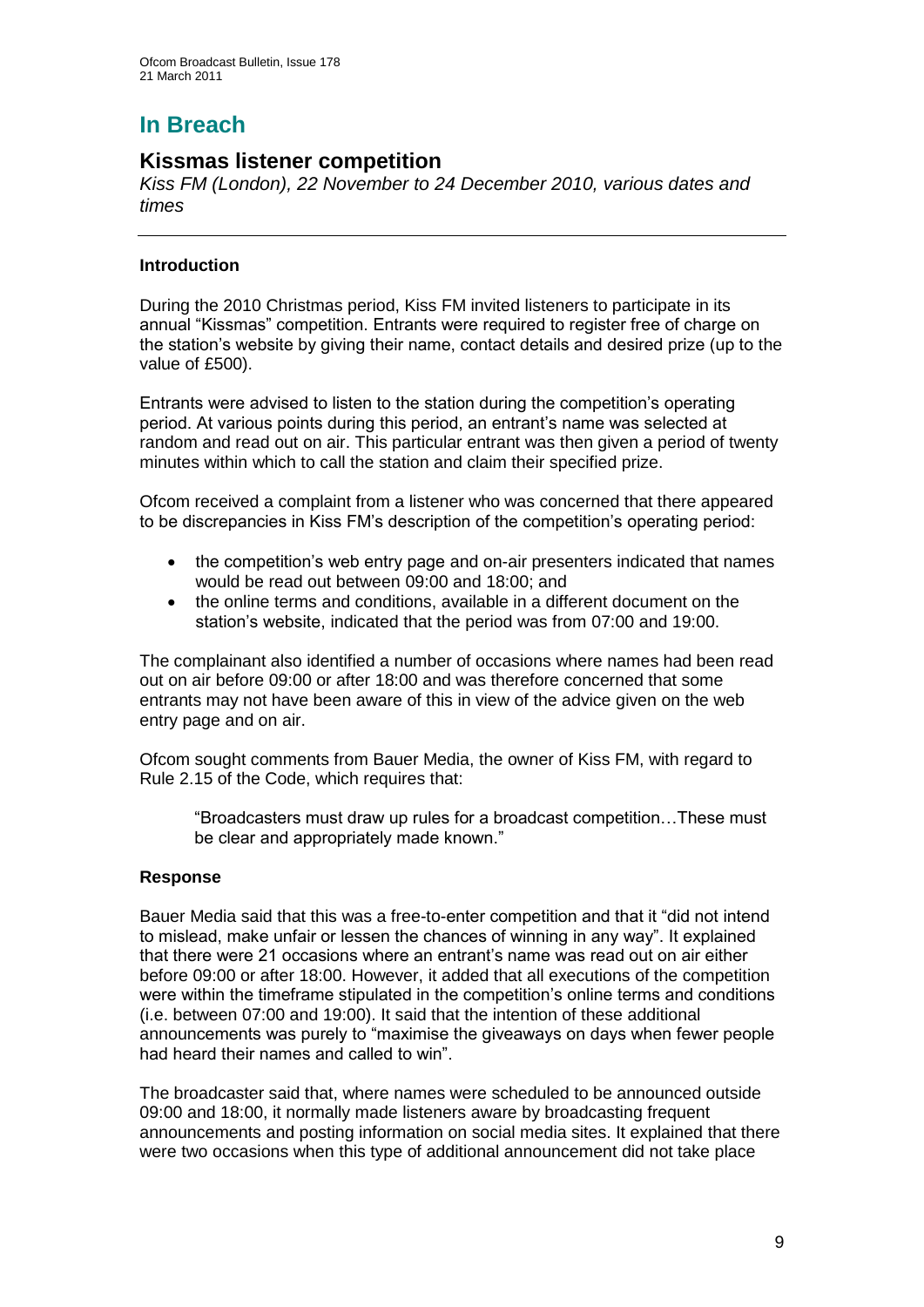# In Breach

## Kissmas listener competition

*Kiss FM (London), 22 November to 24 December 2010, various dates and times*

---

### Introduction

During the 2010 Christmas period, Kiss FM invited listeners to participate in its annual "Kissmas" competition. Entrants were required to register free of charge on the station's website by giving their name, contact details and desired prize (up to the value of £500).

Entrants were advised to listen to the station during the competition's operating period. At various points during this period, an entrant's name was selected at random and read out on air. This particular entrant was then given a period of twenty minutes within which to call the station and claim their specified prize.

Ofcom received a complaint from a listener who was concerned that there appeared to be discrepancies in Kiss FM's description of the competition's operating period:

- the competition's web entry page and on-air presenters indicated that names would be read out between 09:00 and 18:00; and
- the online terms and conditions, available in a different document on the station's website, indicated that the period was from 07:00 and 19:00.

The complainant also identified a number of occasions where names had been read out on air before 09:00 or after 18:00 and was therefore concerned that some entrants may not have been aware of this in view of the advice given on the web entry page and on air.

Ofcom sought comments from Bauer Media, the owner of Kiss FM, with regard to Rule 2.15 of the Code, which requires that:

> "Broadcasters must draw up rules for a broadcast competition…These must be clear and appropriately made known."

### Response

Bauer Media said that this was a free-to-enter competition and that it "did not intend to mislead, make unfair or lessen the chances of winning in any way". It explained that there were 21 occasions where an entrant's name was read out on air either before 09:00 or after 18:00. However, it added that all executions of the competition were within the timeframe stipulated in the competition's online terms and conditions (i.e. between 07:00 and 19:00). It said that the intention of these additional announcements was purely to "maximise the giveaways on days when fewer people had heard their names and called to win".

The broadcaster said that, where names were scheduled to be announced outside 09:00 and 18:00, it normally made listeners aware by broadcasting frequent announcements and posting information on social media sites. It explained that there were two occasions when this type of additional announcement did not take place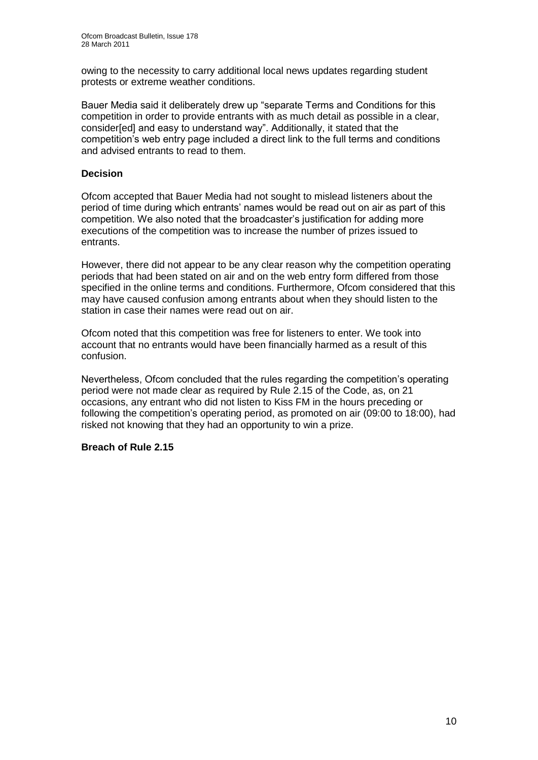owing to the necessity to carry additional local news updates regarding student protests or extreme weather conditions.

Bauer Media said it deliberately drew up "separate Terms and Conditions for this competition in order to provide entrants with as much detail as possible in a clear, consider[ed] and easy to understand way". Additionally, it stated that the competition's web entry page included a direct link to the full terms and conditions and advised entrants to read to them.

**Decision**

Ofcom accepted that Bauer Media had not sought to mislead listeners about the period of time during which entrants' names would be read out on air as part of this competition. We also noted that the broadcaster's justification for adding more executions of the competition was to increase the number of prizes issued to entrants.

However, there did not appear to be any clear reason why the competition operating periods that had been stated on air and on the web entry form differed from those specified in the online terms and conditions. Furthermore, Ofcom considered that this may have caused confusion among entrants about when they should listen to the station in case their names were read out on air.

Ofcom noted that this competition was free for listeners to enter. We took into account that no entrants would have been financially harmed as a result of this confusion.

Nevertheless, Ofcom concluded that the rules regarding the competition's operating period were not made clear as required by Rule 2.15 of the Code, as, on 21 occasions, any entrant who did not listen to Kiss FM in the hours preceding or following the competition's operating period, as promoted on air (09:00 to 18:00), had risked not knowing that they had an opportunity to win a prize.

**Breach of Rule 2.15**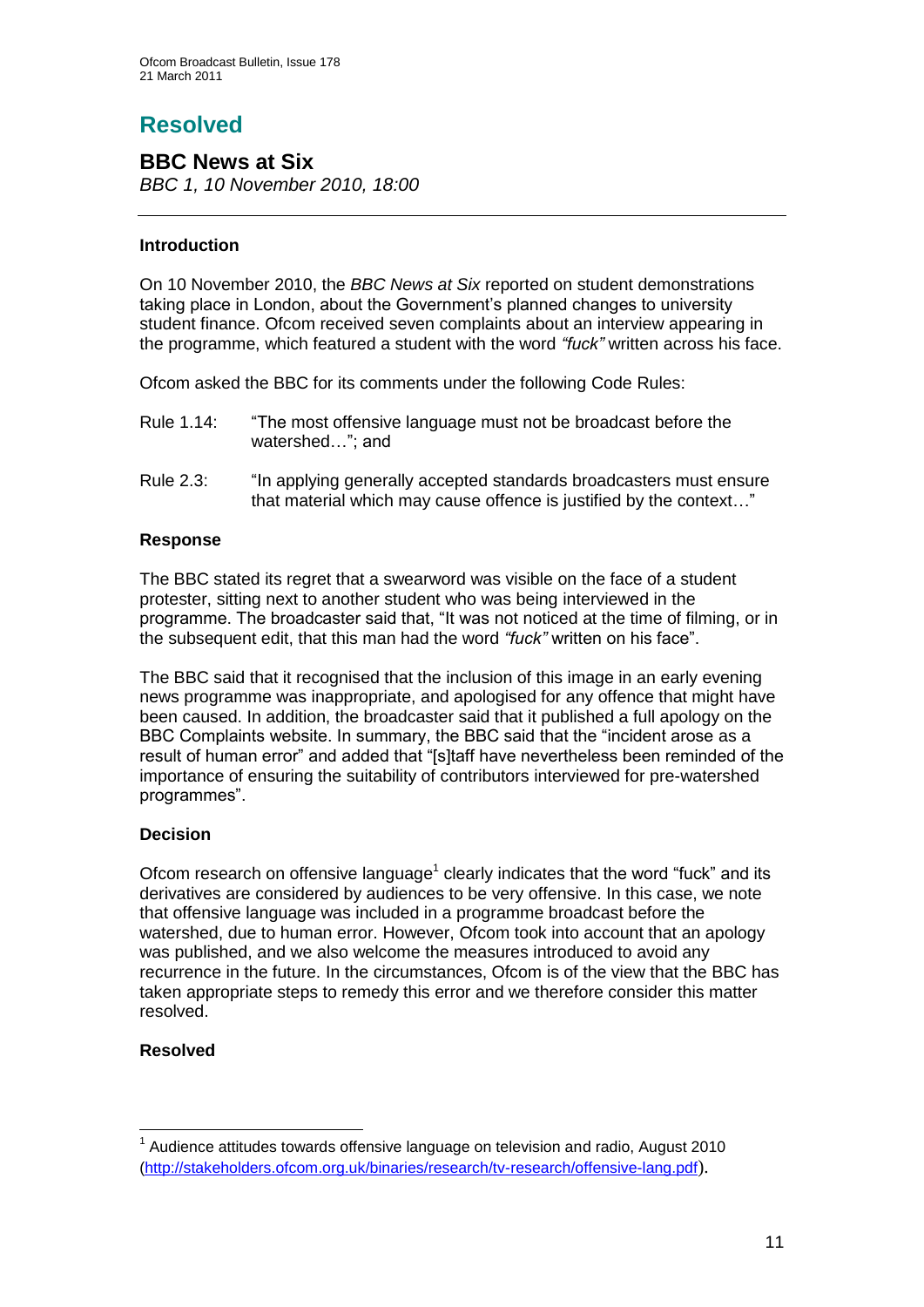# Resolved

## BBC News at Six

*BBC 1, 10 November 2010, 18:00*

---

### Introduction

On 10 November 2010, the *BBC News at Six* reported on student demonstrations taking place in London, about the Government's planned changes to university student finance. Ofcom received seven complaints about an interview appearing in the programme, which featured a student with the word *"fuck"* written across his face.

Ofcom asked the BBC for its comments under the following Code Rules:

Rule 1.14: "The most offensive language must not be broadcast before the watershed…"; and

Rule 2.3: "In applying generally accepted standards broadcasters must ensure that material which may cause offence is justified by the context…"

### Response

The BBC stated its regret that a swearword was visible on the face of a student protester, sitting next to another student who was being interviewed in the programme. The broadcaster said that, "It was not noticed at the time of filming, or in the subsequent edit, that this man had the word *"fuck"* written on his face".

The BBC said that it recognised that the inclusion of this image in an early evening news programme was inappropriate, and apologised for any offence that might have been caused. In addition, the broadcaster said that it published a full apology on the BBC Complaints website. In summary, the BBC said that the "incident arose as a result of human error" and added that "[s]taff have nevertheless been reminded of the importance of ensuring the suitability of contributors interviewed for pre-watershed programmes".

### Decision

Ofcom research on offensive language[1] clearly indicates that the word "fuck" and its derivatives are considered by audiences to be very offensive. In this case, we note that offensive language was included in a programme broadcast before the watershed, due to human error. However, Ofcom took into account that an apology was published, and we also welcome the measures introduced to avoid any recurrence in the future. In the circumstances, Ofcom is of the view that the BBC has taken appropriate steps to remedy this error and we therefore consider this matter resolved.

### Resolved

---

[1] Audience attitudes towards offensive language on television and radio, August 2010 (http://stakeholders.ofcom.org.uk/binaries/research/tv-research/offensive-lang.pdf).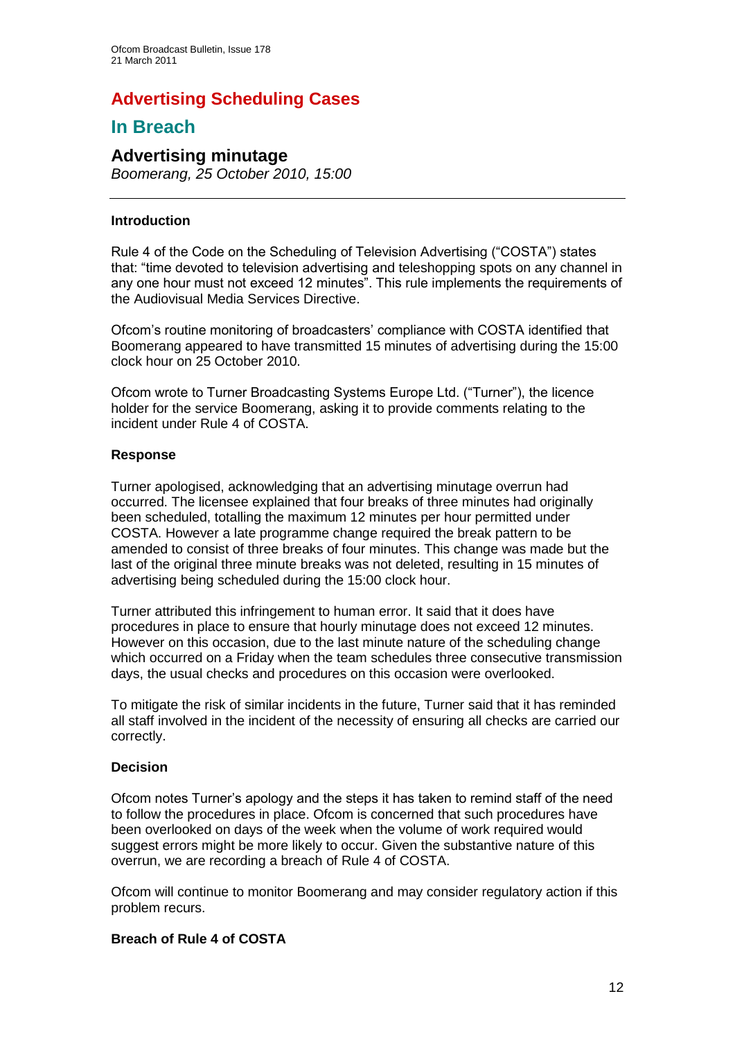# Advertising Scheduling Cases

## In Breach

### Advertising minutage

*Boomerang, 25 October 2010, 15:00*

---

**Introduction**

Rule 4 of the Code on the Scheduling of Television Advertising ("COSTA") states that: "time devoted to television advertising and teleshopping spots on any channel in any one hour must not exceed 12 minutes". This rule implements the requirements of the Audiovisual Media Services Directive.

Ofcom's routine monitoring of broadcasters' compliance with COSTA identified that Boomerang appeared to have transmitted 15 minutes of advertising during the 15:00 clock hour on 25 October 2010.

Ofcom wrote to Turner Broadcasting Systems Europe Ltd. ("Turner"), the licence holder for the service Boomerang, asking it to provide comments relating to the incident under Rule 4 of COSTA.

**Response**

Turner apologised, acknowledging that an advertising minutage overrun had occurred. The licensee explained that four breaks of three minutes had originally been scheduled, totalling the maximum 12 minutes per hour permitted under COSTA. However a late programme change required the break pattern to be amended to consist of three breaks of four minutes. This change was made but the last of the original three minute breaks was not deleted, resulting in 15 minutes of advertising being scheduled during the 15:00 clock hour.

Turner attributed this infringement to human error. It said that it does have procedures in place to ensure that hourly minutage does not exceed 12 minutes. However on this occasion, due to the last minute nature of the scheduling change which occurred on a Friday when the team schedules three consecutive transmission days, the usual checks and procedures on this occasion were overlooked.

To mitigate the risk of similar incidents in the future, Turner said that it has reminded all staff involved in the incident of the necessity of ensuring all checks are carried our correctly.

**Decision**

Ofcom notes Turner's apology and the steps it has taken to remind staff of the need to follow the procedures in place. Ofcom is concerned that such procedures have been overlooked on days of the week when the volume of work required would suggest errors might be more likely to occur. Given the substantive nature of this overrun, we are recording a breach of Rule 4 of COSTA.

Ofcom will continue to monitor Boomerang and may consider regulatory action if this problem recurs.

**Breach of Rule 4 of COSTA**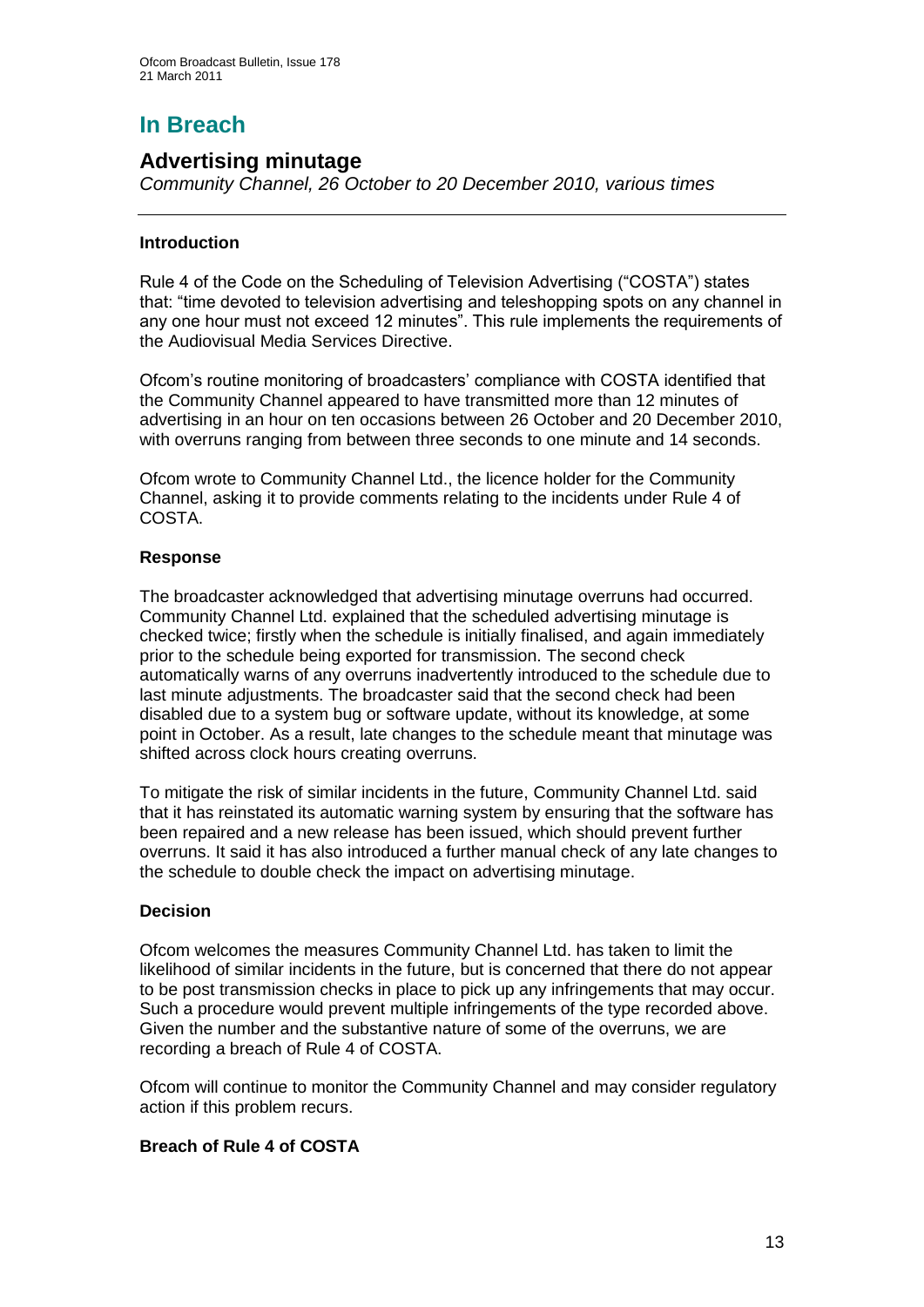# In Breach

## Advertising minutage

*Community Channel, 26 October to 20 December 2010, various times*

---

### Introduction

Rule 4 of the Code on the Scheduling of Television Advertising ("COSTA") states that: "time devoted to television advertising and teleshopping spots on any channel in any one hour must not exceed 12 minutes". This rule implements the requirements of the Audiovisual Media Services Directive.

Ofcom's routine monitoring of broadcasters' compliance with COSTA identified that the Community Channel appeared to have transmitted more than 12 minutes of advertising in an hour on ten occasions between 26 October and 20 December 2010, with overruns ranging from between three seconds to one minute and 14 seconds.

Ofcom wrote to Community Channel Ltd., the licence holder for the Community Channel, asking it to provide comments relating to the incidents under Rule 4 of COSTA.

### Response

The broadcaster acknowledged that advertising minutage overruns had occurred. Community Channel Ltd. explained that the scheduled advertising minutage is checked twice; firstly when the schedule is initially finalised, and again immediately prior to the schedule being exported for transmission. The second check automatically warns of any overruns inadvertently introduced to the schedule due to last minute adjustments. The broadcaster said that the second check had been disabled due to a system bug or software update, without its knowledge, at some point in October. As a result, late changes to the schedule meant that minutage was shifted across clock hours creating overruns.

To mitigate the risk of similar incidents in the future, Community Channel Ltd. said that it has reinstated its automatic warning system by ensuring that the software has been repaired and a new release has been issued, which should prevent further overruns. It said it has also introduced a further manual check of any late changes to the schedule to double check the impact on advertising minutage.

### Decision

Ofcom welcomes the measures Community Channel Ltd. has taken to limit the likelihood of similar incidents in the future, but is concerned that there do not appear to be post transmission checks in place to pick up any infringements that may occur. Such a procedure would prevent multiple infringements of the type recorded above. Given the number and the substantive nature of some of the overruns, we are recording a breach of Rule 4 of COSTA.

Ofcom will continue to monitor the Community Channel and may consider regulatory action if this problem recurs.

### Breach of Rule 4 of COSTA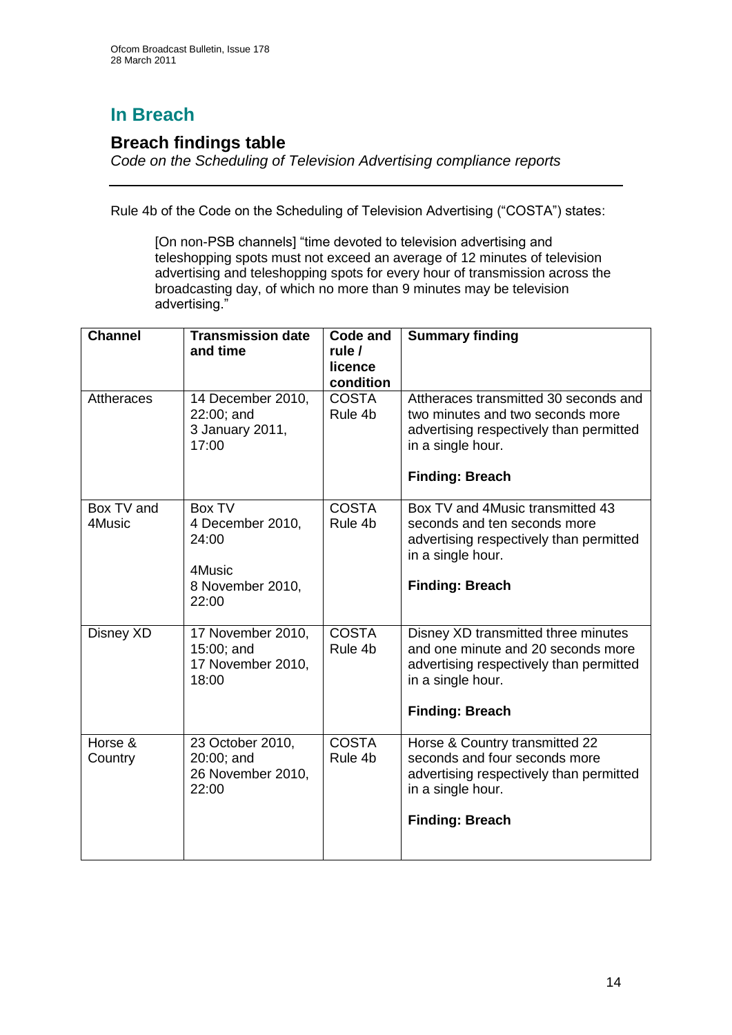# In Breach

## Breach findings table

*Code on the Scheduling of Television Advertising compliance reports*

---

Rule 4b of the Code on the Scheduling of Television Advertising ("COSTA") states:

> [On non-PSB channels] "time devoted to television advertising and teleshopping spots must not exceed an average of 12 minutes of television advertising and teleshopping spots for every hour of transmission across the broadcasting day, of which no more than 9 minutes may be television advertising."

| Channel | Transmission date and time | Code and rule / licence condition | Summary finding |
|---|---|---|---|
| Attheraces | 14 December 2010, 22:00; and 3 January 2011, 17:00 | COSTA Rule 4b | Attheraces transmitted 30 seconds and two minutes and two seconds more advertising respectively than permitted in a single hour.<br><br>**Finding: Breach** |
| Box TV and 4Music | Box TV 4 December 2010, 24:00<br><br>4Music 8 November 2010, 22:00 | COSTA Rule 4b | Box TV and 4Music transmitted 43 seconds and ten seconds more advertising respectively than permitted in a single hour.<br><br>**Finding: Breach** |
| Disney XD | 17 November 2010, 15:00; and 17 November 2010, 18:00 | COSTA Rule 4b | Disney XD transmitted three minutes and one minute and 20 seconds more advertising respectively than permitted in a single hour.<br><br>**Finding: Breach** |
| Horse & Country | 23 October 2010, 20:00; and 26 November 2010, 22:00 | COSTA Rule 4b | Horse & Country transmitted 22 seconds and four seconds more advertising respectively than permitted in a single hour.<br><br>**Finding: Breach** |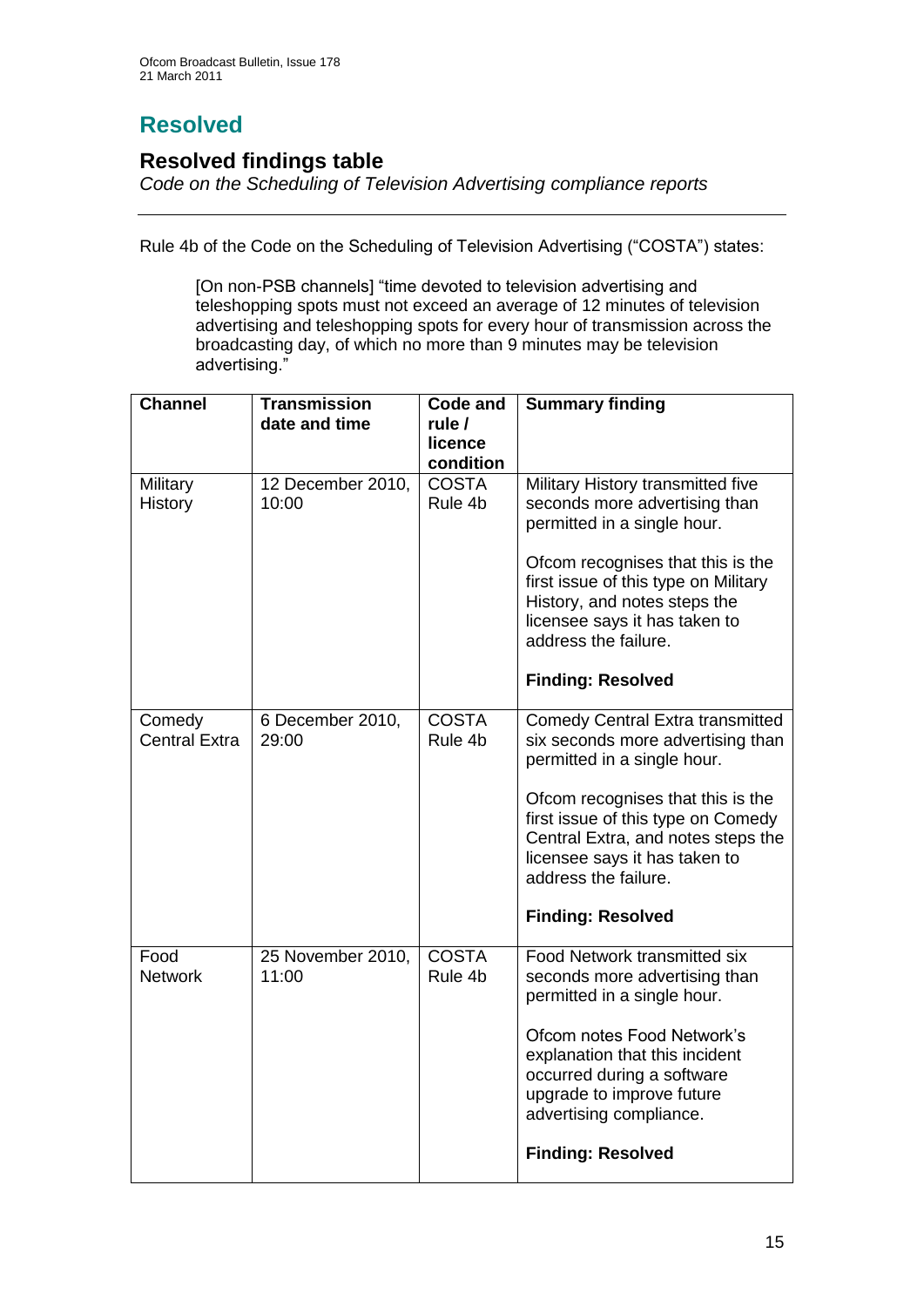# Resolved

## Resolved findings table

*Code on the Scheduling of Television Advertising compliance reports*

---

Rule 4b of the Code on the Scheduling of Television Advertising ("COSTA") states:

> [On non-PSB channels] "time devoted to television advertising and teleshopping spots must not exceed an average of 12 minutes of television advertising and teleshopping spots for every hour of transmission across the broadcasting day, of which no more than 9 minutes may be television advertising."

| Channel | Transmission date and time | Code and rule / licence condition | Summary finding |
|---|---|---|---|
| Military History | 12 December 2010, 10:00 | COSTA Rule 4b | Military History transmitted five seconds more advertising than permitted in a single hour.<br><br>Ofcom recognises that this is the first issue of this type on Military History, and notes steps the licensee says it has taken to address the failure.<br><br>**Finding: Resolved** |
| Comedy Central Extra | 6 December 2010, 29:00 | COSTA Rule 4b | Comedy Central Extra transmitted six seconds more advertising than permitted in a single hour.<br><br>Ofcom recognises that this is the first issue of this type on Comedy Central Extra, and notes steps the licensee says it has taken to address the failure.<br><br>**Finding: Resolved** |
| Food Network | 25 November 2010, 11:00 | COSTA Rule 4b | Food Network transmitted six seconds more advertising than permitted in a single hour.<br><br>Ofcom notes Food Network's explanation that this incident occurred during a software upgrade to improve future advertising compliance.<br><br>**Finding: Resolved** |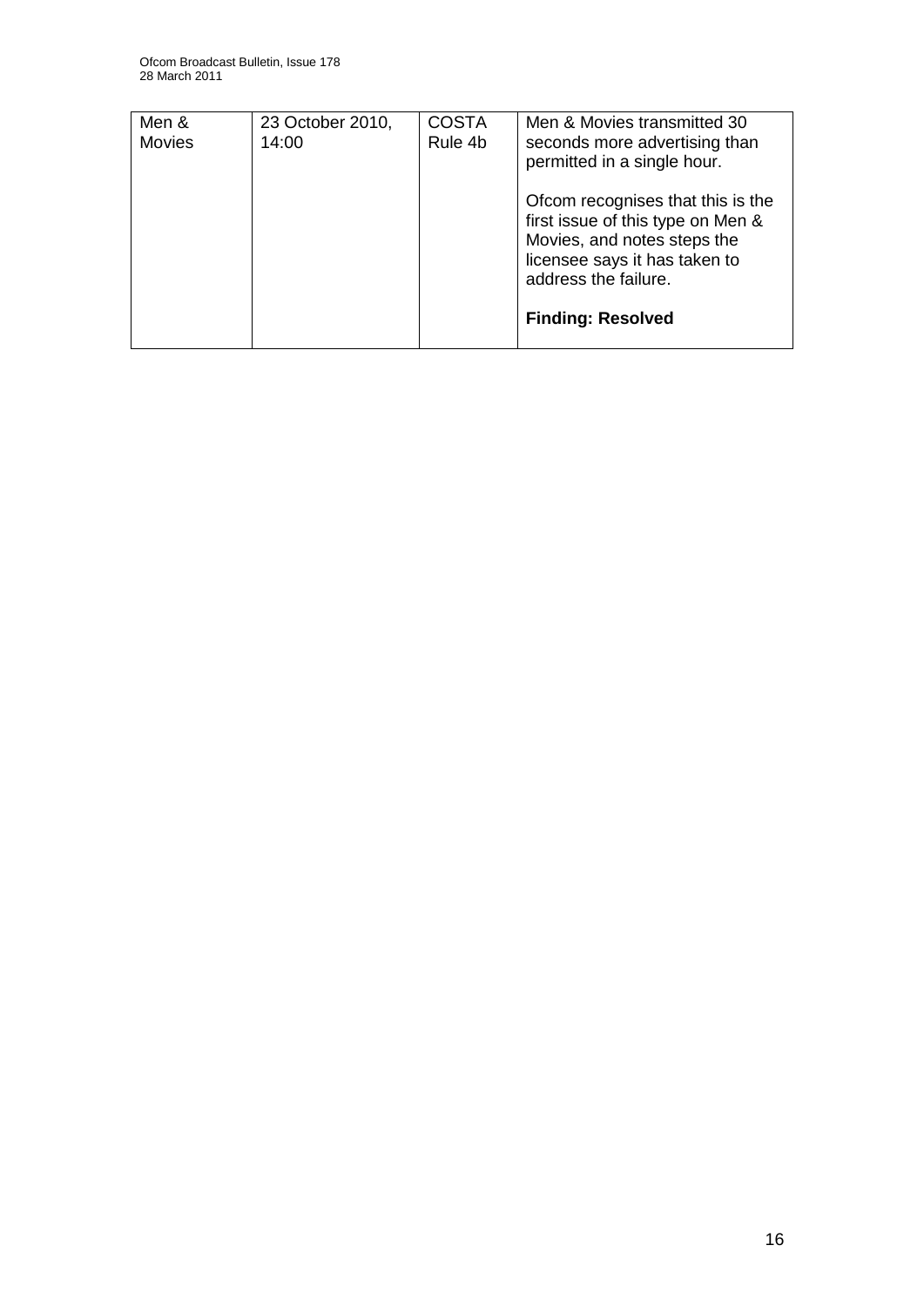| Men & Movies | 23 October 2010, 14:00 | COSTA Rule 4b | Men & Movies transmitted 30 seconds more advertising than permitted in a single hour.<br><br>Ofcom recognises that this is the first issue of this type on Men & Movies, and notes steps the licensee says it has taken to address the failure.<br><br>**Finding: Resolved** |
|---|---|---|---|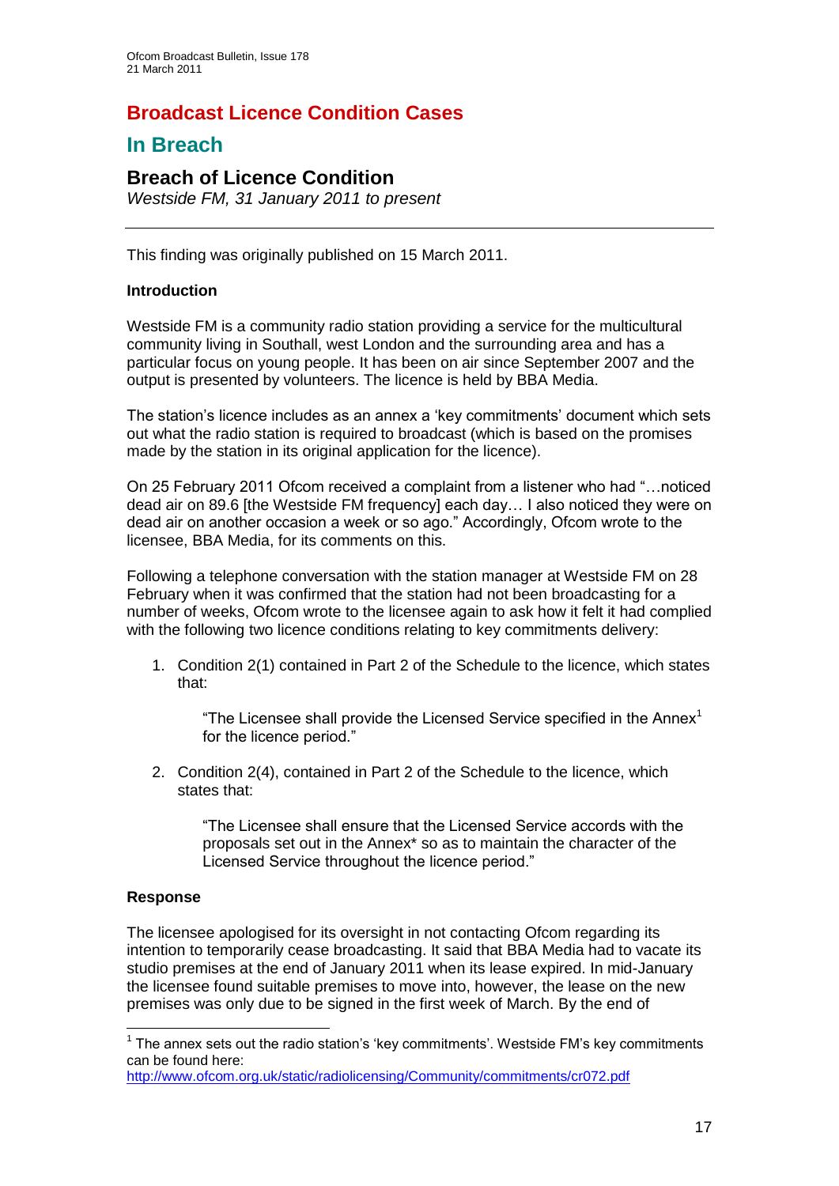# Broadcast Licence Condition Cases

## In Breach

### Breach of Licence Condition

*Westside FM, 31 January 2011 to present*

---

This finding was originally published on 15 March 2011.

**Introduction**

Westside FM is a community radio station providing a service for the multicultural community living in Southall, west London and the surrounding area and has a particular focus on young people. It has been on air since September 2007 and the output is presented by volunteers. The licence is held by BBA Media.

The station's licence includes as an annex a 'key commitments' document which sets out what the radio station is required to broadcast (which is based on the promises made by the station in its original application for the licence).

On 25 February 2011 Ofcom received a complaint from a listener who had "…noticed dead air on 89.6 [the Westside FM frequency] each day… I also noticed they were on dead air on another occasion a week or so ago." Accordingly, Ofcom wrote to the licensee, BBA Media, for its comments on this.

Following a telephone conversation with the station manager at Westside FM on 28 February when it was confirmed that the station had not been broadcasting for a number of weeks, Ofcom wrote to the licensee again to ask how it felt it had complied with the following two licence conditions relating to key commitments delivery:

1. Condition 2(1) contained in Part 2 of the Schedule to the licence, which states that:

   "The Licensee shall provide the Licensed Service specified in the Annex[1] for the licence period."

2. Condition 2(4), contained in Part 2 of the Schedule to the licence, which states that:

   "The Licensee shall ensure that the Licensed Service accords with the proposals set out in the Annex* so as to maintain the character of the Licensed Service throughout the licence period."

**Response**

The licensee apologised for its oversight in not contacting Ofcom regarding its intention to temporarily cease broadcasting. It said that BBA Media had to vacate its studio premises at the end of January 2011 when its lease expired. In mid-January the licensee found suitable premises to move into, however, the lease on the new premises was only due to be signed in the first week of March. By the end of

---

[1] The annex sets out the radio station's 'key commitments'. Westside FM's key commitments can be found here: http://www.ofcom.org.uk/static/radiolicensing/Community/commitments/cr072.pdf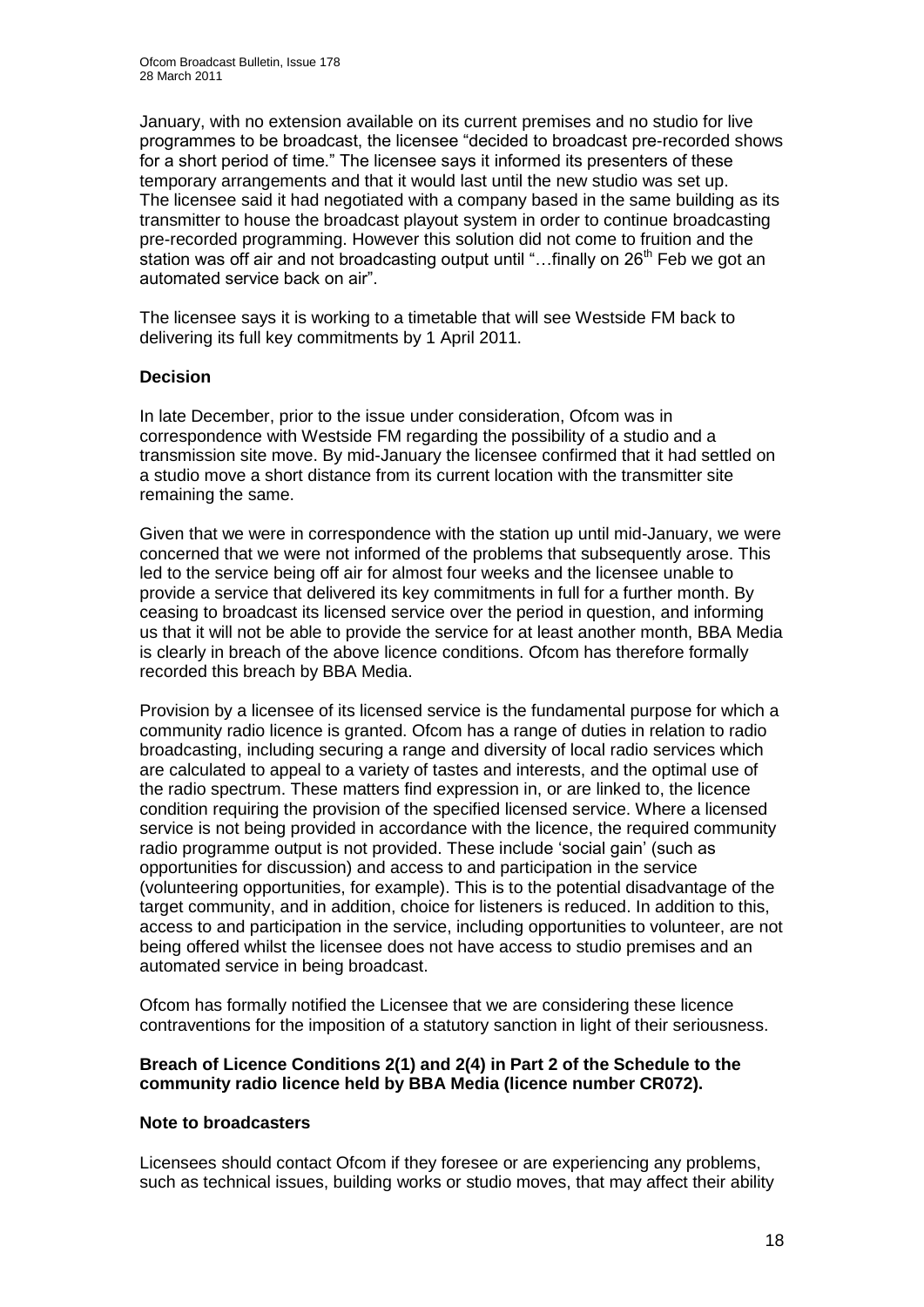January, with no extension available on its current premises and no studio for live programmes to be broadcast, the licensee "decided to broadcast pre-recorded shows for a short period of time." The licensee says it informed its presenters of these temporary arrangements and that it would last until the new studio was set up. The licensee said it had negotiated with a company based in the same building as its transmitter to house the broadcast playout system in order to continue broadcasting pre-recorded programming. However this solution did not come to fruition and the station was off air and not broadcasting output until "…finally on 26th Feb we got an automated service back on air".

The licensee says it is working to a timetable that will see Westside FM back to delivering its full key commitments by 1 April 2011.

**Decision**

In late December, prior to the issue under consideration, Ofcom was in correspondence with Westside FM regarding the possibility of a studio and a transmission site move. By mid-January the licensee confirmed that it had settled on a studio move a short distance from its current location with the transmitter site remaining the same.

Given that we were in correspondence with the station up until mid-January, we were concerned that we were not informed of the problems that subsequently arose. This led to the service being off air for almost four weeks and the licensee unable to provide a service that delivered its key commitments in full for a further month. By ceasing to broadcast its licensed service over the period in question, and informing us that it will not be able to provide the service for at least another month, BBA Media is clearly in breach of the above licence conditions. Ofcom has therefore formally recorded this breach by BBA Media.

Provision by a licensee of its licensed service is the fundamental purpose for which a community radio licence is granted. Ofcom has a range of duties in relation to radio broadcasting, including securing a range and diversity of local radio services which are calculated to appeal to a variety of tastes and interests, and the optimal use of the radio spectrum. These matters find expression in, or are linked to, the licence condition requiring the provision of the specified licensed service. Where a licensed service is not being provided in accordance with the licence, the required community radio programme output is not provided. These include 'social gain' (such as opportunities for discussion) and access to and participation in the service (volunteering opportunities, for example). This is to the potential disadvantage of the target community, and in addition, choice for listeners is reduced. In addition to this, access to and participation in the service, including opportunities to volunteer, are not being offered whilst the licensee does not have access to studio premises and an automated service in being broadcast.

Ofcom has formally notified the Licensee that we are considering these licence contraventions for the imposition of a statutory sanction in light of their seriousness.

**Breach of Licence Conditions 2(1) and 2(4) in Part 2 of the Schedule to the community radio licence held by BBA Media (licence number CR072).**

**Note to broadcasters**

Licensees should contact Ofcom if they foresee or are experiencing any problems, such as technical issues, building works or studio moves, that may affect their ability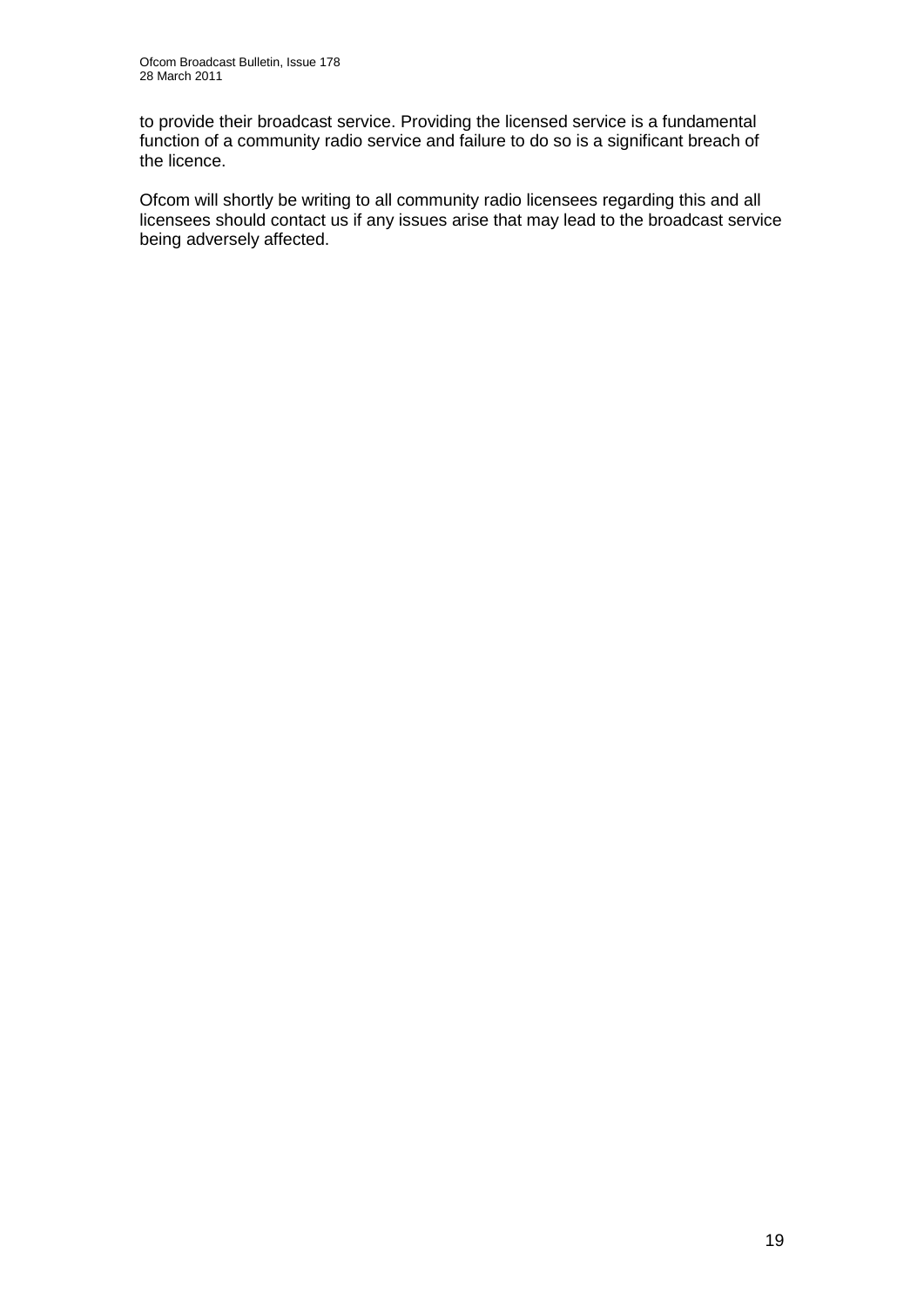to provide their broadcast service. Providing the licensed service is a fundamental function of a community radio service and failure to do so is a significant breach of the licence.

Ofcom will shortly be writing to all community radio licensees regarding this and all licensees should contact us if any issues arise that may lead to the broadcast service being adversely affected.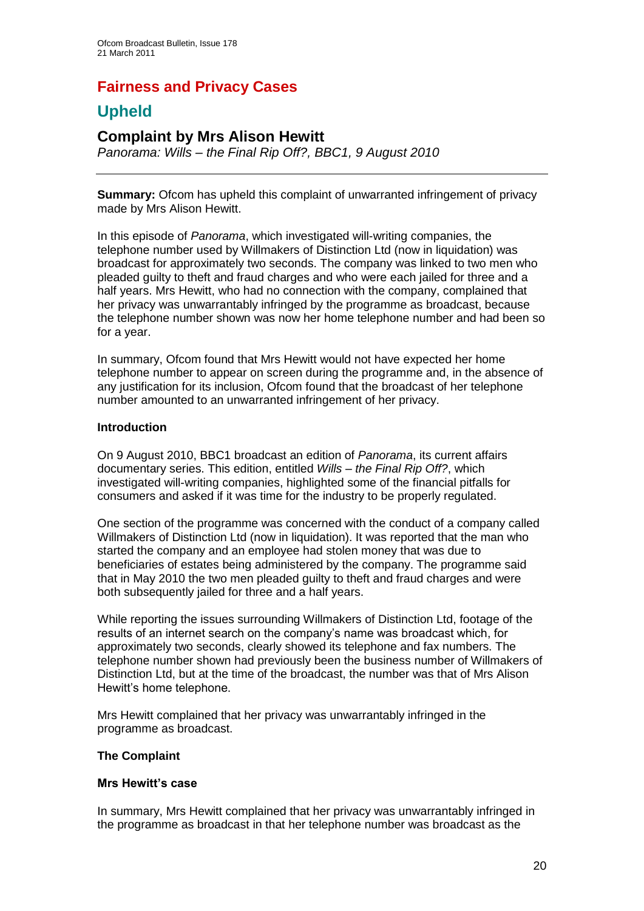# Fairness and Privacy Cases

## Upheld

### Complaint by Mrs Alison Hewitt

*Panorama: Wills – the Final Rip Off?, BBC1, 9 August 2010*

---

**Summary:** Ofcom has upheld this complaint of unwarranted infringement of privacy made by Mrs Alison Hewitt.

In this episode of *Panorama*, which investigated will-writing companies, the telephone number used by Willmakers of Distinction Ltd (now in liquidation) was broadcast for approximately two seconds. The company was linked to two men who pleaded guilty to theft and fraud charges and who were each jailed for three and a half years. Mrs Hewitt, who had no connection with the company, complained that her privacy was unwarrantably infringed by the programme as broadcast, because the telephone number shown was now her home telephone number and had been so for a year.

In summary, Ofcom found that Mrs Hewitt would not have expected her home telephone number to appear on screen during the programme and, in the absence of any justification for its inclusion, Ofcom found that the broadcast of her telephone number amounted to an unwarranted infringement of her privacy.

**Introduction**

On 9 August 2010, BBC1 broadcast an edition of *Panorama*, its current affairs documentary series. This edition, entitled *Wills – the Final Rip Off?*, which investigated will-writing companies, highlighted some of the financial pitfalls for consumers and asked if it was time for the industry to be properly regulated.

One section of the programme was concerned with the conduct of a company called Willmakers of Distinction Ltd (now in liquidation). It was reported that the man who started the company and an employee had stolen money that was due to beneficiaries of estates being administered by the company. The programme said that in May 2010 the two men pleaded guilty to theft and fraud charges and were both subsequently jailed for three and a half years.

While reporting the issues surrounding Willmakers of Distinction Ltd, footage of the results of an internet search on the company's name was broadcast which, for approximately two seconds, clearly showed its telephone and fax numbers. The telephone number shown had previously been the business number of Willmakers of Distinction Ltd, but at the time of the broadcast, the number was that of Mrs Alison Hewitt's home telephone.

Mrs Hewitt complained that her privacy was unwarrantably infringed in the programme as broadcast.

**The Complaint**

**Mrs Hewitt's case**

In summary, Mrs Hewitt complained that her privacy was unwarrantably infringed in the programme as broadcast in that her telephone number was broadcast as the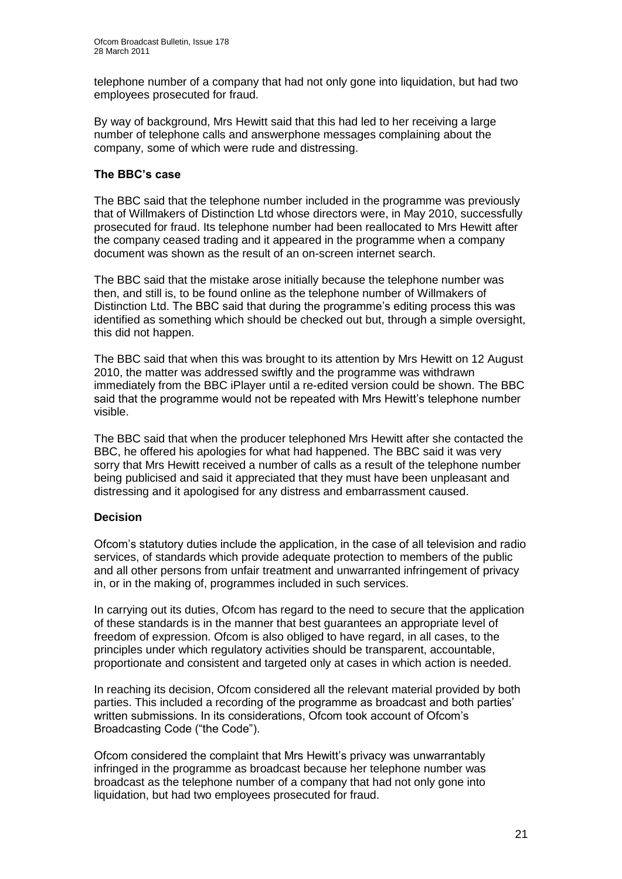telephone number of a company that had not only gone into liquidation, but had two employees prosecuted for fraud.

By way of background, Mrs Hewitt said that this had led to her receiving a large number of telephone calls and answerphone messages complaining about the company, some of which were rude and distressing.

**The BBC's case**

The BBC said that the telephone number included in the programme was previously that of Willmakers of Distinction Ltd whose directors were, in May 2010, successfully prosecuted for fraud. Its telephone number had been reallocated to Mrs Hewitt after the company ceased trading and it appeared in the programme when a company document was shown as the result of an on-screen internet search.

The BBC said that the mistake arose initially because the telephone number was then, and still is, to be found online as the telephone number of Willmakers of Distinction Ltd. The BBC said that during the programme's editing process this was identified as something which should be checked out but, through a simple oversight, this did not happen.

The BBC said that when this was brought to its attention by Mrs Hewitt on 12 August 2010, the matter was addressed swiftly and the programme was withdrawn immediately from the BBC iPlayer until a re-edited version could be shown. The BBC said that the programme would not be repeated with Mrs Hewitt's telephone number visible.

The BBC said that when the producer telephoned Mrs Hewitt after she contacted the BBC, he offered his apologies for what had happened. The BBC said it was very sorry that Mrs Hewitt received a number of calls as a result of the telephone number being publicised and said it appreciated that they must have been unpleasant and distressing and it apologised for any distress and embarrassment caused.

**Decision**

Ofcom's statutory duties include the application, in the case of all television and radio services, of standards which provide adequate protection to members of the public and all other persons from unfair treatment and unwarranted infringement of privacy in, or in the making of, programmes included in such services.

In carrying out its duties, Ofcom has regard to the need to secure that the application of these standards is in the manner that best guarantees an appropriate level of freedom of expression. Ofcom is also obliged to have regard, in all cases, to the principles under which regulatory activities should be transparent, accountable, proportionate and consistent and targeted only at cases in which action is needed.

In reaching its decision, Ofcom considered all the relevant material provided by both parties. This included a recording of the programme as broadcast and both parties' written submissions. In its considerations, Ofcom took account of Ofcom's Broadcasting Code ("the Code").

Ofcom considered the complaint that Mrs Hewitt's privacy was unwarrantably infringed in the programme as broadcast because her telephone number was broadcast as the telephone number of a company that had not only gone into liquidation, but had two employees prosecuted for fraud.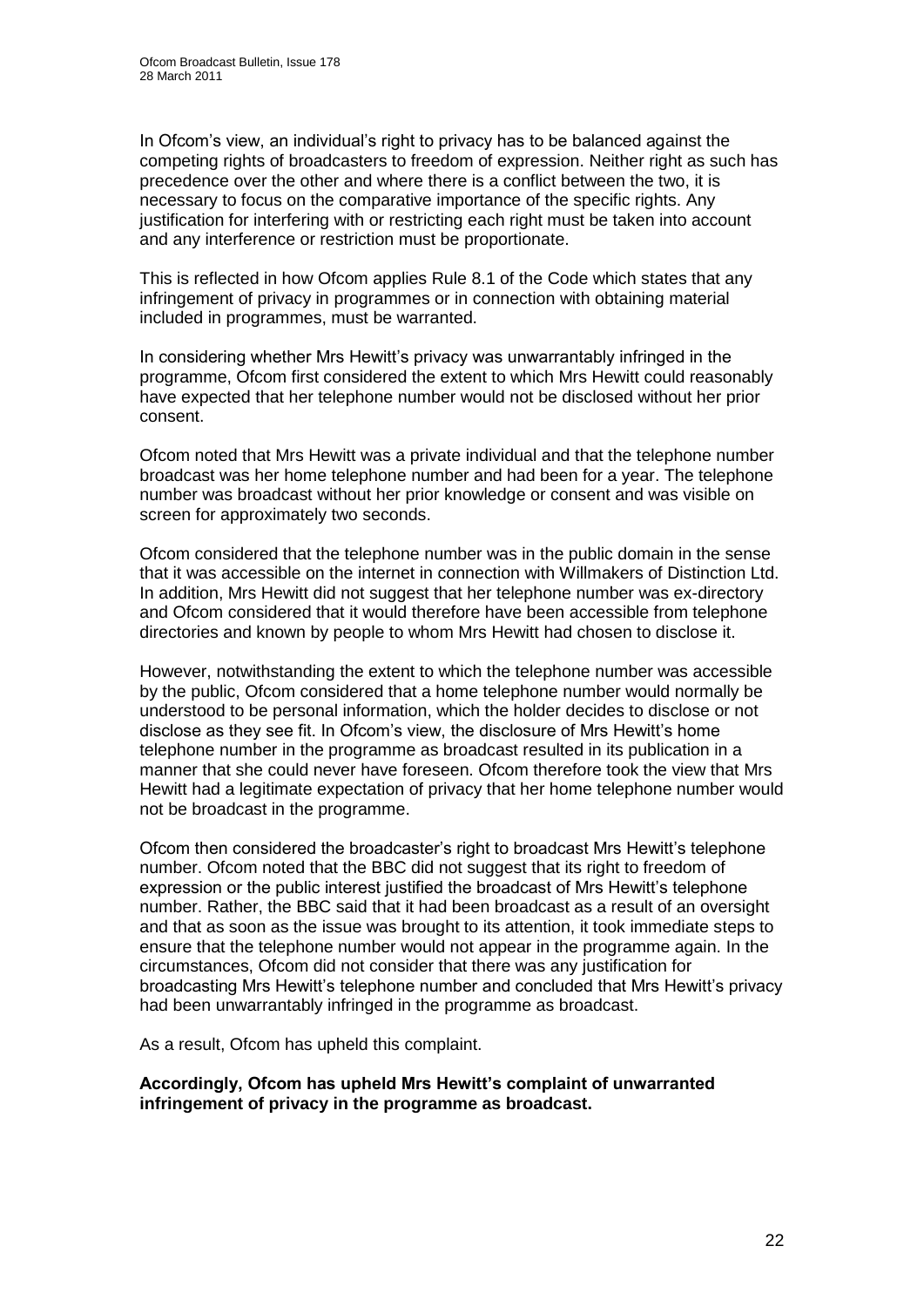In Ofcom's view, an individual's right to privacy has to be balanced against the competing rights of broadcasters to freedom of expression. Neither right as such has precedence over the other and where there is a conflict between the two, it is necessary to focus on the comparative importance of the specific rights. Any justification for interfering with or restricting each right must be taken into account and any interference or restriction must be proportionate.

This is reflected in how Ofcom applies Rule 8.1 of the Code which states that any infringement of privacy in programmes or in connection with obtaining material included in programmes, must be warranted.

In considering whether Mrs Hewitt's privacy was unwarrantably infringed in the programme, Ofcom first considered the extent to which Mrs Hewitt could reasonably have expected that her telephone number would not be disclosed without her prior consent.

Ofcom noted that Mrs Hewitt was a private individual and that the telephone number broadcast was her home telephone number and had been for a year. The telephone number was broadcast without her prior knowledge or consent and was visible on screen for approximately two seconds.

Ofcom considered that the telephone number was in the public domain in the sense that it was accessible on the internet in connection with Willmakers of Distinction Ltd. In addition, Mrs Hewitt did not suggest that her telephone number was ex-directory and Ofcom considered that it would therefore have been accessible from telephone directories and known by people to whom Mrs Hewitt had chosen to disclose it.

However, notwithstanding the extent to which the telephone number was accessible by the public, Ofcom considered that a home telephone number would normally be understood to be personal information, which the holder decides to disclose or not disclose as they see fit. In Ofcom's view, the disclosure of Mrs Hewitt's home telephone number in the programme as broadcast resulted in its publication in a manner that she could never have foreseen. Ofcom therefore took the view that Mrs Hewitt had a legitimate expectation of privacy that her home telephone number would not be broadcast in the programme.

Ofcom then considered the broadcaster's right to broadcast Mrs Hewitt's telephone number. Ofcom noted that the BBC did not suggest that its right to freedom of expression or the public interest justified the broadcast of Mrs Hewitt's telephone number. Rather, the BBC said that it had been broadcast as a result of an oversight and that as soon as the issue was brought to its attention, it took immediate steps to ensure that the telephone number would not appear in the programme again. In the circumstances, Ofcom did not consider that there was any justification for broadcasting Mrs Hewitt's telephone number and concluded that Mrs Hewitt's privacy had been unwarrantably infringed in the programme as broadcast.

As a result, Ofcom has upheld this complaint.

**Accordingly, Ofcom has upheld Mrs Hewitt's complaint of unwarranted infringement of privacy in the programme as broadcast.**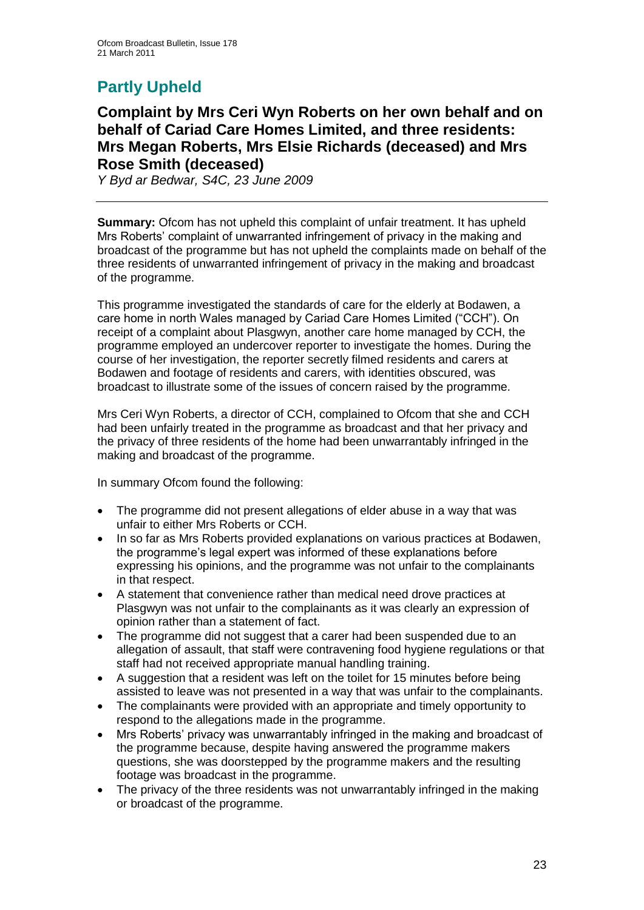## Partly Upheld

### Complaint by Mrs Ceri Wyn Roberts on her own behalf and on behalf of Cariad Care Homes Limited, and three residents: Mrs Megan Roberts, Mrs Elsie Richards (deceased) and Mrs Rose Smith (deceased)

*Y Byd ar Bedwar, S4C, 23 June 2009*

---

**Summary:** Ofcom has not upheld this complaint of unfair treatment. It has upheld Mrs Roberts' complaint of unwarranted infringement of privacy in the making and broadcast of the programme but has not upheld the complaints made on behalf of the three residents of unwarranted infringement of privacy in the making and broadcast of the programme.

This programme investigated the standards of care for the elderly at Bodawen, a care home in north Wales managed by Cariad Care Homes Limited ("CCH"). On receipt of a complaint about Plasgwyn, another care home managed by CCH, the programme employed an undercover reporter to investigate the homes. During the course of her investigation, the reporter secretly filmed residents and carers at Bodawen and footage of residents and carers, with identities obscured, was broadcast to illustrate some of the issues of concern raised by the programme.

Mrs Ceri Wyn Roberts, a director of CCH, complained to Ofcom that she and CCH had been unfairly treated in the programme as broadcast and that her privacy and the privacy of three residents of the home had been unwarrantably infringed in the making and broadcast of the programme.

In summary Ofcom found the following:

- The programme did not present allegations of elder abuse in a way that was unfair to either Mrs Roberts or CCH.
- In so far as Mrs Roberts provided explanations on various practices at Bodawen, the programme's legal expert was informed of these explanations before expressing his opinions, and the programme was not unfair to the complainants in that respect.
- A statement that convenience rather than medical need drove practices at Plasgwyn was not unfair to the complainants as it was clearly an expression of opinion rather than a statement of fact.
- The programme did not suggest that a carer had been suspended due to an allegation of assault, that staff were contravening food hygiene regulations or that staff had not received appropriate manual handling training.
- A suggestion that a resident was left on the toilet for 15 minutes before being assisted to leave was not presented in a way that was unfair to the complainants.
- The complainants were provided with an appropriate and timely opportunity to respond to the allegations made in the programme.
- Mrs Roberts' privacy was unwarrantably infringed in the making and broadcast of the programme because, despite having answered the programme makers questions, she was doorstepped by the programme makers and the resulting footage was broadcast in the programme.
- The privacy of the three residents was not unwarrantably infringed in the making or broadcast of the programme.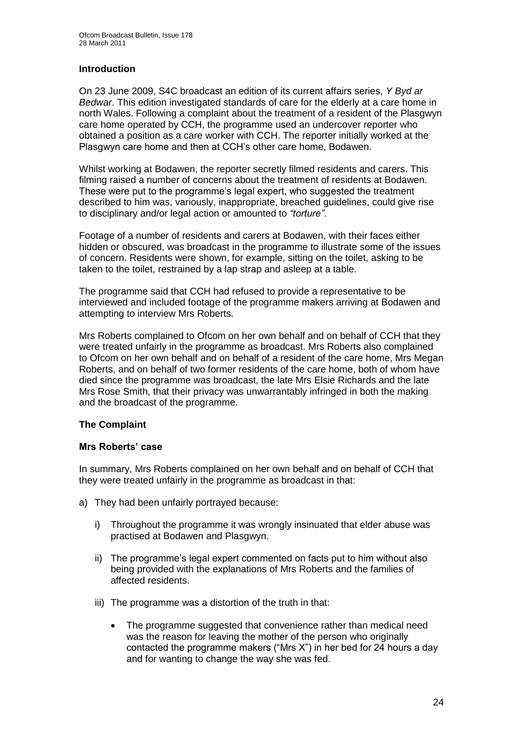## Introduction

On 23 June 2009, S4C broadcast an edition of its current affairs series, *Y Byd ar Bedwar*. This edition investigated standards of care for the elderly at a care home in north Wales. Following a complaint about the treatment of a resident of the Plasgwyn care home operated by CCH, the programme used an undercover reporter who obtained a position as a care worker with CCH. The reporter initially worked at the Plasgwyn care home and then at CCH's other care home, Bodawen.

Whilst working at Bodawen, the reporter secretly filmed residents and carers. This filming raised a number of concerns about the treatment of residents at Bodawen. These were put to the programme's legal expert, who suggested the treatment described to him was, variously, inappropriate, breached guidelines, could give rise to disciplinary and/or legal action or amounted to *"torture"*.

Footage of a number of residents and carers at Bodawen, with their faces either hidden or obscured, was broadcast in the programme to illustrate some of the issues of concern. Residents were shown, for example, sitting on the toilet, asking to be taken to the toilet, restrained by a lap strap and asleep at a table.

The programme said that CCH had refused to provide a representative to be interviewed and included footage of the programme makers arriving at Bodawen and attempting to interview Mrs Roberts.

Mrs Roberts complained to Ofcom on her own behalf and on behalf of CCH that they were treated unfairly in the programme as broadcast. Mrs Roberts also complained to Ofcom on her own behalf and on behalf of a resident of the care home, Mrs Megan Roberts, and on behalf of two former residents of the care home, both of whom have died since the programme was broadcast, the late Mrs Elsie Richards and the late Mrs Rose Smith, that their privacy was unwarrantably infringed in both the making and the broadcast of the programme.

## The Complaint

### Mrs Roberts' case

In summary, Mrs Roberts complained on her own behalf and on behalf of CCH that they were treated unfairly in the programme as broadcast in that:

a) They had been unfairly portrayed because:

   i) Throughout the programme it was wrongly insinuated that elder abuse was practised at Bodawen and Plasgwyn.

   ii) The programme's legal expert commented on facts put to him without also being provided with the explanations of Mrs Roberts and the families of affected residents.

   iii) The programme was a distortion of the truth in that:

   - The programme suggested that convenience rather than medical need was the reason for leaving the mother of the person who originally contacted the programme makers ("Mrs X") in her bed for 24 hours a day and for wanting to change the way she was fed.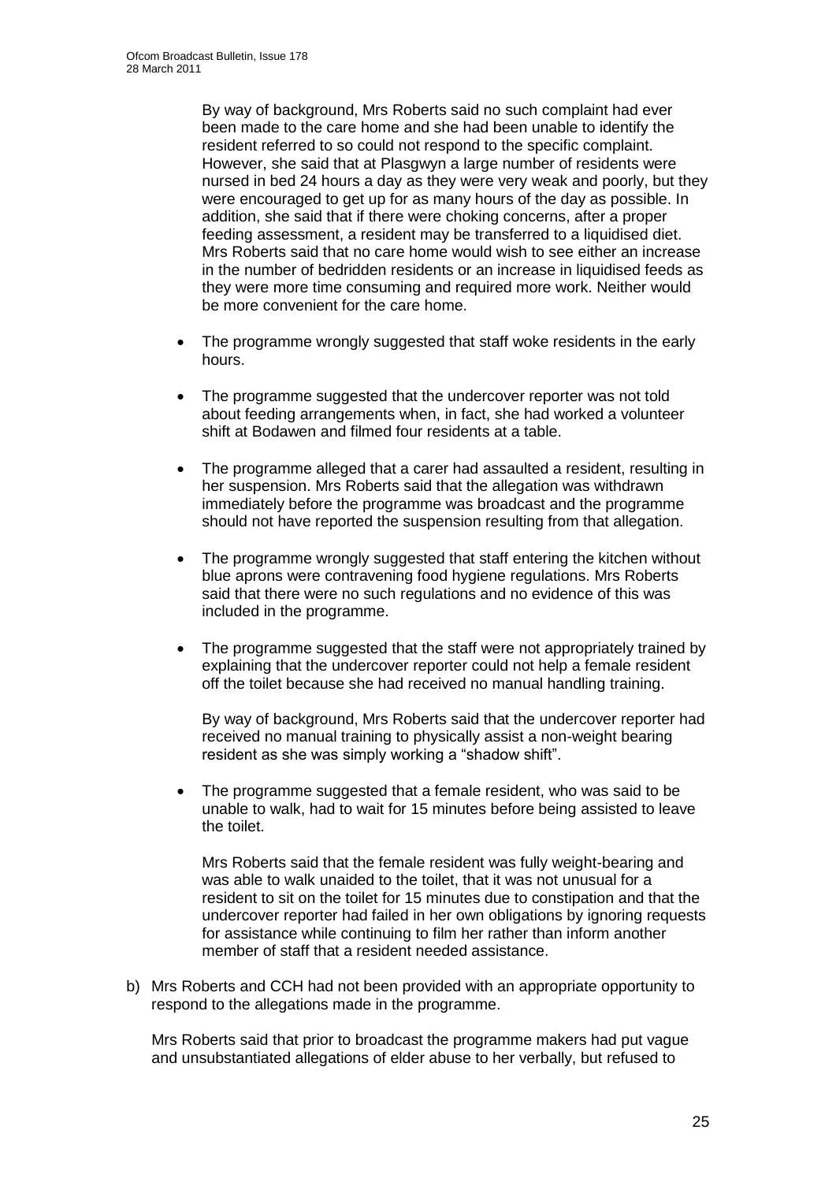By way of background, Mrs Roberts said no such complaint had ever been made to the care home and she had been unable to identify the resident referred to so could not respond to the specific complaint. However, she said that at Plasgwyn a large number of residents were nursed in bed 24 hours a day as they were very weak and poorly, but they were encouraged to get up for as many hours of the day as possible. In addition, she said that if there were choking concerns, after a proper feeding assessment, a resident may be transferred to a liquidised diet. Mrs Roberts said that no care home would wish to see either an increase in the number of bedridden residents or an increase in liquidised feeds as they were more time consuming and required more work. Neither would be more convenient for the care home.

- The programme wrongly suggested that staff woke residents in the early hours.

- The programme suggested that the undercover reporter was not told about feeding arrangements when, in fact, she had worked a volunteer shift at Bodawen and filmed four residents at a table.

- The programme alleged that a carer had assaulted a resident, resulting in her suspension. Mrs Roberts said that the allegation was withdrawn immediately before the programme was broadcast and the programme should not have reported the suspension resulting from that allegation.

- The programme wrongly suggested that staff entering the kitchen without blue aprons were contravening food hygiene regulations. Mrs Roberts said that there were no such regulations and no evidence of this was included in the programme.

- The programme suggested that the staff were not appropriately trained by explaining that the undercover reporter could not help a female resident off the toilet because she had received no manual handling training.

  By way of background, Mrs Roberts said that the undercover reporter had received no manual training to physically assist a non-weight bearing resident as she was simply working a "shadow shift".

- The programme suggested that a female resident, who was said to be unable to walk, had to wait for 15 minutes before being assisted to leave the toilet.

  Mrs Roberts said that the female resident was fully weight-bearing and was able to walk unaided to the toilet, that it was not unusual for a resident to sit on the toilet for 15 minutes due to constipation and that the undercover reporter had failed in her own obligations by ignoring requests for assistance while continuing to film her rather than inform another member of staff that a resident needed assistance.

b) Mrs Roberts and CCH had not been provided with an appropriate opportunity to respond to the allegations made in the programme.

   Mrs Roberts said that prior to broadcast the programme makers had put vague and unsubstantiated allegations of elder abuse to her verbally, but refused to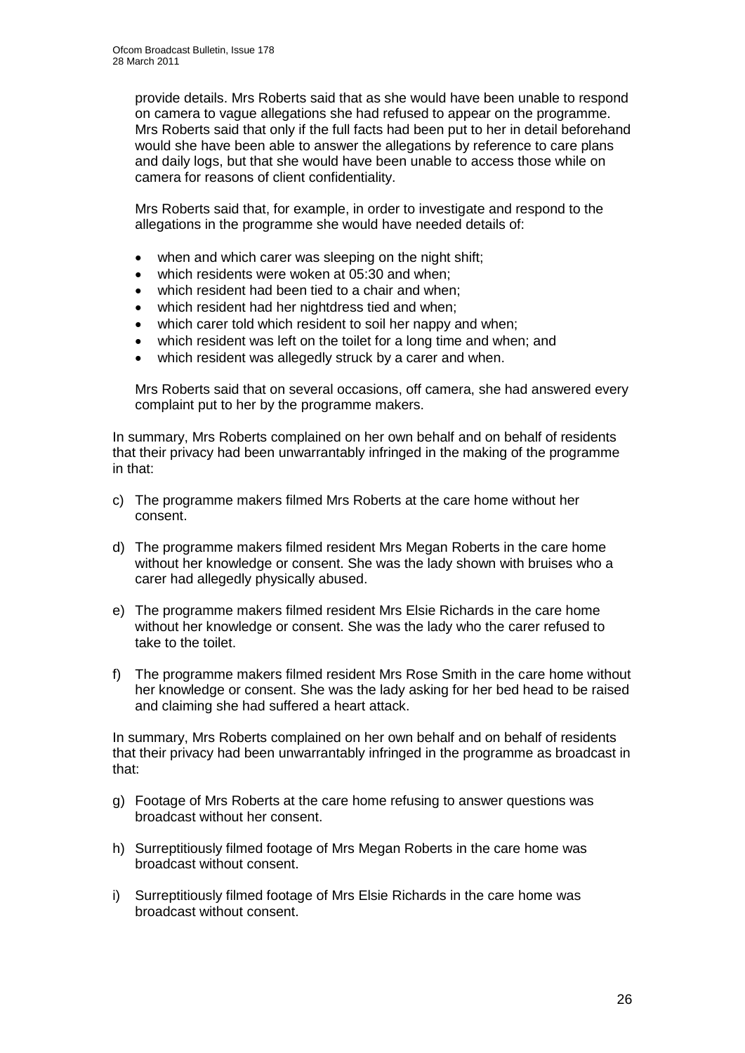provide details. Mrs Roberts said that as she would have been unable to respond on camera to vague allegations she had refused to appear on the programme. Mrs Roberts said that only if the full facts had been put to her in detail beforehand would she have been able to answer the allegations by reference to care plans and daily logs, but that she would have been unable to access those while on camera for reasons of client confidentiality.

Mrs Roberts said that, for example, in order to investigate and respond to the allegations in the programme she would have needed details of:

- when and which carer was sleeping on the night shift;
- which residents were woken at 05:30 and when;
- which resident had been tied to a chair and when;
- which resident had her nightdress tied and when;
- which carer told which resident to soil her nappy and when;
- which resident was left on the toilet for a long time and when; and
- which resident was allegedly struck by a carer and when.

Mrs Roberts said that on several occasions, off camera, she had answered every complaint put to her by the programme makers.

In summary, Mrs Roberts complained on her own behalf and on behalf of residents that their privacy had been unwarrantably infringed in the making of the programme in that:

c) The programme makers filmed Mrs Roberts at the care home without her consent.

d) The programme makers filmed resident Mrs Megan Roberts in the care home without her knowledge or consent. She was the lady shown with bruises who a carer had allegedly physically abused.

e) The programme makers filmed resident Mrs Elsie Richards in the care home without her knowledge or consent. She was the lady who the carer refused to take to the toilet.

f) The programme makers filmed resident Mrs Rose Smith in the care home without her knowledge or consent. She was the lady asking for her bed head to be raised and claiming she had suffered a heart attack.

In summary, Mrs Roberts complained on her own behalf and on behalf of residents that their privacy had been unwarrantably infringed in the programme as broadcast in that:

g) Footage of Mrs Roberts at the care home refusing to answer questions was broadcast without her consent.

h) Surreptitiously filmed footage of Mrs Megan Roberts in the care home was broadcast without consent.

i) Surreptitiously filmed footage of Mrs Elsie Richards in the care home was broadcast without consent.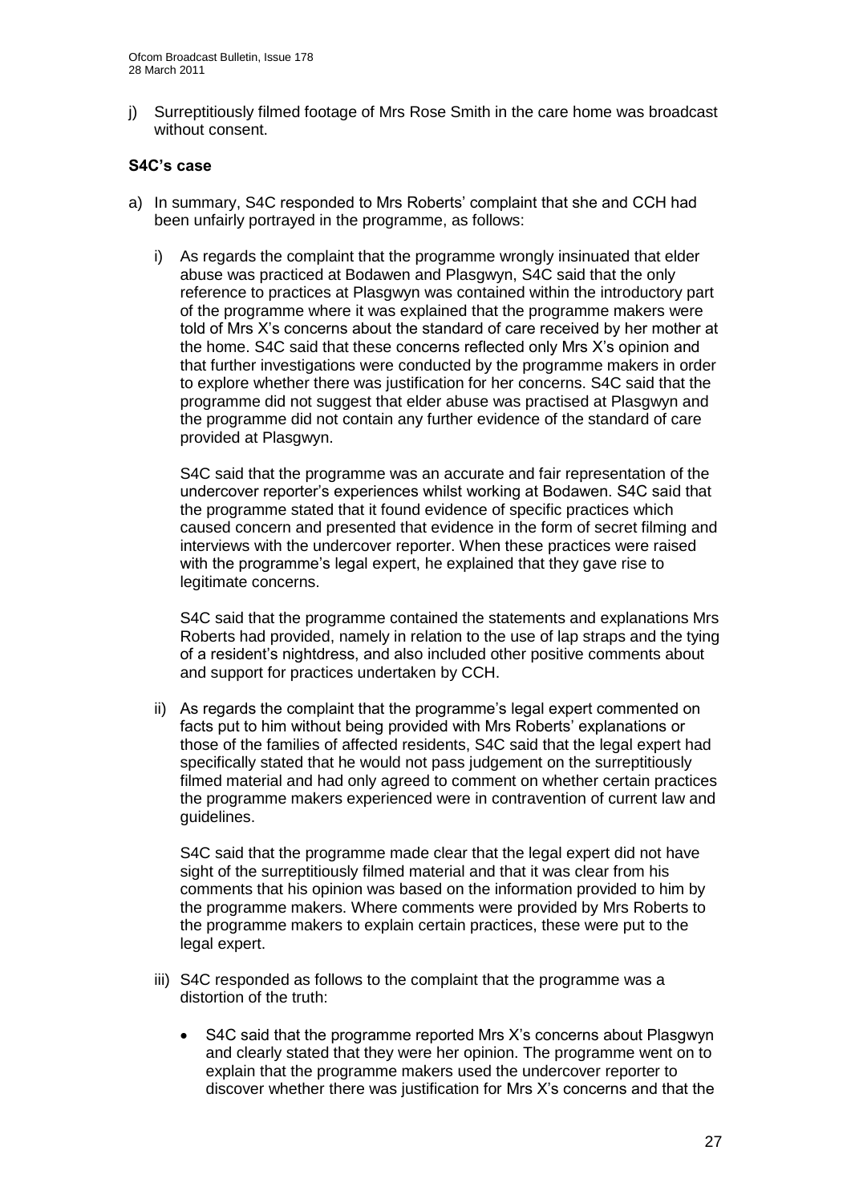j) Surreptitiously filmed footage of Mrs Rose Smith in the care home was broadcast without consent.

### S4C's case

a) In summary, S4C responded to Mrs Roberts' complaint that she and CCH had been unfairly portrayed in the programme, as follows:

   i) As regards the complaint that the programme wrongly insinuated that elder abuse was practiced at Bodawen and Plasgwyn, S4C said that the only reference to practices at Plasgwyn was contained within the introductory part of the programme where it was explained that the programme makers were told of Mrs X's concerns about the standard of care received by her mother at the home. S4C said that these concerns reflected only Mrs X's opinion and that further investigations were conducted by the programme makers in order to explore whether there was justification for her concerns. S4C said that the programme did not suggest that elder abuse was practised at Plasgwyn and the programme did not contain any further evidence of the standard of care provided at Plasgwyn.

   S4C said that the programme was an accurate and fair representation of the undercover reporter's experiences whilst working at Bodawen. S4C said that the programme stated that it found evidence of specific practices which caused concern and presented that evidence in the form of secret filming and interviews with the undercover reporter. When these practices were raised with the programme's legal expert, he explained that they gave rise to legitimate concerns.

   S4C said that the programme contained the statements and explanations Mrs Roberts had provided, namely in relation to the use of lap straps and the tying of a resident's nightdress, and also included other positive comments about and support for practices undertaken by CCH.

   ii) As regards the complaint that the programme's legal expert commented on facts put to him without being provided with Mrs Roberts' explanations or those of the families of affected residents, S4C said that the legal expert had specifically stated that he would not pass judgement on the surreptitiously filmed material and had only agreed to comment on whether certain practices the programme makers experienced were in contravention of current law and guidelines.

   S4C said that the programme made clear that the legal expert did not have sight of the surreptitiously filmed material and that it was clear from his comments that his opinion was based on the information provided to him by the programme makers. Where comments were provided by Mrs Roberts to the programme makers to explain certain practices, these were put to the legal expert.

   iii) S4C responded as follows to the complaint that the programme was a distortion of the truth:

   - S4C said that the programme reported Mrs X's concerns about Plasgwyn and clearly stated that they were her opinion. The programme went on to explain that the programme makers used the undercover reporter to discover whether there was justification for Mrs X's concerns and that the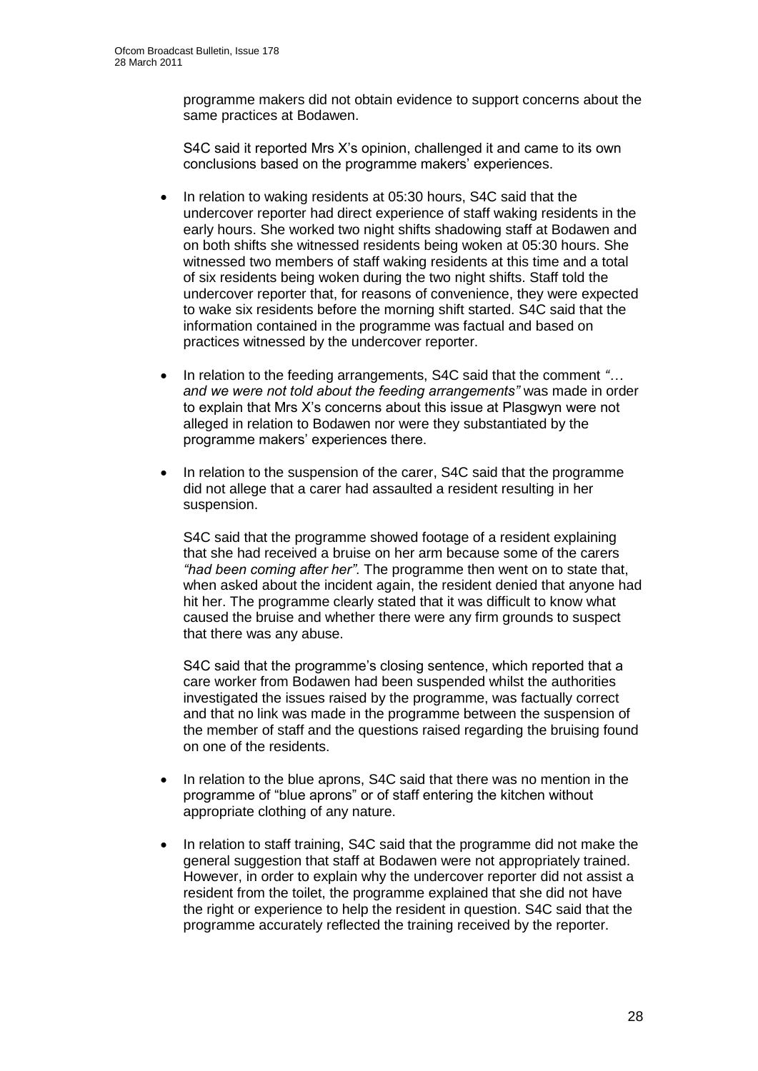programme makers did not obtain evidence to support concerns about the same practices at Bodawen.

S4C said it reported Mrs X's opinion, challenged it and came to its own conclusions based on the programme makers' experiences.

- In relation to waking residents at 05:30 hours, S4C said that the undercover reporter had direct experience of staff waking residents in the early hours. She worked two night shifts shadowing staff at Bodawen and on both shifts she witnessed residents being woken at 05:30 hours. She witnessed two members of staff waking residents at this time and a total of six residents being woken during the two night shifts. Staff told the undercover reporter that, for reasons of convenience, they were expected to wake six residents before the morning shift started. S4C said that the information contained in the programme was factual and based on practices witnessed by the undercover reporter.

- In relation to the feeding arrangements, S4C said that the comment *"… and we were not told about the feeding arrangements"* was made in order to explain that Mrs X's concerns about this issue at Plasgwyn were not alleged in relation to Bodawen nor were they substantiated by the programme makers' experiences there.

- In relation to the suspension of the carer, S4C said that the programme did not allege that a carer had assaulted a resident resulting in her suspension.

  S4C said that the programme showed footage of a resident explaining that she had received a bruise on her arm because some of the carers *"had been coming after her"*. The programme then went on to state that, when asked about the incident again, the resident denied that anyone had hit her. The programme clearly stated that it was difficult to know what caused the bruise and whether there were any firm grounds to suspect that there was any abuse.

  S4C said that the programme's closing sentence, which reported that a care worker from Bodawen had been suspended whilst the authorities investigated the issues raised by the programme, was factually correct and that no link was made in the programme between the suspension of the member of staff and the questions raised regarding the bruising found on one of the residents.

- In relation to the blue aprons, S4C said that there was no mention in the programme of "blue aprons" or of staff entering the kitchen without appropriate clothing of any nature.

- In relation to staff training, S4C said that the programme did not make the general suggestion that staff at Bodawen were not appropriately trained. However, in order to explain why the undercover reporter did not assist a resident from the toilet, the programme explained that she did not have the right or experience to help the resident in question. S4C said that the programme accurately reflected the training received by the reporter.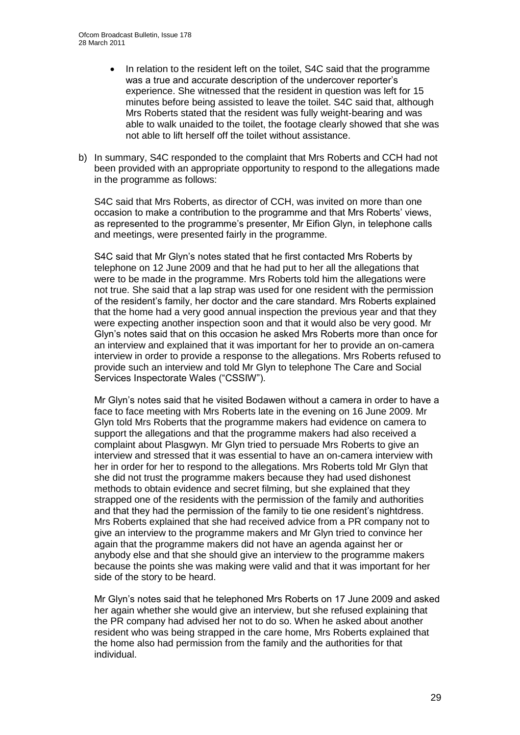- In relation to the resident left on the toilet, S4C said that the programme was a true and accurate description of the undercover reporter's experience. She witnessed that the resident in question was left for 15 minutes before being assisted to leave the toilet. S4C said that, although Mrs Roberts stated that the resident was fully weight-bearing and was able to walk unaided to the toilet, the footage clearly showed that she was not able to lift herself off the toilet without assistance.

b) In summary, S4C responded to the complaint that Mrs Roberts and CCH had not been provided with an appropriate opportunity to respond to the allegations made in the programme as follows:

S4C said that Mrs Roberts, as director of CCH, was invited on more than one occasion to make a contribution to the programme and that Mrs Roberts' views, as represented to the programme's presenter, Mr Eifion Glyn, in telephone calls and meetings, were presented fairly in the programme.

S4C said that Mr Glyn's notes stated that he first contacted Mrs Roberts by telephone on 12 June 2009 and that he had put to her all the allegations that were to be made in the programme. Mrs Roberts told him the allegations were not true. She said that a lap strap was used for one resident with the permission of the resident's family, her doctor and the care standard. Mrs Roberts explained that the home had a very good annual inspection the previous year and that they were expecting another inspection soon and that it would also be very good. Mr Glyn's notes said that on this occasion he asked Mrs Roberts more than once for an interview and explained that it was important for her to provide an on-camera interview in order to provide a response to the allegations. Mrs Roberts refused to provide such an interview and told Mr Glyn to telephone The Care and Social Services Inspectorate Wales ("CSSIW").

Mr Glyn's notes said that he visited Bodawen without a camera in order to have a face to face meeting with Mrs Roberts late in the evening on 16 June 2009. Mr Glyn told Mrs Roberts that the programme makers had evidence on camera to support the allegations and that the programme makers had also received a complaint about Plasgwyn. Mr Glyn tried to persuade Mrs Roberts to give an interview and stressed that it was essential to have an on-camera interview with her in order for her to respond to the allegations. Mrs Roberts told Mr Glyn that she did not trust the programme makers because they had used dishonest methods to obtain evidence and secret filming, but she explained that they strapped one of the residents with the permission of the family and authorities and that they had the permission of the family to tie one resident's nightdress. Mrs Roberts explained that she had received advice from a PR company not to give an interview to the programme makers and Mr Glyn tried to convince her again that the programme makers did not have an agenda against her or anybody else and that she should give an interview to the programme makers because the points she was making were valid and that it was important for her side of the story to be heard.

Mr Glyn's notes said that he telephoned Mrs Roberts on 17 June 2009 and asked her again whether she would give an interview, but she refused explaining that the PR company had advised her not to do so. When he asked about another resident who was being strapped in the care home, Mrs Roberts explained that the home also had permission from the family and the authorities for that individual.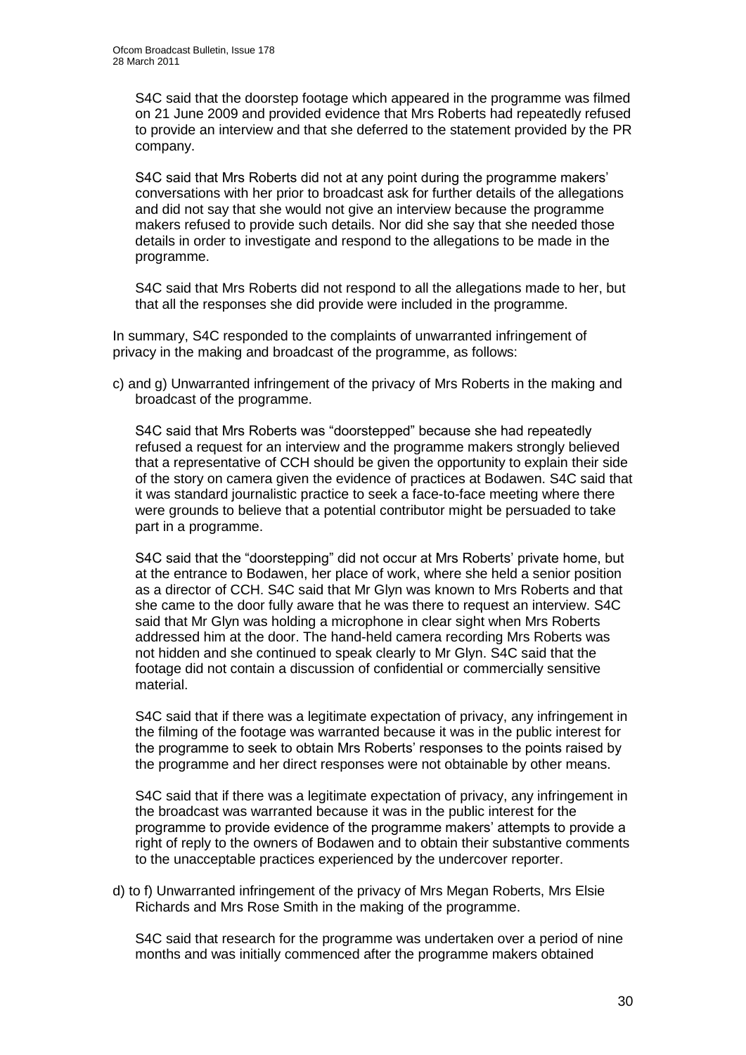S4C said that the doorstep footage which appeared in the programme was filmed on 21 June 2009 and provided evidence that Mrs Roberts had repeatedly refused to provide an interview and that she deferred to the statement provided by the PR company.

S4C said that Mrs Roberts did not at any point during the programme makers' conversations with her prior to broadcast ask for further details of the allegations and did not say that she would not give an interview because the programme makers refused to provide such details. Nor did she say that she needed those details in order to investigate and respond to the allegations to be made in the programme.

S4C said that Mrs Roberts did not respond to all the allegations made to her, but that all the responses she did provide were included in the programme.

In summary, S4C responded to the complaints of unwarranted infringement of privacy in the making and broadcast of the programme, as follows:

c) and g) Unwarranted infringement of the privacy of Mrs Roberts in the making and broadcast of the programme.

S4C said that Mrs Roberts was "doorstepped" because she had repeatedly refused a request for an interview and the programme makers strongly believed that a representative of CCH should be given the opportunity to explain their side of the story on camera given the evidence of practices at Bodawen. S4C said that it was standard journalistic practice to seek a face-to-face meeting where there were grounds to believe that a potential contributor might be persuaded to take part in a programme.

S4C said that the "doorstepping" did not occur at Mrs Roberts' private home, but at the entrance to Bodawen, her place of work, where she held a senior position as a director of CCH. S4C said that Mr Glyn was known to Mrs Roberts and that she came to the door fully aware that he was there to request an interview. S4C said that Mr Glyn was holding a microphone in clear sight when Mrs Roberts addressed him at the door. The hand-held camera recording Mrs Roberts was not hidden and she continued to speak clearly to Mr Glyn. S4C said that the footage did not contain a discussion of confidential or commercially sensitive material.

S4C said that if there was a legitimate expectation of privacy, any infringement in the filming of the footage was warranted because it was in the public interest for the programme to seek to obtain Mrs Roberts' responses to the points raised by the programme and her direct responses were not obtainable by other means.

S4C said that if there was a legitimate expectation of privacy, any infringement in the broadcast was warranted because it was in the public interest for the programme to provide evidence of the programme makers' attempts to provide a right of reply to the owners of Bodawen and to obtain their substantive comments to the unacceptable practices experienced by the undercover reporter.

d) to f) Unwarranted infringement of the privacy of Mrs Megan Roberts, Mrs Elsie Richards and Mrs Rose Smith in the making of the programme.

S4C said that research for the programme was undertaken over a period of nine months and was initially commenced after the programme makers obtained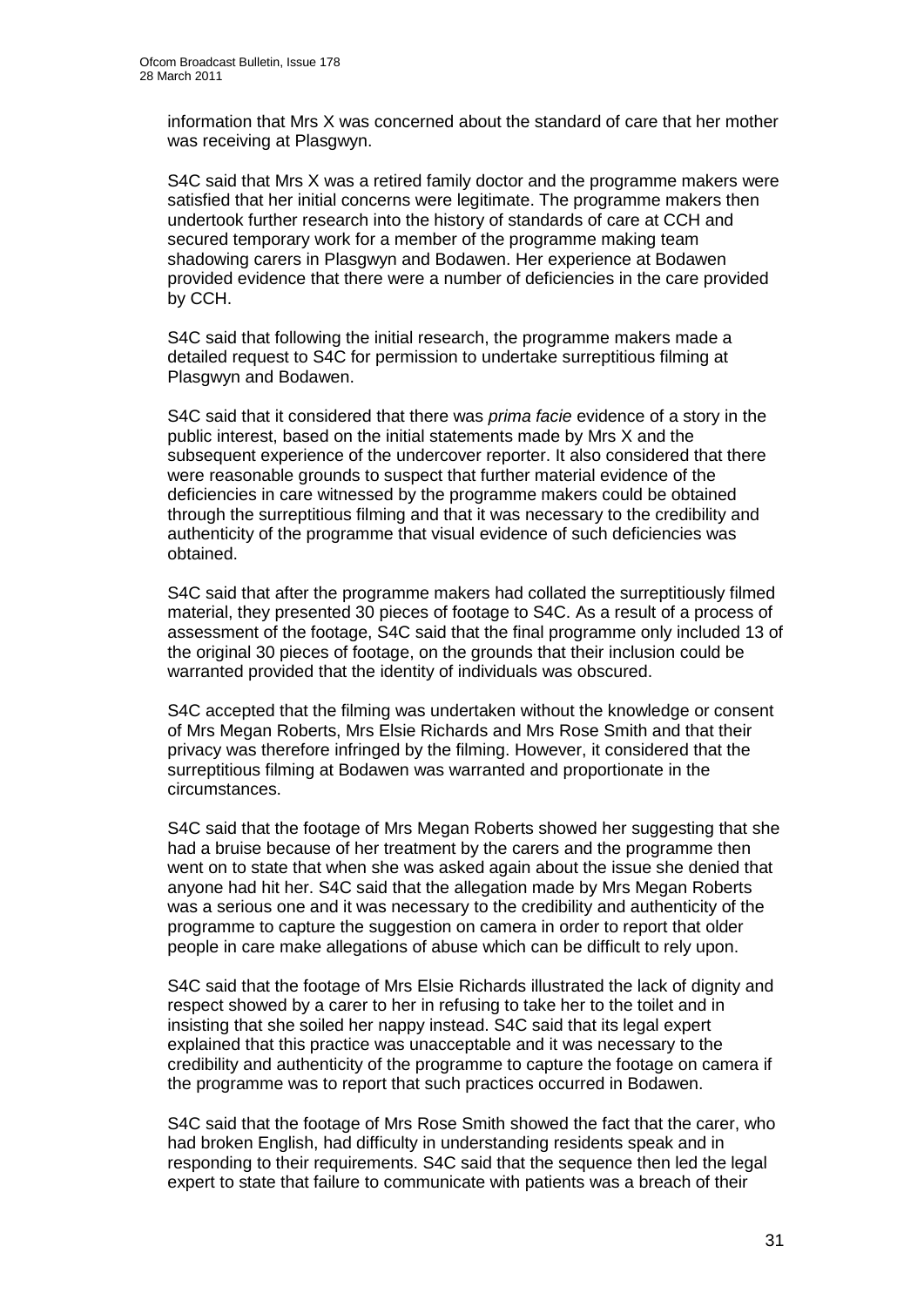information that Mrs X was concerned about the standard of care that her mother was receiving at Plasgwyn.

S4C said that Mrs X was a retired family doctor and the programme makers were satisfied that her initial concerns were legitimate. The programme makers then undertook further research into the history of standards of care at CCH and secured temporary work for a member of the programme making team shadowing carers in Plasgwyn and Bodawen. Her experience at Bodawen provided evidence that there were a number of deficiencies in the care provided by CCH.

S4C said that following the initial research, the programme makers made a detailed request to S4C for permission to undertake surreptitious filming at Plasgwyn and Bodawen.

S4C said that it considered that there was *prima facie* evidence of a story in the public interest, based on the initial statements made by Mrs X and the subsequent experience of the undercover reporter. It also considered that there were reasonable grounds to suspect that further material evidence of the deficiencies in care witnessed by the programme makers could be obtained through the surreptitious filming and that it was necessary to the credibility and authenticity of the programme that visual evidence of such deficiencies was obtained.

S4C said that after the programme makers had collated the surreptitiously filmed material, they presented 30 pieces of footage to S4C. As a result of a process of assessment of the footage, S4C said that the final programme only included 13 of the original 30 pieces of footage, on the grounds that their inclusion could be warranted provided that the identity of individuals was obscured.

S4C accepted that the filming was undertaken without the knowledge or consent of Mrs Megan Roberts, Mrs Elsie Richards and Mrs Rose Smith and that their privacy was therefore infringed by the filming. However, it considered that the surreptitious filming at Bodawen was warranted and proportionate in the circumstances.

S4C said that the footage of Mrs Megan Roberts showed her suggesting that she had a bruise because of her treatment by the carers and the programme then went on to state that when she was asked again about the issue she denied that anyone had hit her. S4C said that the allegation made by Mrs Megan Roberts was a serious one and it was necessary to the credibility and authenticity of the programme to capture the suggestion on camera in order to report that older people in care make allegations of abuse which can be difficult to rely upon.

S4C said that the footage of Mrs Elsie Richards illustrated the lack of dignity and respect showed by a carer to her in refusing to take her to the toilet and in insisting that she soiled her nappy instead. S4C said that its legal expert explained that this practice was unacceptable and it was necessary to the credibility and authenticity of the programme to capture the footage on camera if the programme was to report that such practices occurred in Bodawen.

S4C said that the footage of Mrs Rose Smith showed the fact that the carer, who had broken English, had difficulty in understanding residents speak and in responding to their requirements. S4C said that the sequence then led the legal expert to state that failure to communicate with patients was a breach of their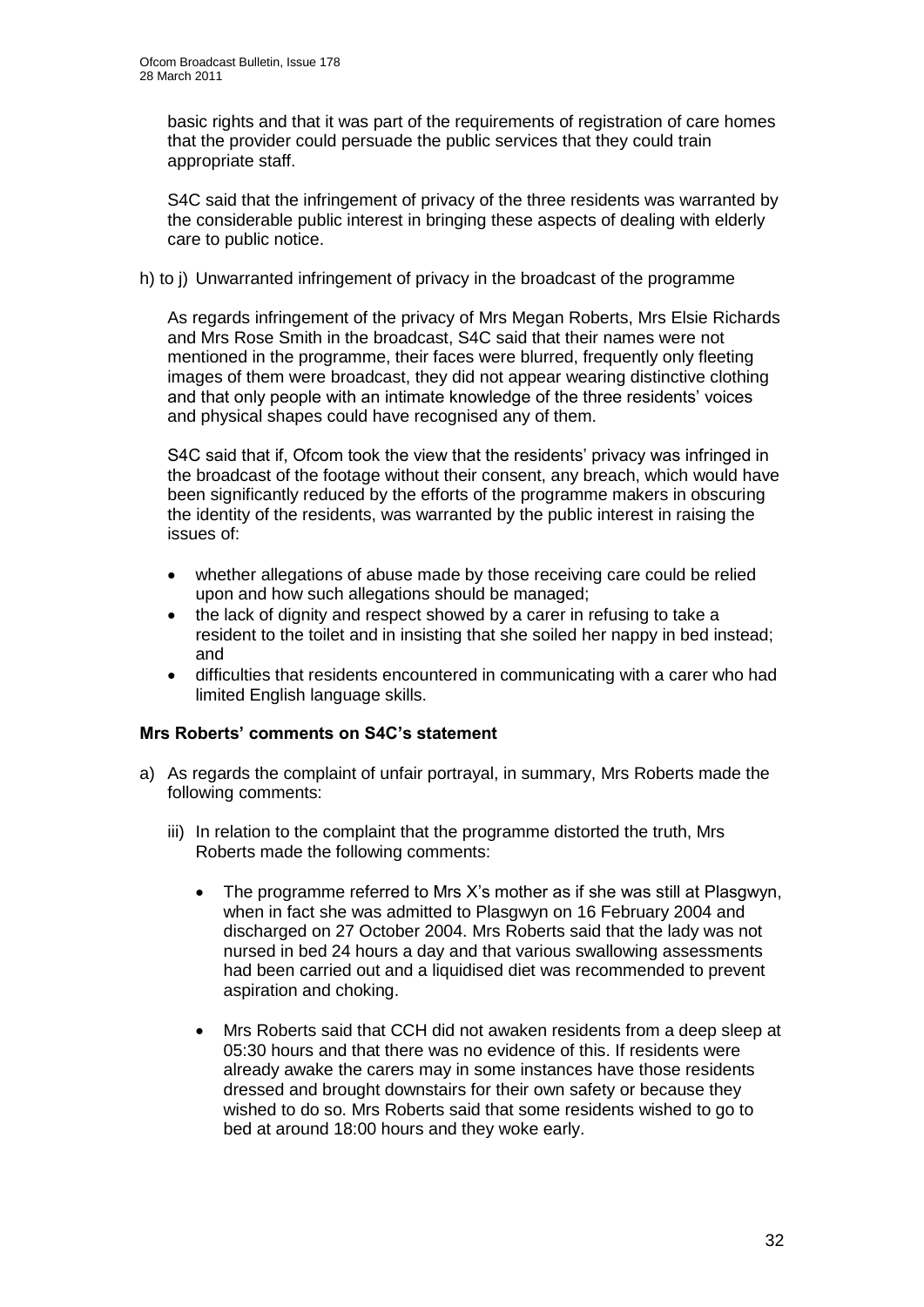basic rights and that it was part of the requirements of registration of care homes that the provider could persuade the public services that they could train appropriate staff.

S4C said that the infringement of privacy of the three residents was warranted by the considerable public interest in bringing these aspects of dealing with elderly care to public notice.

h) to j) Unwarranted infringement of privacy in the broadcast of the programme

As regards infringement of the privacy of Mrs Megan Roberts, Mrs Elsie Richards and Mrs Rose Smith in the broadcast, S4C said that their names were not mentioned in the programme, their faces were blurred, frequently only fleeting images of them were broadcast, they did not appear wearing distinctive clothing and that only people with an intimate knowledge of the three residents' voices and physical shapes could have recognised any of them.

S4C said that if, Ofcom took the view that the residents' privacy was infringed in the broadcast of the footage without their consent, any breach, which would have been significantly reduced by the efforts of the programme makers in obscuring the identity of the residents, was warranted by the public interest in raising the issues of:

- whether allegations of abuse made by those receiving care could be relied upon and how such allegations should be managed;
- the lack of dignity and respect showed by a carer in refusing to take a resident to the toilet and in insisting that she soiled her nappy in bed instead; and
- difficulties that residents encountered in communicating with a carer who had limited English language skills.

**Mrs Roberts' comments on S4C's statement**

a) As regards the complaint of unfair portrayal, in summary, Mrs Roberts made the following comments:

   iii) In relation to the complaint that the programme distorted the truth, Mrs Roberts made the following comments:

   - The programme referred to Mrs X's mother as if she was still at Plasgwyn, when in fact she was admitted to Plasgwyn on 16 February 2004 and discharged on 27 October 2004. Mrs Roberts said that the lady was not nursed in bed 24 hours a day and that various swallowing assessments had been carried out and a liquidised diet was recommended to prevent aspiration and choking.
   - Mrs Roberts said that CCH did not awaken residents from a deep sleep at 05:30 hours and that there was no evidence of this. If residents were already awake the carers may in some instances have those residents dressed and brought downstairs for their own safety or because they wished to do so. Mrs Roberts said that some residents wished to go to bed at around 18:00 hours and they woke early.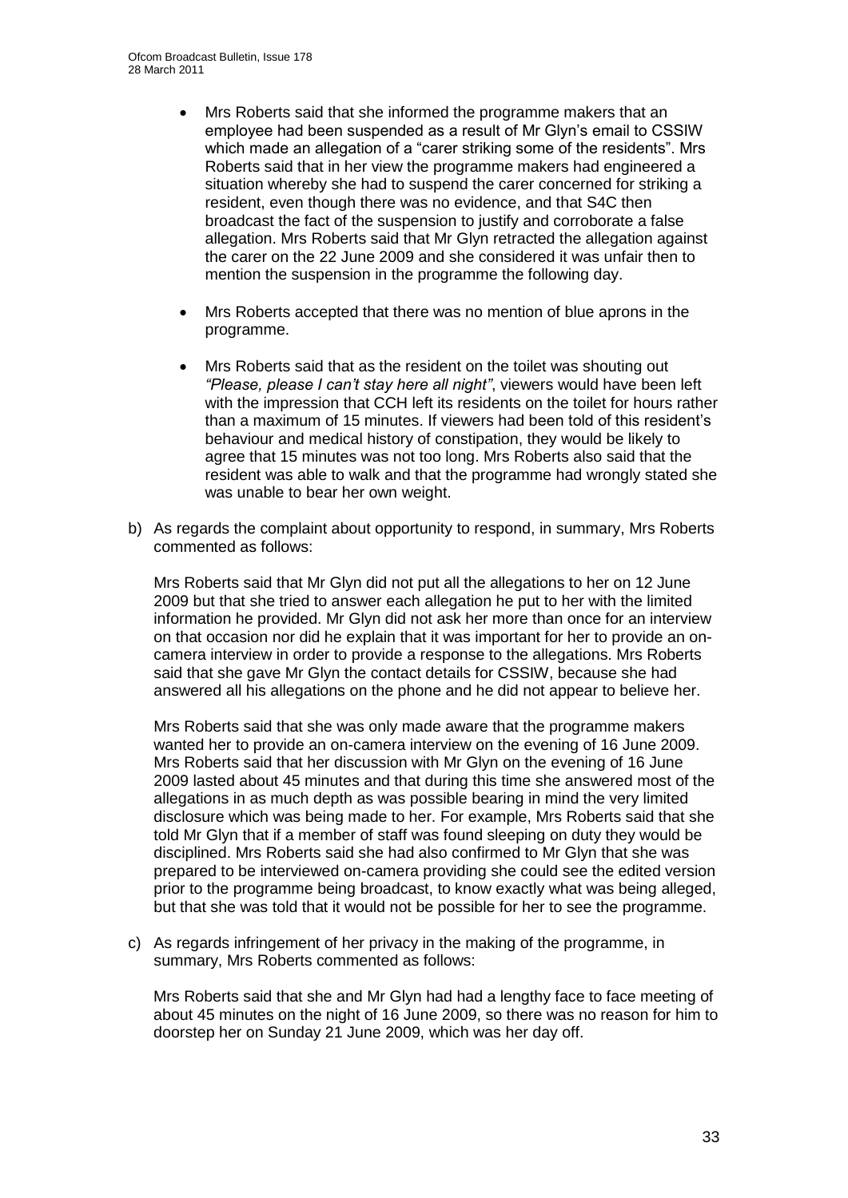- Mrs Roberts said that she informed the programme makers that an employee had been suspended as a result of Mr Glyn's email to CSSIW which made an allegation of a "carer striking some of the residents". Mrs Roberts said that in her view the programme makers had engineered a situation whereby she had to suspend the carer concerned for striking a resident, even though there was no evidence, and that S4C then broadcast the fact of the suspension to justify and corroborate a false allegation. Mrs Roberts said that Mr Glyn retracted the allegation against the carer on the 22 June 2009 and she considered it was unfair then to mention the suspension in the programme the following day.

- Mrs Roberts accepted that there was no mention of blue aprons in the programme.

- Mrs Roberts said that as the resident on the toilet was shouting out *"Please, please I can't stay here all night"*, viewers would have been left with the impression that CCH left its residents on the toilet for hours rather than a maximum of 15 minutes. If viewers had been told of this resident's behaviour and medical history of constipation, they would be likely to agree that 15 minutes was not too long. Mrs Roberts also said that the resident was able to walk and that the programme had wrongly stated she was unable to bear her own weight.

b) As regards the complaint about opportunity to respond, in summary, Mrs Roberts commented as follows:

Mrs Roberts said that Mr Glyn did not put all the allegations to her on 12 June 2009 but that she tried to answer each allegation he put to her with the limited information he provided. Mr Glyn did not ask her more than once for an interview on that occasion nor did he explain that it was important for her to provide an on-camera interview in order to provide a response to the allegations. Mrs Roberts said that she gave Mr Glyn the contact details for CSSIW, because she had answered all his allegations on the phone and he did not appear to believe her.

Mrs Roberts said that she was only made aware that the programme makers wanted her to provide an on-camera interview on the evening of 16 June 2009. Mrs Roberts said that her discussion with Mr Glyn on the evening of 16 June 2009 lasted about 45 minutes and that during this time she answered most of the allegations in as much depth as was possible bearing in mind the very limited disclosure which was being made to her. For example, Mrs Roberts said that she told Mr Glyn that if a member of staff was found sleeping on duty they would be disciplined. Mrs Roberts said she had also confirmed to Mr Glyn that she was prepared to be interviewed on-camera providing she could see the edited version prior to the programme being broadcast, to know exactly what was being alleged, but that she was told that it would not be possible for her to see the programme.

c) As regards infringement of her privacy in the making of the programme, in summary, Mrs Roberts commented as follows:

Mrs Roberts said that she and Mr Glyn had had a lengthy face to face meeting of about 45 minutes on the night of 16 June 2009, so there was no reason for him to doorstep her on Sunday 21 June 2009, which was her day off.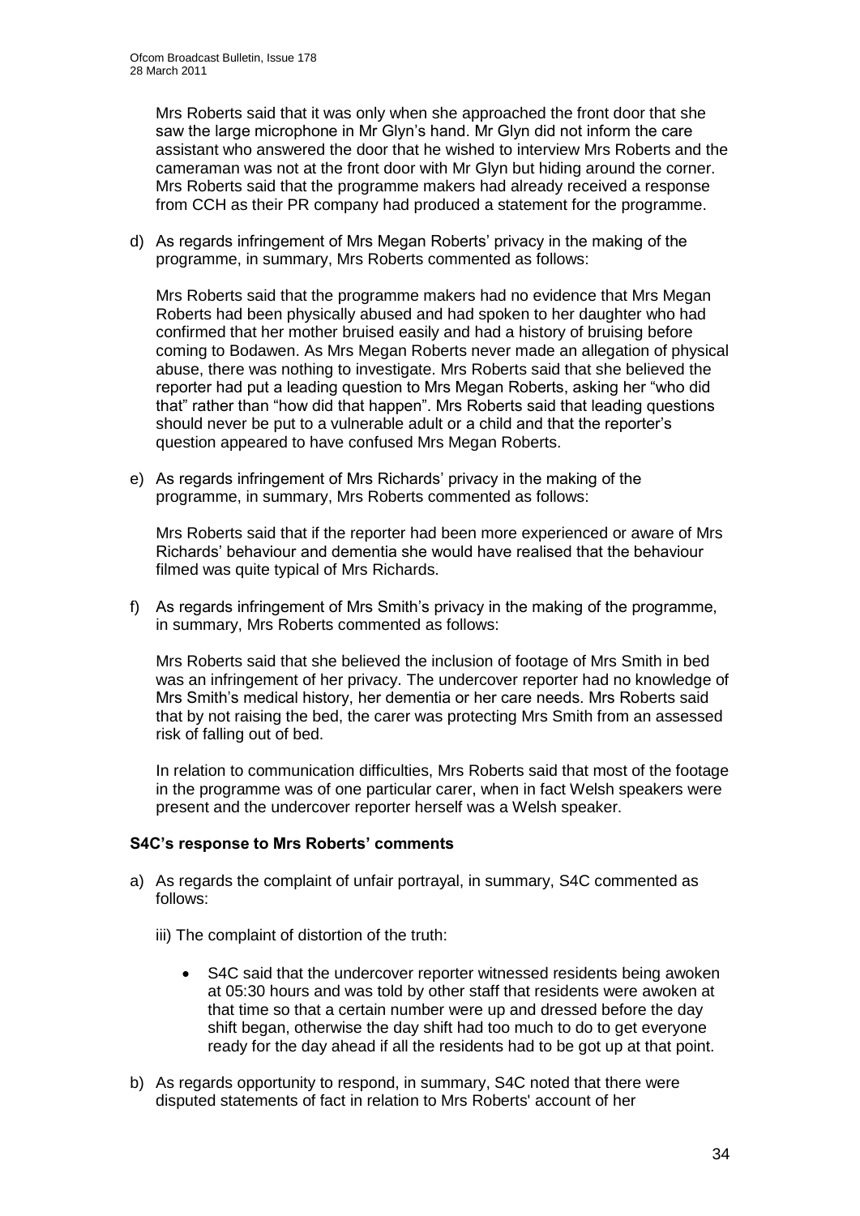Mrs Roberts said that it was only when she approached the front door that she saw the large microphone in Mr Glyn's hand. Mr Glyn did not inform the care assistant who answered the door that he wished to interview Mrs Roberts and the cameraman was not at the front door with Mr Glyn but hiding around the corner. Mrs Roberts said that the programme makers had already received a response from CCH as their PR company had produced a statement for the programme.

d) As regards infringement of Mrs Megan Roberts' privacy in the making of the programme, in summary, Mrs Roberts commented as follows:

   Mrs Roberts said that the programme makers had no evidence that Mrs Megan Roberts had been physically abused and had spoken to her daughter who had confirmed that her mother bruised easily and had a history of bruising before coming to Bodawen. As Mrs Megan Roberts never made an allegation of physical abuse, there was nothing to investigate. Mrs Roberts said that she believed the reporter had put a leading question to Mrs Megan Roberts, asking her "who did that" rather than "how did that happen". Mrs Roberts said that leading questions should never be put to a vulnerable adult or a child and that the reporter's question appeared to have confused Mrs Megan Roberts.

e) As regards infringement of Mrs Richards' privacy in the making of the programme, in summary, Mrs Roberts commented as follows:

   Mrs Roberts said that if the reporter had been more experienced or aware of Mrs Richards' behaviour and dementia she would have realised that the behaviour filmed was quite typical of Mrs Richards.

f) As regards infringement of Mrs Smith's privacy in the making of the programme, in summary, Mrs Roberts commented as follows:

   Mrs Roberts said that she believed the inclusion of footage of Mrs Smith in bed was an infringement of her privacy. The undercover reporter had no knowledge of Mrs Smith's medical history, her dementia or her care needs. Mrs Roberts said that by not raising the bed, the carer was protecting Mrs Smith from an assessed risk of falling out of bed.

   In relation to communication difficulties, Mrs Roberts said that most of the footage in the programme was of one particular carer, when in fact Welsh speakers were present and the undercover reporter herself was a Welsh speaker.

**S4C's response to Mrs Roberts' comments**

a) As regards the complaint of unfair portrayal, in summary, S4C commented as follows:

   iii) The complaint of distortion of the truth:

   - S4C said that the undercover reporter witnessed residents being awoken at 05:30 hours and was told by other staff that residents were awoken at that time so that a certain number were up and dressed before the day shift began, otherwise the day shift had too much to do to get everyone ready for the day ahead if all the residents had to be got up at that point.

b) As regards opportunity to respond, in summary, S4C noted that there were disputed statements of fact in relation to Mrs Roberts' account of her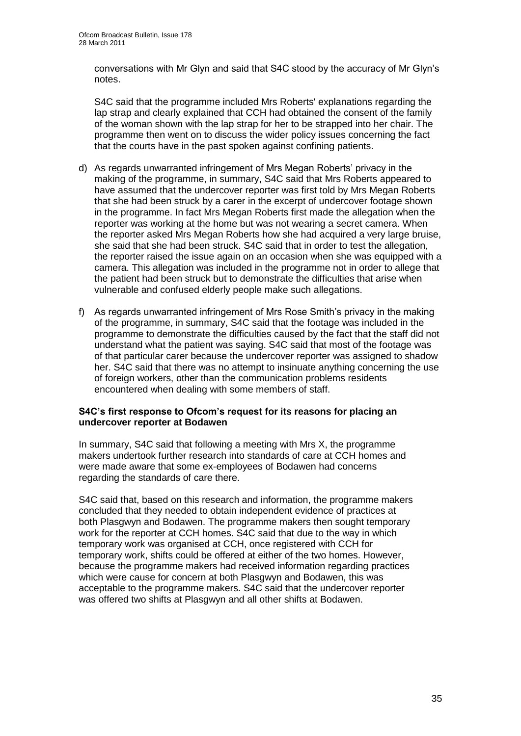conversations with Mr Glyn and said that S4C stood by the accuracy of Mr Glyn's notes.

S4C said that the programme included Mrs Roberts' explanations regarding the lap strap and clearly explained that CCH had obtained the consent of the family of the woman shown with the lap strap for her to be strapped into her chair. The programme then went on to discuss the wider policy issues concerning the fact that the courts have in the past spoken against confining patients.

d) As regards unwarranted infringement of Mrs Megan Roberts' privacy in the making of the programme, in summary, S4C said that Mrs Roberts appeared to have assumed that the undercover reporter was first told by Mrs Megan Roberts that she had been struck by a carer in the excerpt of undercover footage shown in the programme. In fact Mrs Megan Roberts first made the allegation when the reporter was working at the home but was not wearing a secret camera. When the reporter asked Mrs Megan Roberts how she had acquired a very large bruise, she said that she had been struck. S4C said that in order to test the allegation, the reporter raised the issue again on an occasion when she was equipped with a camera. This allegation was included in the programme not in order to allege that the patient had been struck but to demonstrate the difficulties that arise when vulnerable and confused elderly people make such allegations.

f) As regards unwarranted infringement of Mrs Rose Smith's privacy in the making of the programme, in summary, S4C said that the footage was included in the programme to demonstrate the difficulties caused by the fact that the staff did not understand what the patient was saying. S4C said that most of the footage was of that particular carer because the undercover reporter was assigned to shadow her. S4C said that there was no attempt to insinuate anything concerning the use of foreign workers, other than the communication problems residents encountered when dealing with some members of staff.

**S4C's first response to Ofcom's request for its reasons for placing an undercover reporter at Bodawen**

In summary, S4C said that following a meeting with Mrs X, the programme makers undertook further research into standards of care at CCH homes and were made aware that some ex-employees of Bodawen had concerns regarding the standards of care there.

S4C said that, based on this research and information, the programme makers concluded that they needed to obtain independent evidence of practices at both Plasgwyn and Bodawen. The programme makers then sought temporary work for the reporter at CCH homes. S4C said that due to the way in which temporary work was organised at CCH, once registered with CCH for temporary work, shifts could be offered at either of the two homes. However, because the programme makers had received information regarding practices which were cause for concern at both Plasgwyn and Bodawen, this was acceptable to the programme makers. S4C said that the undercover reporter was offered two shifts at Plasgwyn and all other shifts at Bodawen.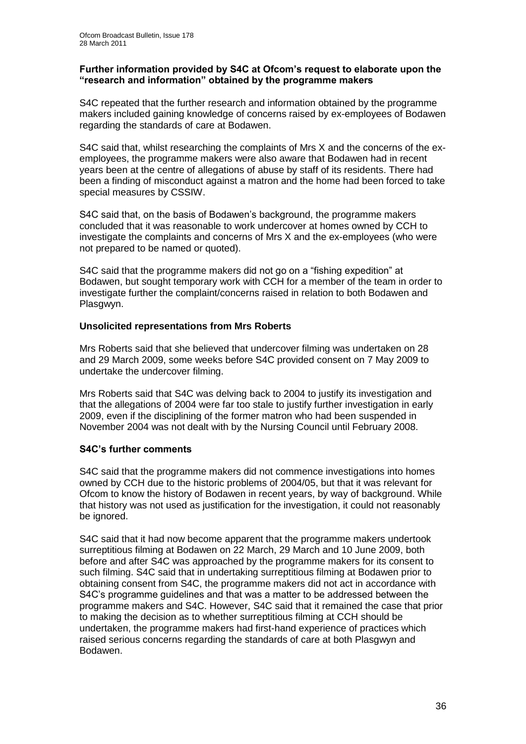**Further information provided by S4C at Ofcom's request to elaborate upon the "research and information" obtained by the programme makers**

S4C repeated that the further research and information obtained by the programme makers included gaining knowledge of concerns raised by ex-employees of Bodawen regarding the standards of care at Bodawen.

S4C said that, whilst researching the complaints of Mrs X and the concerns of the ex-employees, the programme makers were also aware that Bodawen had in recent years been at the centre of allegations of abuse by staff of its residents. There had been a finding of misconduct against a matron and the home had been forced to take special measures by CSSIW.

S4C said that, on the basis of Bodawen's background, the programme makers concluded that it was reasonable to work undercover at homes owned by CCH to investigate the complaints and concerns of Mrs X and the ex-employees (who were not prepared to be named or quoted).

S4C said that the programme makers did not go on a "fishing expedition" at Bodawen, but sought temporary work with CCH for a member of the team in order to investigate further the complaint/concerns raised in relation to both Bodawen and Plasgwyn.

**Unsolicited representations from Mrs Roberts**

Mrs Roberts said that she believed that undercover filming was undertaken on 28 and 29 March 2009, some weeks before S4C provided consent on 7 May 2009 to undertake the undercover filming.

Mrs Roberts said that S4C was delving back to 2004 to justify its investigation and that the allegations of 2004 were far too stale to justify further investigation in early 2009, even if the disciplining of the former matron who had been suspended in November 2004 was not dealt with by the Nursing Council until February 2008.

**S4C's further comments**

S4C said that the programme makers did not commence investigations into homes owned by CCH due to the historic problems of 2004/05, but that it was relevant for Ofcom to know the history of Bodawen in recent years, by way of background. While that history was not used as justification for the investigation, it could not reasonably be ignored.

S4C said that it had now become apparent that the programme makers undertook surreptitious filming at Bodawen on 22 March, 29 March and 10 June 2009, both before and after S4C was approached by the programme makers for its consent to such filming. S4C said that in undertaking surreptitious filming at Bodawen prior to obtaining consent from S4C, the programme makers did not act in accordance with S4C's programme guidelines and that was a matter to be addressed between the programme makers and S4C. However, S4C said that it remained the case that prior to making the decision as to whether surreptitious filming at CCH should be undertaken, the programme makers had first-hand experience of practices which raised serious concerns regarding the standards of care at both Plasgwyn and Bodawen.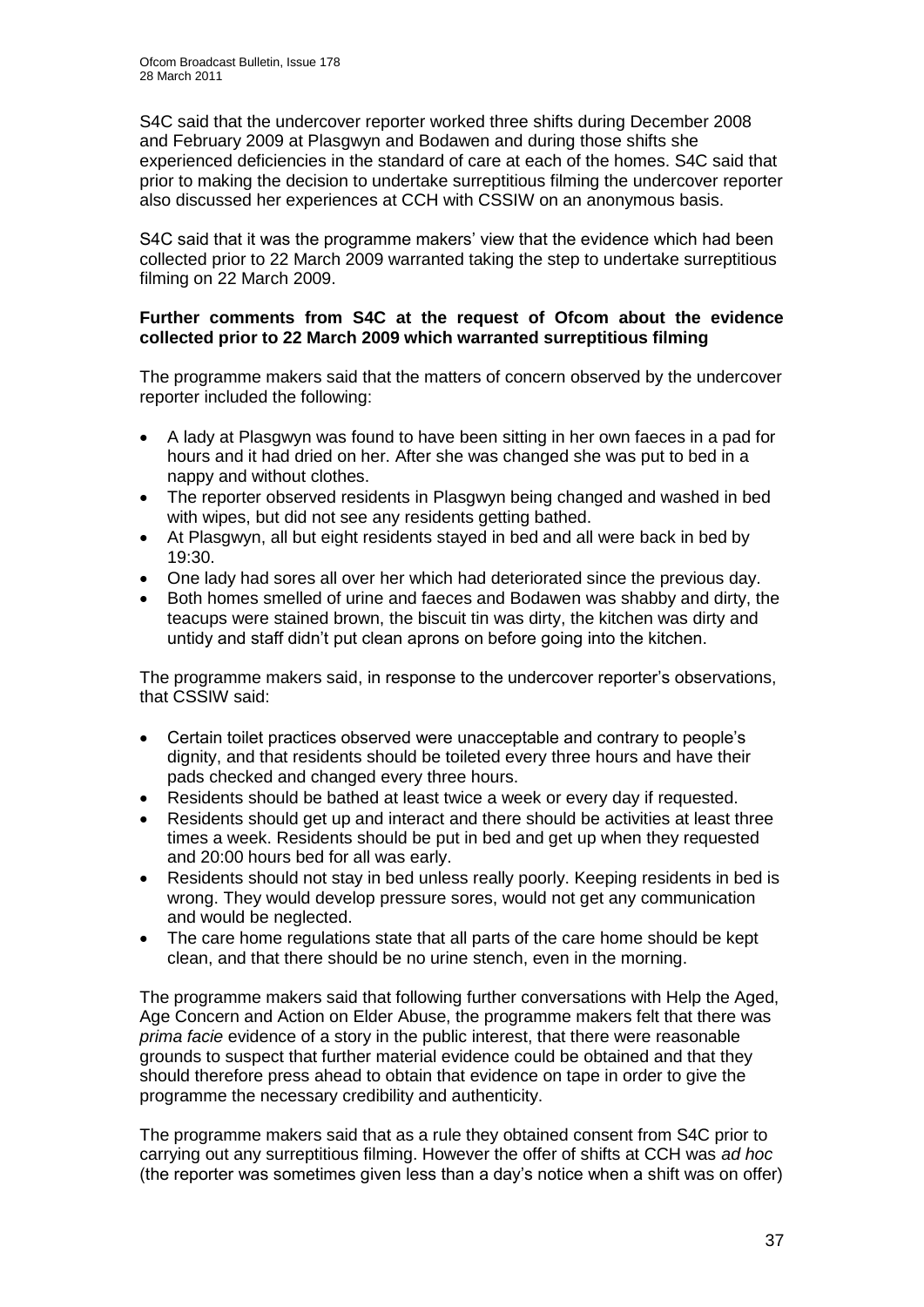S4C said that the undercover reporter worked three shifts during December 2008 and February 2009 at Plasgwyn and Bodawen and during those shifts she experienced deficiencies in the standard of care at each of the homes. S4C said that prior to making the decision to undertake surreptitious filming the undercover reporter also discussed her experiences at CCH with CSSIW on an anonymous basis.

S4C said that it was the programme makers' view that the evidence which had been collected prior to 22 March 2009 warranted taking the step to undertake surreptitious filming on 22 March 2009.

**Further comments from S4C at the request of Ofcom about the evidence collected prior to 22 March 2009 which warranted surreptitious filming**

The programme makers said that the matters of concern observed by the undercover reporter included the following:

- A lady at Plasgwyn was found to have been sitting in her own faeces in a pad for hours and it had dried on her. After she was changed she was put to bed in a nappy and without clothes.
- The reporter observed residents in Plasgwyn being changed and washed in bed with wipes, but did not see any residents getting bathed.
- At Plasgwyn, all but eight residents stayed in bed and all were back in bed by 19:30.
- One lady had sores all over her which had deteriorated since the previous day.
- Both homes smelled of urine and faeces and Bodawen was shabby and dirty, the teacups were stained brown, the biscuit tin was dirty, the kitchen was dirty and untidy and staff didn't put clean aprons on before going into the kitchen.

The programme makers said, in response to the undercover reporter's observations, that CSSIW said:

- Certain toilet practices observed were unacceptable and contrary to people's dignity, and that residents should be toileted every three hours and have their pads checked and changed every three hours.
- Residents should be bathed at least twice a week or every day if requested.
- Residents should get up and interact and there should be activities at least three times a week. Residents should be put in bed and get up when they requested and 20:00 hours bed for all was early.
- Residents should not stay in bed unless really poorly. Keeping residents in bed is wrong. They would develop pressure sores, would not get any communication and would be neglected.
- The care home regulations state that all parts of the care home should be kept clean, and that there should be no urine stench, even in the morning.

The programme makers said that following further conversations with Help the Aged, Age Concern and Action on Elder Abuse, the programme makers felt that there was *prima facie* evidence of a story in the public interest, that there were reasonable grounds to suspect that further material evidence could be obtained and that they should therefore press ahead to obtain that evidence on tape in order to give the programme the necessary credibility and authenticity.

The programme makers said that as a rule they obtained consent from S4C prior to carrying out any surreptitious filming. However the offer of shifts at CCH was *ad hoc* (the reporter was sometimes given less than a day's notice when a shift was on offer)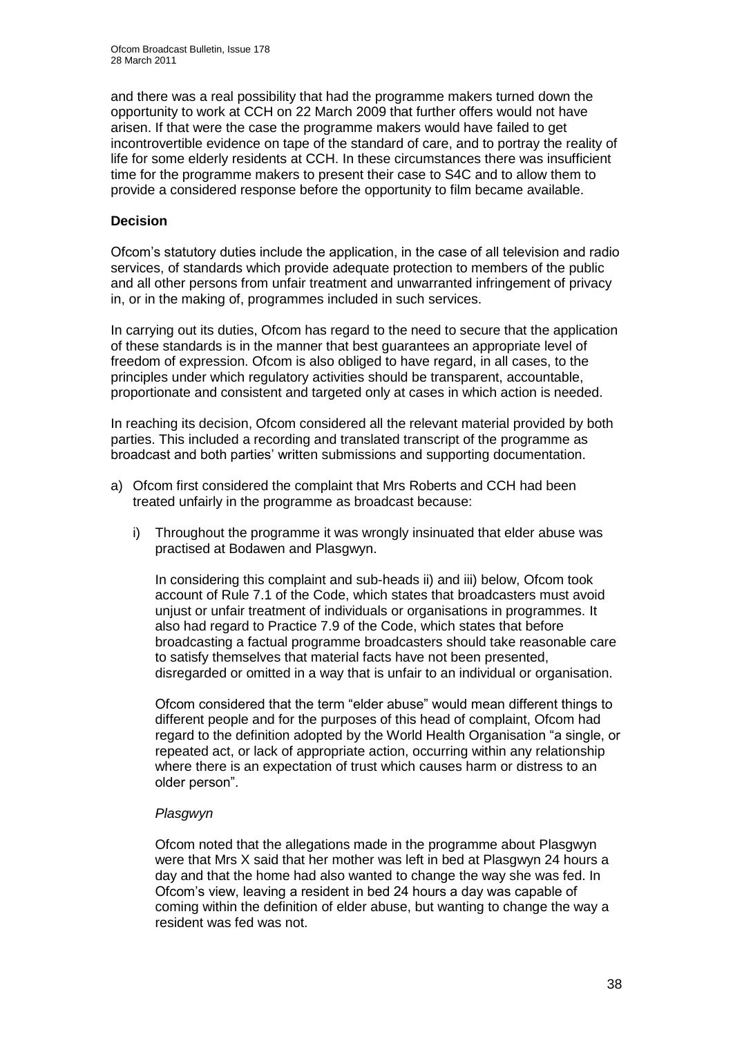and there was a real possibility that had the programme makers turned down the opportunity to work at CCH on 22 March 2009 that further offers would not have arisen. If that were the case the programme makers would have failed to get incontrovertible evidence on tape of the standard of care, and to portray the reality of life for some elderly residents at CCH. In these circumstances there was insufficient time for the programme makers to present their case to S4C and to allow them to provide a considered response before the opportunity to film became available.

## Decision

Ofcom's statutory duties include the application, in the case of all television and radio services, of standards which provide adequate protection to members of the public and all other persons from unfair treatment and unwarranted infringement of privacy in, or in the making of, programmes included in such services.

In carrying out its duties, Ofcom has regard to the need to secure that the application of these standards is in the manner that best guarantees an appropriate level of freedom of expression. Ofcom is also obliged to have regard, in all cases, to the principles under which regulatory activities should be transparent, accountable, proportionate and consistent and targeted only at cases in which action is needed.

In reaching its decision, Ofcom considered all the relevant material provided by both parties. This included a recording and translated transcript of the programme as broadcast and both parties' written submissions and supporting documentation.

a) Ofcom first considered the complaint that Mrs Roberts and CCH had been treated unfairly in the programme as broadcast because:

   i) Throughout the programme it was wrongly insinuated that elder abuse was practised at Bodawen and Plasgwyn.

   In considering this complaint and sub-heads ii) and iii) below, Ofcom took account of Rule 7.1 of the Code, which states that broadcasters must avoid unjust or unfair treatment of individuals or organisations in programmes. It also had regard to Practice 7.9 of the Code, which states that before broadcasting a factual programme broadcasters should take reasonable care to satisfy themselves that material facts have not been presented, disregarded or omitted in a way that is unfair to an individual or organisation.

   Ofcom considered that the term "elder abuse" would mean different things to different people and for the purposes of this head of complaint, Ofcom had regard to the definition adopted by the World Health Organisation "a single, or repeated act, or lack of appropriate action, occurring within any relationship where there is an expectation of trust which causes harm or distress to an older person".

   *Plasgwyn*

   Ofcom noted that the allegations made in the programme about Plasgwyn were that Mrs X said that her mother was left in bed at Plasgwyn 24 hours a day and that the home had also wanted to change the way she was fed. In Ofcom's view, leaving a resident in bed 24 hours a day was capable of coming within the definition of elder abuse, but wanting to change the way a resident was fed was not.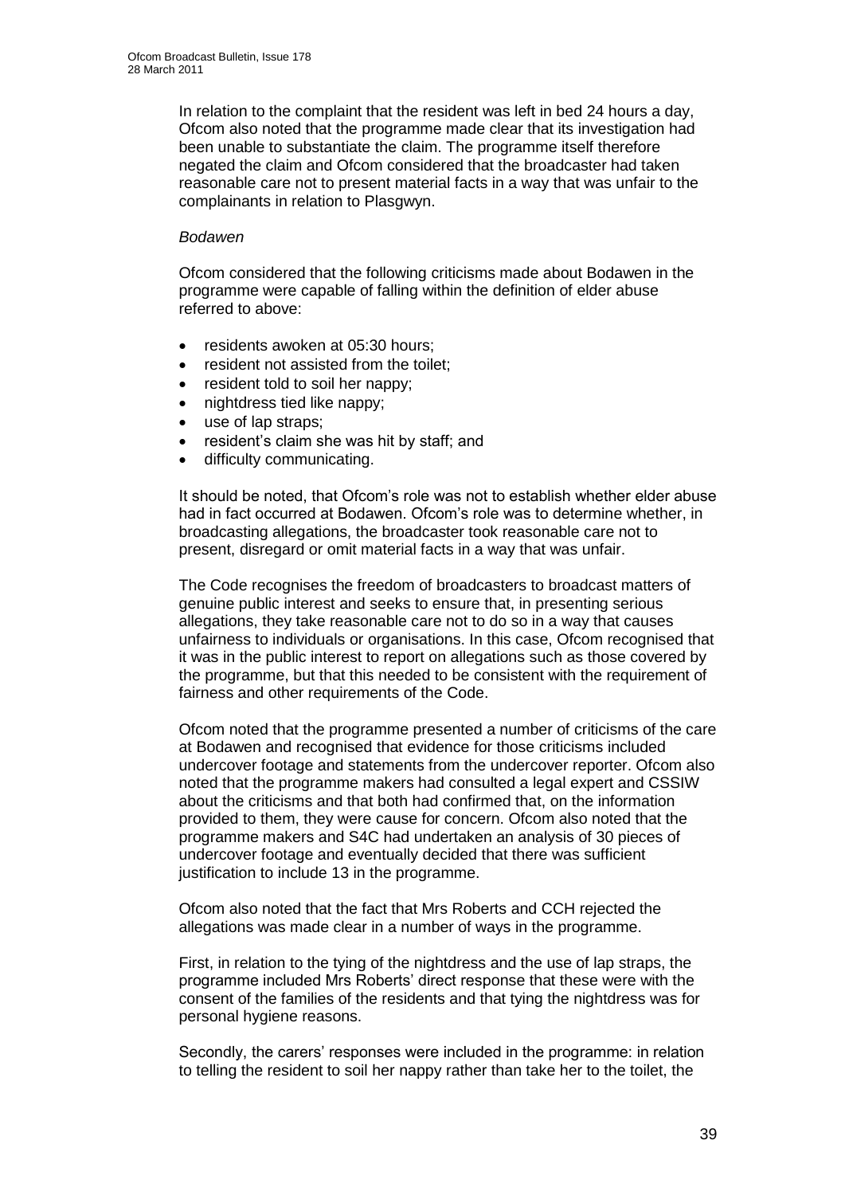In relation to the complaint that the resident was left in bed 24 hours a day, Ofcom also noted that the programme made clear that its investigation had been unable to substantiate the claim. The programme itself therefore negated the claim and Ofcom considered that the broadcaster had taken reasonable care not to present material facts in a way that was unfair to the complainants in relation to Plasgwyn.

*Bodawen*

Ofcom considered that the following criticisms made about Bodawen in the programme were capable of falling within the definition of elder abuse referred to above:

- residents awoken at 05:30 hours;
- resident not assisted from the toilet;
- resident told to soil her nappy;
- nightdress tied like nappy;
- use of lap straps;
- resident's claim she was hit by staff; and
- difficulty communicating.

It should be noted, that Ofcom's role was not to establish whether elder abuse had in fact occurred at Bodawen. Ofcom's role was to determine whether, in broadcasting allegations, the broadcaster took reasonable care not to present, disregard or omit material facts in a way that was unfair.

The Code recognises the freedom of broadcasters to broadcast matters of genuine public interest and seeks to ensure that, in presenting serious allegations, they take reasonable care not to do so in a way that causes unfairness to individuals or organisations. In this case, Ofcom recognised that it was in the public interest to report on allegations such as those covered by the programme, but that this needed to be consistent with the requirement of fairness and other requirements of the Code.

Ofcom noted that the programme presented a number of criticisms of the care at Bodawen and recognised that evidence for those criticisms included undercover footage and statements from the undercover reporter. Ofcom also noted that the programme makers had consulted a legal expert and CSSIW about the criticisms and that both had confirmed that, on the information provided to them, they were cause for concern. Ofcom also noted that the programme makers and S4C had undertaken an analysis of 30 pieces of undercover footage and eventually decided that there was sufficient justification to include 13 in the programme.

Ofcom also noted that the fact that Mrs Roberts and CCH rejected the allegations was made clear in a number of ways in the programme.

First, in relation to the tying of the nightdress and the use of lap straps, the programme included Mrs Roberts' direct response that these were with the consent of the families of the residents and that tying the nightdress was for personal hygiene reasons.

Secondly, the carers' responses were included in the programme: in relation to telling the resident to soil her nappy rather than take her to the toilet, the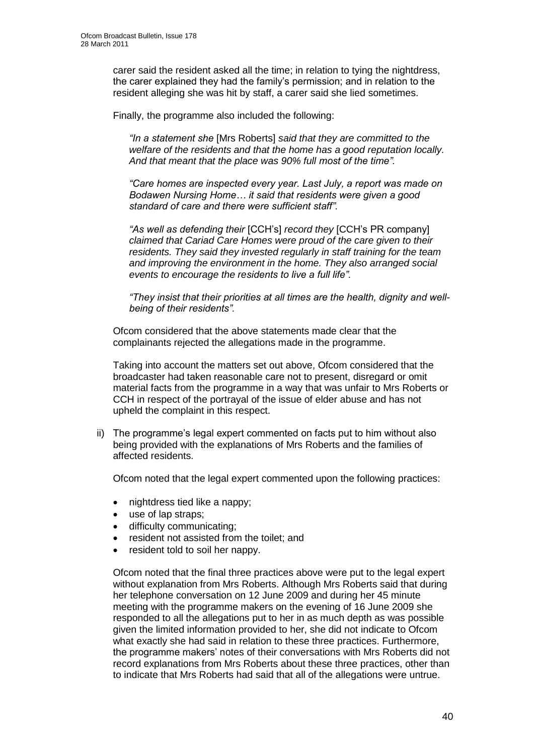carer said the resident asked all the time; in relation to tying the nightdress, the carer explained they had the family's permission; and in relation to the resident alleging she was hit by staff, a carer said she lied sometimes.

Finally, the programme also included the following:

> *"In a statement she* [Mrs Roberts] *said that they are committed to the welfare of the residents and that the home has a good reputation locally. And that meant that the place was 90% full most of the time".*
>
> *"Care homes are inspected every year. Last July, a report was made on Bodawen Nursing Home… it said that residents were given a good standard of care and there were sufficient staff".*
>
> *"As well as defending their* [CCH's] *record they* [CCH's PR company] *claimed that Cariad Care Homes were proud of the care given to their residents. They said they invested regularly in staff training for the team and improving the environment in the home. They also arranged social events to encourage the residents to live a full life".*
>
> *"They insist that their priorities at all times are the health, dignity and well-being of their residents".*

Ofcom considered that the above statements made clear that the complainants rejected the allegations made in the programme.

Taking into account the matters set out above, Ofcom considered that the broadcaster had taken reasonable care not to present, disregard or omit material facts from the programme in a way that was unfair to Mrs Roberts or CCH in respect of the portrayal of the issue of elder abuse and has not upheld the complaint in this respect.

ii) The programme's legal expert commented on facts put to him without also being provided with the explanations of Mrs Roberts and the families of affected residents.

Ofcom noted that the legal expert commented upon the following practices:

- nightdress tied like a nappy;
- use of lap straps;
- difficulty communicating;
- resident not assisted from the toilet; and
- resident told to soil her nappy.

Ofcom noted that the final three practices above were put to the legal expert without explanation from Mrs Roberts. Although Mrs Roberts said that during her telephone conversation on 12 June 2009 and during her 45 minute meeting with the programme makers on the evening of 16 June 2009 she responded to all the allegations put to her in as much depth as was possible given the limited information provided to her, she did not indicate to Ofcom what exactly she had said in relation to these three practices. Furthermore, the programme makers' notes of their conversations with Mrs Roberts did not record explanations from Mrs Roberts about these three practices, other than to indicate that Mrs Roberts had said that all of the allegations were untrue.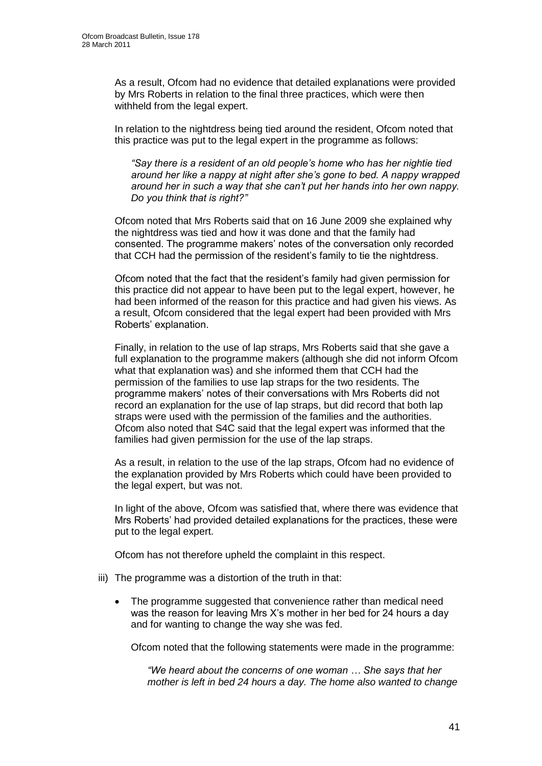As a result, Ofcom had no evidence that detailed explanations were provided by Mrs Roberts in relation to the final three practices, which were then withheld from the legal expert.

In relation to the nightdress being tied around the resident, Ofcom noted that this practice was put to the legal expert in the programme as follows:

> *"Say there is a resident of an old people's home who has her nightie tied around her like a nappy at night after she's gone to bed. A nappy wrapped around her in such a way that she can't put her hands into her own nappy. Do you think that is right?"*

Ofcom noted that Mrs Roberts said that on 16 June 2009 she explained why the nightdress was tied and how it was done and that the family had consented. The programme makers' notes of the conversation only recorded that CCH had the permission of the resident's family to tie the nightdress.

Ofcom noted that the fact that the resident's family had given permission for this practice did not appear to have been put to the legal expert, however, he had been informed of the reason for this practice and had given his views. As a result, Ofcom considered that the legal expert had been provided with Mrs Roberts' explanation.

Finally, in relation to the use of lap straps, Mrs Roberts said that she gave a full explanation to the programme makers (although she did not inform Ofcom what that explanation was) and she informed them that CCH had the permission of the families to use lap straps for the two residents. The programme makers' notes of their conversations with Mrs Roberts did not record an explanation for the use of lap straps, but did record that both lap straps were used with the permission of the families and the authorities. Ofcom also noted that S4C said that the legal expert was informed that the families had given permission for the use of the lap straps.

As a result, in relation to the use of the lap straps, Ofcom had no evidence of the explanation provided by Mrs Roberts which could have been provided to the legal expert, but was not.

In light of the above, Ofcom was satisfied that, where there was evidence that Mrs Roberts' had provided detailed explanations for the practices, these were put to the legal expert.

Ofcom has not therefore upheld the complaint in this respect.

iii) The programme was a distortion of the truth in that:

- The programme suggested that convenience rather than medical need was the reason for leaving Mrs X's mother in her bed for 24 hours a day and for wanting to change the way she was fed.

  Ofcom noted that the following statements were made in the programme:

  > *"We heard about the concerns of one woman … She says that her mother is left in bed 24 hours a day. The home also wanted to change*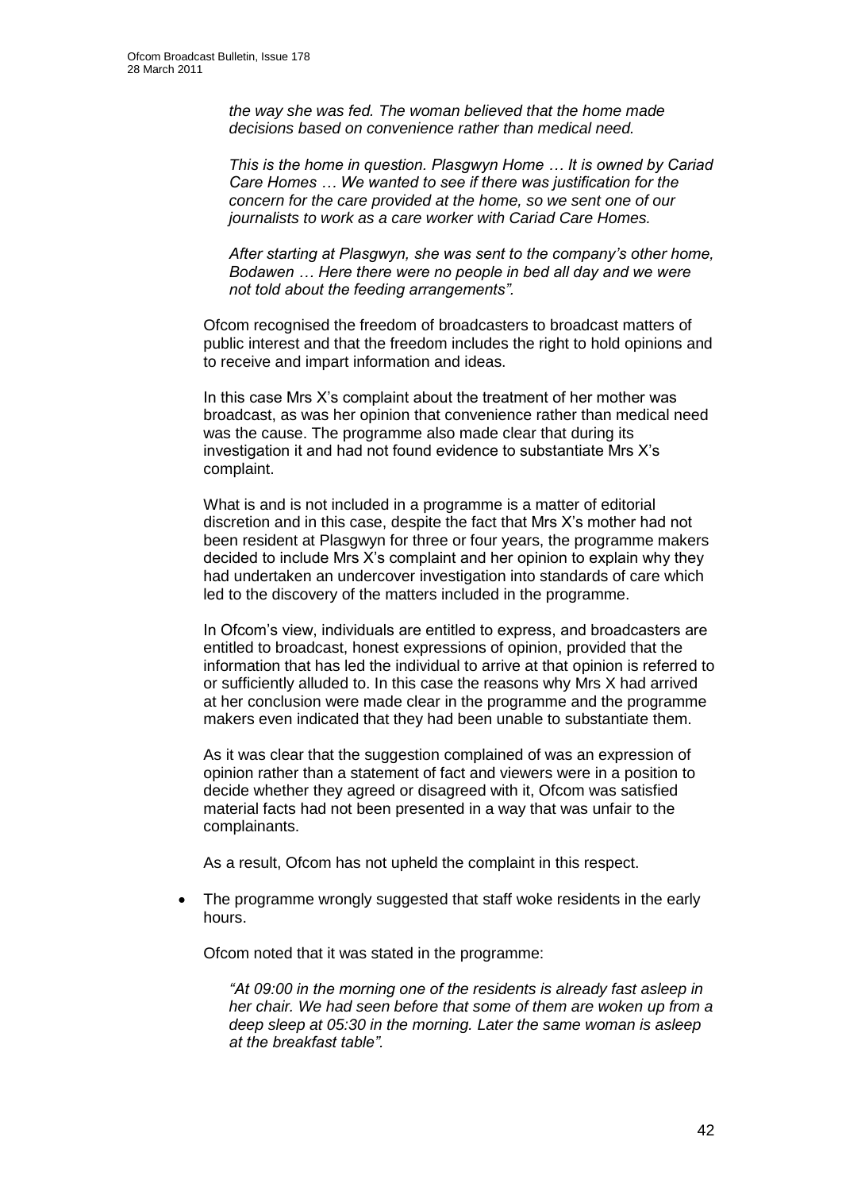*the way she was fed. The woman believed that the home made decisions based on convenience rather than medical need.*

*This is the home in question. Plasgwyn Home … It is owned by Cariad Care Homes … We wanted to see if there was justification for the concern for the care provided at the home, so we sent one of our journalists to work as a care worker with Cariad Care Homes.*

*After starting at Plasgwyn, she was sent to the company's other home, Bodawen … Here there were no people in bed all day and we were not told about the feeding arrangements".*

Ofcom recognised the freedom of broadcasters to broadcast matters of public interest and that the freedom includes the right to hold opinions and to receive and impart information and ideas.

In this case Mrs X's complaint about the treatment of her mother was broadcast, as was her opinion that convenience rather than medical need was the cause. The programme also made clear that during its investigation it and had not found evidence to substantiate Mrs X's complaint.

What is and is not included in a programme is a matter of editorial discretion and in this case, despite the fact that Mrs X's mother had not been resident at Plasgwyn for three or four years, the programme makers decided to include Mrs X's complaint and her opinion to explain why they had undertaken an undercover investigation into standards of care which led to the discovery of the matters included in the programme.

In Ofcom's view, individuals are entitled to express, and broadcasters are entitled to broadcast, honest expressions of opinion, provided that the information that has led the individual to arrive at that opinion is referred to or sufficiently alluded to. In this case the reasons why Mrs X had arrived at her conclusion were made clear in the programme and the programme makers even indicated that they had been unable to substantiate them.

As it was clear that the suggestion complained of was an expression of opinion rather than a statement of fact and viewers were in a position to decide whether they agreed or disagreed with it, Ofcom was satisfied material facts had not been presented in a way that was unfair to the complainants.

As a result, Ofcom has not upheld the complaint in this respect.

- The programme wrongly suggested that staff woke residents in the early hours.

  Ofcom noted that it was stated in the programme:

  *"At 09:00 in the morning one of the residents is already fast asleep in her chair. We had seen before that some of them are woken up from a deep sleep at 05:30 in the morning. Later the same woman is asleep at the breakfast table".*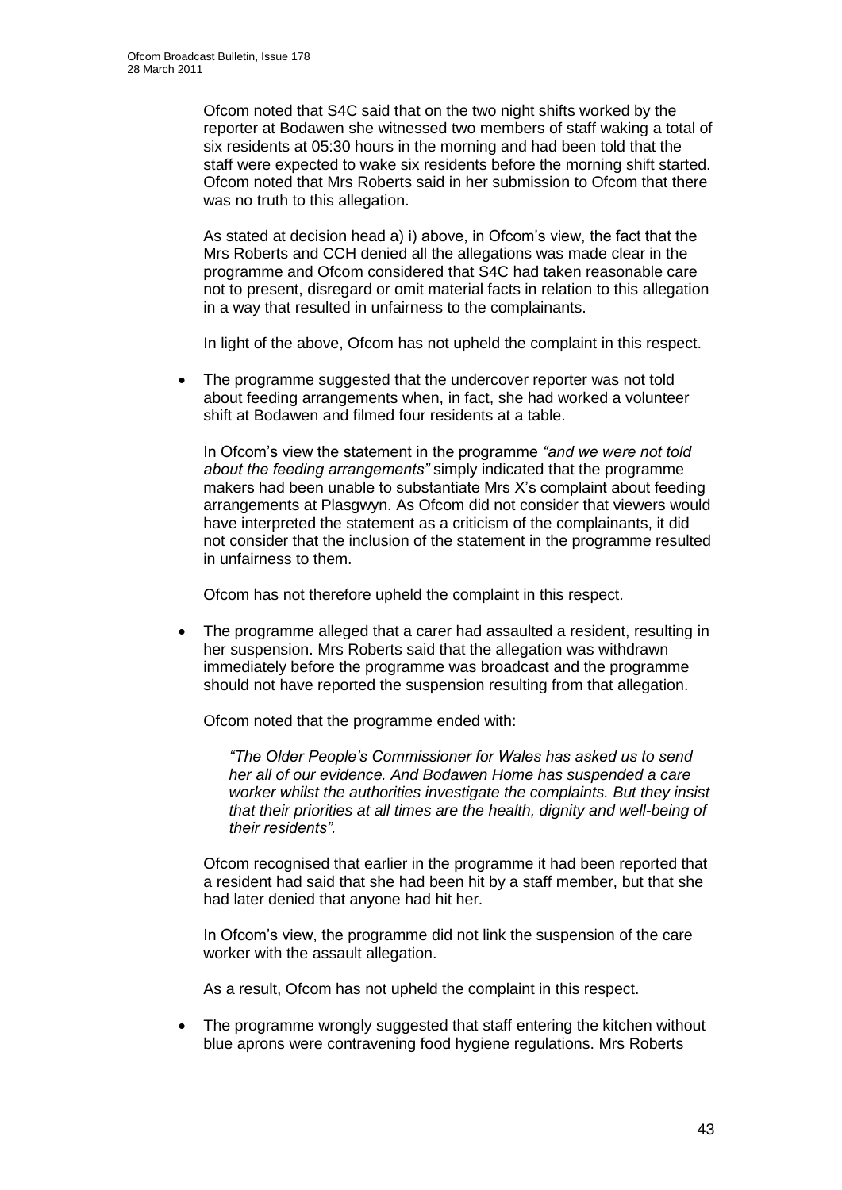Ofcom noted that S4C said that on the two night shifts worked by the reporter at Bodawen she witnessed two members of staff waking a total of six residents at 05:30 hours in the morning and had been told that the staff were expected to wake six residents before the morning shift started. Ofcom noted that Mrs Roberts said in her submission to Ofcom that there was no truth to this allegation.

As stated at decision head a) i) above, in Ofcom's view, the fact that the Mrs Roberts and CCH denied all the allegations was made clear in the programme and Ofcom considered that S4C had taken reasonable care not to present, disregard or omit material facts in relation to this allegation in a way that resulted in unfairness to the complainants.

In light of the above, Ofcom has not upheld the complaint in this respect.

- The programme suggested that the undercover reporter was not told about feeding arrangements when, in fact, she had worked a volunteer shift at Bodawen and filmed four residents at a table.

  In Ofcom's view the statement in the programme *"and we were not told about the feeding arrangements"* simply indicated that the programme makers had been unable to substantiate Mrs X's complaint about feeding arrangements at Plasgwyn. As Ofcom did not consider that viewers would have interpreted the statement as a criticism of the complainants, it did not consider that the inclusion of the statement in the programme resulted in unfairness to them.

  Ofcom has not therefore upheld the complaint in this respect.

- The programme alleged that a carer had assaulted a resident, resulting in her suspension. Mrs Roberts said that the allegation was withdrawn immediately before the programme was broadcast and the programme should not have reported the suspension resulting from that allegation.

  Ofcom noted that the programme ended with:

  > *"The Older People's Commissioner for Wales has asked us to send her all of our evidence. And Bodawen Home has suspended a care worker whilst the authorities investigate the complaints. But they insist that their priorities at all times are the health, dignity and well-being of their residents".*

  Ofcom recognised that earlier in the programme it had been reported that a resident had said that she had been hit by a staff member, but that she had later denied that anyone had hit her.

  In Ofcom's view, the programme did not link the suspension of the care worker with the assault allegation.

  As a result, Ofcom has not upheld the complaint in this respect.

- The programme wrongly suggested that staff entering the kitchen without blue aprons were contravening food hygiene regulations. Mrs Roberts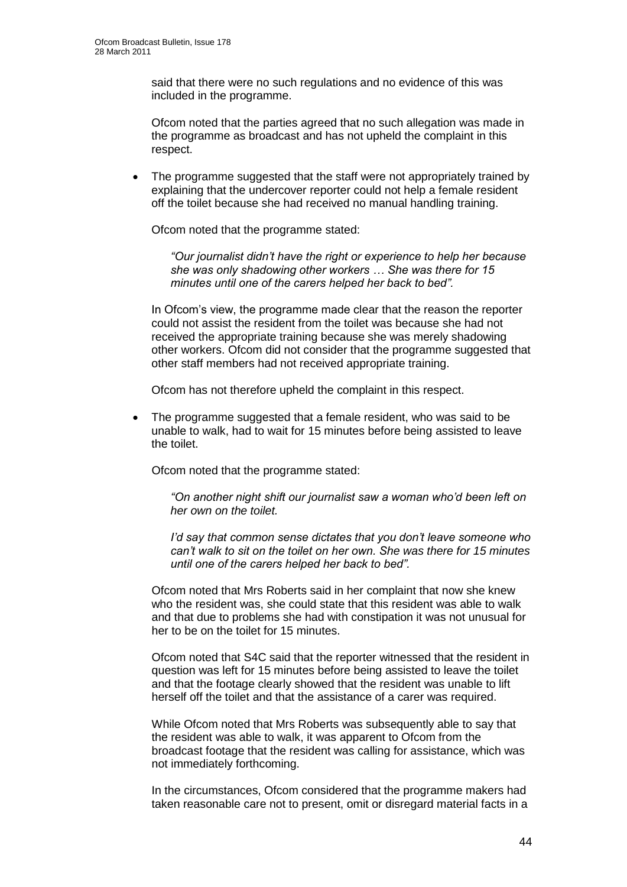said that there were no such regulations and no evidence of this was included in the programme.

Ofcom noted that the parties agreed that no such allegation was made in the programme as broadcast and has not upheld the complaint in this respect.

- The programme suggested that the staff were not appropriately trained by explaining that the undercover reporter could not help a female resident off the toilet because she had received no manual handling training.

  Ofcom noted that the programme stated:

  > *"Our journalist didn't have the right or experience to help her because she was only shadowing other workers … She was there for 15 minutes until one of the carers helped her back to bed".*

  In Ofcom's view, the programme made clear that the reason the reporter could not assist the resident from the toilet was because she had not received the appropriate training because she was merely shadowing other workers. Ofcom did not consider that the programme suggested that other staff members had not received appropriate training.

  Ofcom has not therefore upheld the complaint in this respect.

- The programme suggested that a female resident, who was said to be unable to walk, had to wait for 15 minutes before being assisted to leave the toilet.

  Ofcom noted that the programme stated:

  > *"On another night shift our journalist saw a woman who'd been left on her own on the toilet.*
  >
  > *I'd say that common sense dictates that you don't leave someone who can't walk to sit on the toilet on her own. She was there for 15 minutes until one of the carers helped her back to bed".*

  Ofcom noted that Mrs Roberts said in her complaint that now she knew who the resident was, she could state that this resident was able to walk and that due to problems she had with constipation it was not unusual for her to be on the toilet for 15 minutes.

  Ofcom noted that S4C said that the reporter witnessed that the resident in question was left for 15 minutes before being assisted to leave the toilet and that the footage clearly showed that the resident was unable to lift herself off the toilet and that the assistance of a carer was required.

  While Ofcom noted that Mrs Roberts was subsequently able to say that the resident was able to walk, it was apparent to Ofcom from the broadcast footage that the resident was calling for assistance, which was not immediately forthcoming.

  In the circumstances, Ofcom considered that the programme makers had taken reasonable care not to present, omit or disregard material facts in a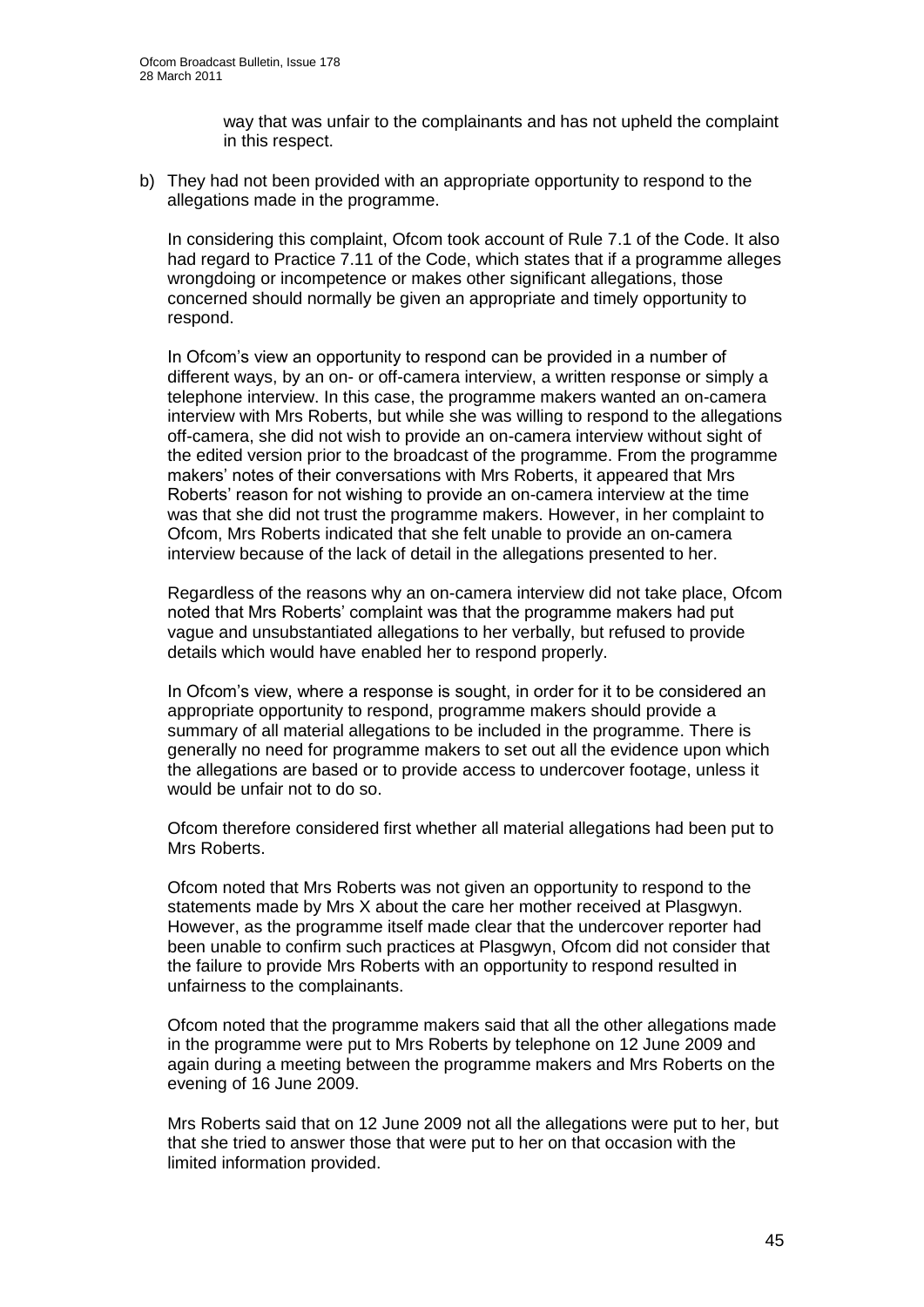way that was unfair to the complainants and has not upheld the complaint in this respect.

b) They had not been provided with an appropriate opportunity to respond to the allegations made in the programme.

   In considering this complaint, Ofcom took account of Rule 7.1 of the Code. It also had regard to Practice 7.11 of the Code, which states that if a programme alleges wrongdoing or incompetence or makes other significant allegations, those concerned should normally be given an appropriate and timely opportunity to respond.

   In Ofcom's view an opportunity to respond can be provided in a number of different ways, by an on- or off-camera interview, a written response or simply a telephone interview. In this case, the programme makers wanted an on-camera interview with Mrs Roberts, but while she was willing to respond to the allegations off-camera, she did not wish to provide an on-camera interview without sight of the edited version prior to the broadcast of the programme. From the programme makers' notes of their conversations with Mrs Roberts, it appeared that Mrs Roberts' reason for not wishing to provide an on-camera interview at the time was that she did not trust the programme makers. However, in her complaint to Ofcom, Mrs Roberts indicated that she felt unable to provide an on-camera interview because of the lack of detail in the allegations presented to her.

   Regardless of the reasons why an on-camera interview did not take place, Ofcom noted that Mrs Roberts' complaint was that the programme makers had put vague and unsubstantiated allegations to her verbally, but refused to provide details which would have enabled her to respond properly.

   In Ofcom's view, where a response is sought, in order for it to be considered an appropriate opportunity to respond, programme makers should provide a summary of all material allegations to be included in the programme. There is generally no need for programme makers to set out all the evidence upon which the allegations are based or to provide access to undercover footage, unless it would be unfair not to do so.

   Ofcom therefore considered first whether all material allegations had been put to Mrs Roberts.

   Ofcom noted that Mrs Roberts was not given an opportunity to respond to the statements made by Mrs X about the care her mother received at Plasgwyn. However, as the programme itself made clear that the undercover reporter had been unable to confirm such practices at Plasgwyn, Ofcom did not consider that the failure to provide Mrs Roberts with an opportunity to respond resulted in unfairness to the complainants.

   Ofcom noted that the programme makers said that all the other allegations made in the programme were put to Mrs Roberts by telephone on 12 June 2009 and again during a meeting between the programme makers and Mrs Roberts on the evening of 16 June 2009.

   Mrs Roberts said that on 12 June 2009 not all the allegations were put to her, but that she tried to answer those that were put to her on that occasion with the limited information provided.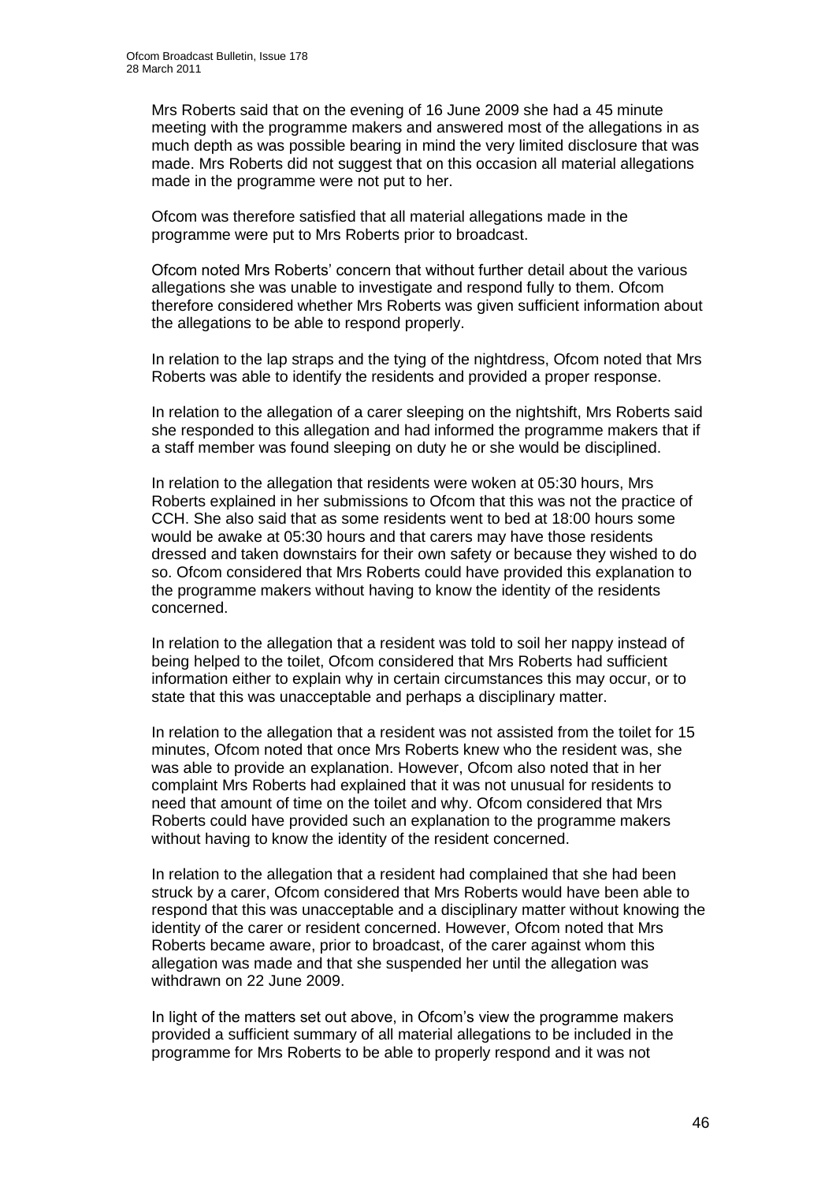Mrs Roberts said that on the evening of 16 June 2009 she had a 45 minute meeting with the programme makers and answered most of the allegations in as much depth as was possible bearing in mind the very limited disclosure that was made. Mrs Roberts did not suggest that on this occasion all material allegations made in the programme were not put to her.

Ofcom was therefore satisfied that all material allegations made in the programme were put to Mrs Roberts prior to broadcast.

Ofcom noted Mrs Roberts' concern that without further detail about the various allegations she was unable to investigate and respond fully to them. Ofcom therefore considered whether Mrs Roberts was given sufficient information about the allegations to be able to respond properly.

In relation to the lap straps and the tying of the nightdress, Ofcom noted that Mrs Roberts was able to identify the residents and provided a proper response.

In relation to the allegation of a carer sleeping on the nightshift, Mrs Roberts said she responded to this allegation and had informed the programme makers that if a staff member was found sleeping on duty he or she would be disciplined.

In relation to the allegation that residents were woken at 05:30 hours, Mrs Roberts explained in her submissions to Ofcom that this was not the practice of CCH. She also said that as some residents went to bed at 18:00 hours some would be awake at 05:30 hours and that carers may have those residents dressed and taken downstairs for their own safety or because they wished to do so. Ofcom considered that Mrs Roberts could have provided this explanation to the programme makers without having to know the identity of the residents concerned.

In relation to the allegation that a resident was told to soil her nappy instead of being helped to the toilet, Ofcom considered that Mrs Roberts had sufficient information either to explain why in certain circumstances this may occur, or to state that this was unacceptable and perhaps a disciplinary matter.

In relation to the allegation that a resident was not assisted from the toilet for 15 minutes, Ofcom noted that once Mrs Roberts knew who the resident was, she was able to provide an explanation. However, Ofcom also noted that in her complaint Mrs Roberts had explained that it was not unusual for residents to need that amount of time on the toilet and why. Ofcom considered that Mrs Roberts could have provided such an explanation to the programme makers without having to know the identity of the resident concerned.

In relation to the allegation that a resident had complained that she had been struck by a carer, Ofcom considered that Mrs Roberts would have been able to respond that this was unacceptable and a disciplinary matter without knowing the identity of the carer or resident concerned. However, Ofcom noted that Mrs Roberts became aware, prior to broadcast, of the carer against whom this allegation was made and that she suspended her until the allegation was withdrawn on 22 June 2009.

In light of the matters set out above, in Ofcom's view the programme makers provided a sufficient summary of all material allegations to be included in the programme for Mrs Roberts to be able to properly respond and it was not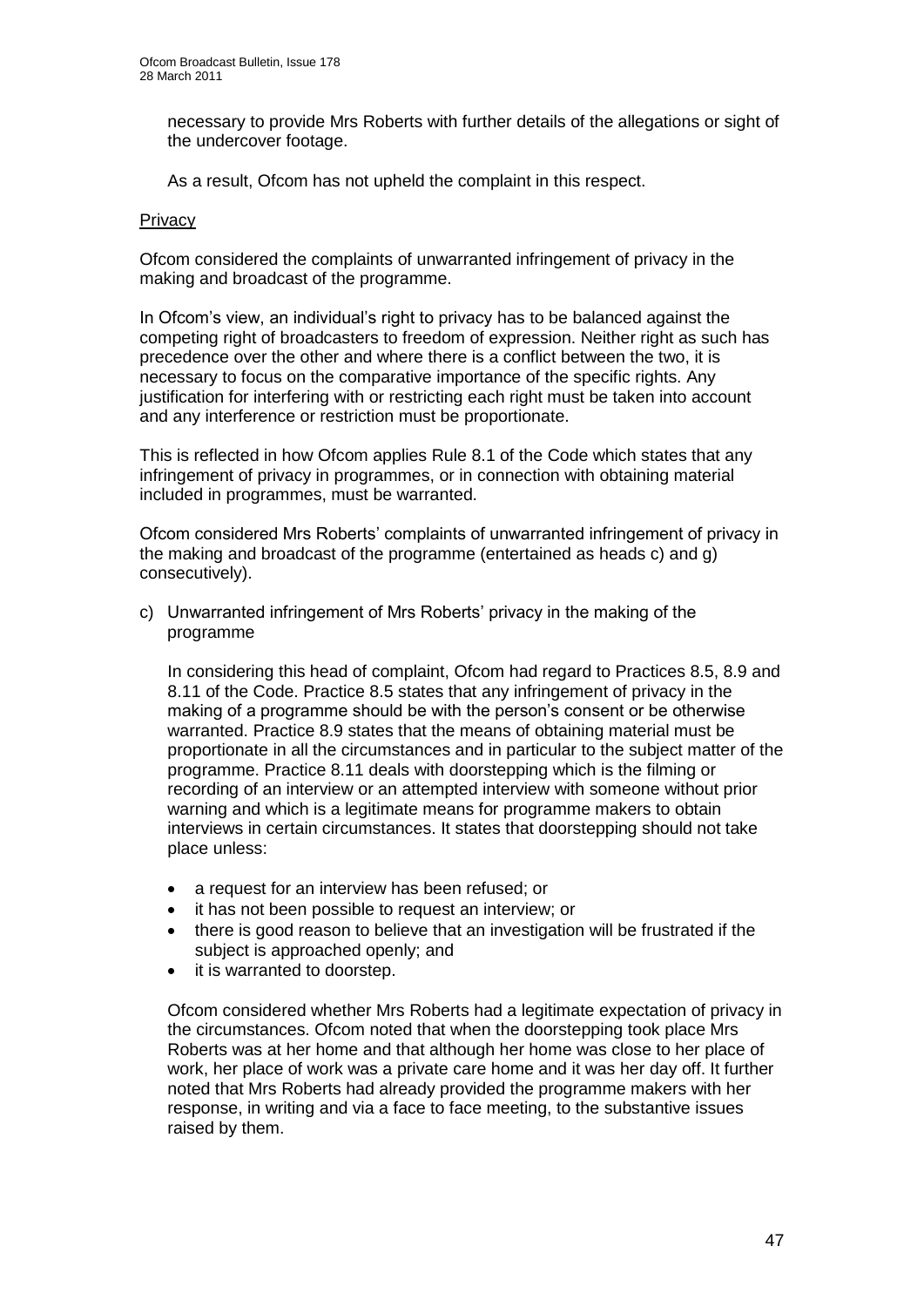necessary to provide Mrs Roberts with further details of the allegations or sight of the undercover footage.

As a result, Ofcom has not upheld the complaint in this respect.

Privacy

Ofcom considered the complaints of unwarranted infringement of privacy in the making and broadcast of the programme.

In Ofcom's view, an individual's right to privacy has to be balanced against the competing right of broadcasters to freedom of expression. Neither right as such has precedence over the other and where there is a conflict between the two, it is necessary to focus on the comparative importance of the specific rights. Any justification for interfering with or restricting each right must be taken into account and any interference or restriction must be proportionate.

This is reflected in how Ofcom applies Rule 8.1 of the Code which states that any infringement of privacy in programmes, or in connection with obtaining material included in programmes, must be warranted.

Ofcom considered Mrs Roberts' complaints of unwarranted infringement of privacy in the making and broadcast of the programme (entertained as heads c) and g) consecutively).

c) Unwarranted infringement of Mrs Roberts' privacy in the making of the programme

   In considering this head of complaint, Ofcom had regard to Practices 8.5, 8.9 and 8.11 of the Code. Practice 8.5 states that any infringement of privacy in the making of a programme should be with the person's consent or be otherwise warranted. Practice 8.9 states that the means of obtaining material must be proportionate in all the circumstances and in particular to the subject matter of the programme. Practice 8.11 deals with doorstepping which is the filming or recording of an interview or an attempted interview with someone without prior warning and which is a legitimate means for programme makers to obtain interviews in certain circumstances. It states that doorstepping should not take place unless:

   - a request for an interview has been refused; or
   - it has not been possible to request an interview; or
   - there is good reason to believe that an investigation will be frustrated if the subject is approached openly; and
   - it is warranted to doorstep.

   Ofcom considered whether Mrs Roberts had a legitimate expectation of privacy in the circumstances. Ofcom noted that when the doorstepping took place Mrs Roberts was at her home and that although her home was close to her place of work, her place of work was a private care home and it was her day off. It further noted that Mrs Roberts had already provided the programme makers with her response, in writing and via a face to face meeting, to the substantive issues raised by them.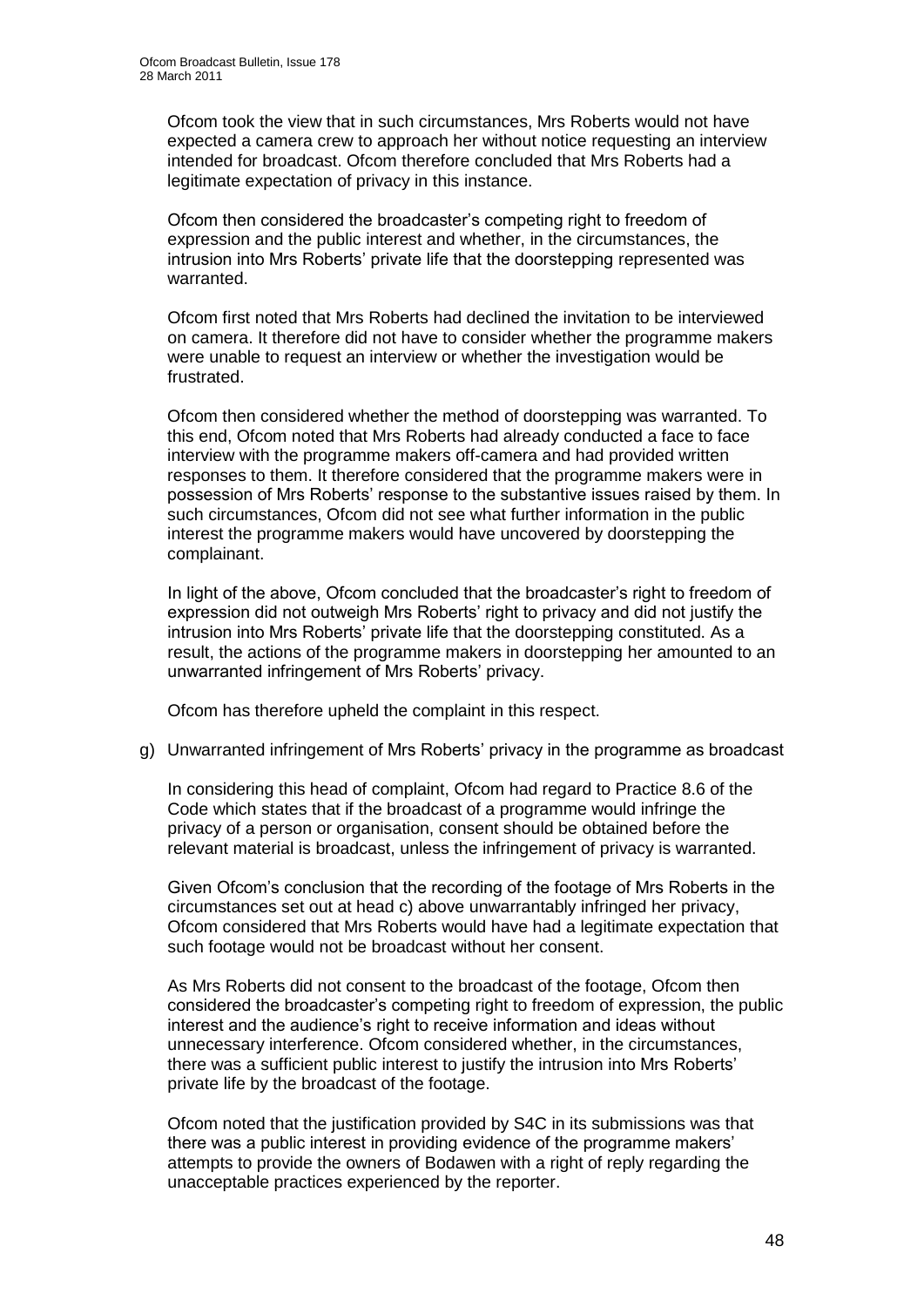Ofcom took the view that in such circumstances, Mrs Roberts would not have expected a camera crew to approach her without notice requesting an interview intended for broadcast. Ofcom therefore concluded that Mrs Roberts had a legitimate expectation of privacy in this instance.

Ofcom then considered the broadcaster's competing right to freedom of expression and the public interest and whether, in the circumstances, the intrusion into Mrs Roberts' private life that the doorstepping represented was warranted.

Ofcom first noted that Mrs Roberts had declined the invitation to be interviewed on camera. It therefore did not have to consider whether the programme makers were unable to request an interview or whether the investigation would be frustrated.

Ofcom then considered whether the method of doorstepping was warranted. To this end, Ofcom noted that Mrs Roberts had already conducted a face to face interview with the programme makers off-camera and had provided written responses to them. It therefore considered that the programme makers were in possession of Mrs Roberts' response to the substantive issues raised by them. In such circumstances, Ofcom did not see what further information in the public interest the programme makers would have uncovered by doorstepping the complainant.

In light of the above, Ofcom concluded that the broadcaster's right to freedom of expression did not outweigh Mrs Roberts' right to privacy and did not justify the intrusion into Mrs Roberts' private life that the doorstepping constituted. As a result, the actions of the programme makers in doorstepping her amounted to an unwarranted infringement of Mrs Roberts' privacy.

Ofcom has therefore upheld the complaint in this respect.

g) Unwarranted infringement of Mrs Roberts' privacy in the programme as broadcast

In considering this head of complaint, Ofcom had regard to Practice 8.6 of the Code which states that if the broadcast of a programme would infringe the privacy of a person or organisation, consent should be obtained before the relevant material is broadcast, unless the infringement of privacy is warranted.

Given Ofcom's conclusion that the recording of the footage of Mrs Roberts in the circumstances set out at head c) above unwarrantably infringed her privacy, Ofcom considered that Mrs Roberts would have had a legitimate expectation that such footage would not be broadcast without her consent.

As Mrs Roberts did not consent to the broadcast of the footage, Ofcom then considered the broadcaster's competing right to freedom of expression, the public interest and the audience's right to receive information and ideas without unnecessary interference. Ofcom considered whether, in the circumstances, there was a sufficient public interest to justify the intrusion into Mrs Roberts' private life by the broadcast of the footage.

Ofcom noted that the justification provided by S4C in its submissions was that there was a public interest in providing evidence of the programme makers' attempts to provide the owners of Bodawen with a right of reply regarding the unacceptable practices experienced by the reporter.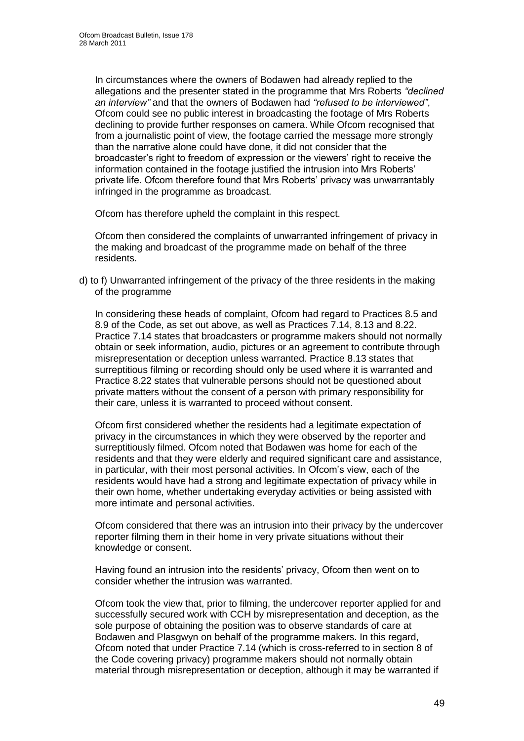In circumstances where the owners of Bodawen had already replied to the allegations and the presenter stated in the programme that Mrs Roberts *"declined an interview"* and that the owners of Bodawen had *"refused to be interviewed"*, Ofcom could see no public interest in broadcasting the footage of Mrs Roberts declining to provide further responses on camera. While Ofcom recognised that from a journalistic point of view, the footage carried the message more strongly than the narrative alone could have done, it did not consider that the broadcaster's right to freedom of expression or the viewers' right to receive the information contained in the footage justified the intrusion into Mrs Roberts' private life. Ofcom therefore found that Mrs Roberts' privacy was unwarrantably infringed in the programme as broadcast.

Ofcom has therefore upheld the complaint in this respect.

Ofcom then considered the complaints of unwarranted infringement of privacy in the making and broadcast of the programme made on behalf of the three residents.

d) to f) Unwarranted infringement of the privacy of the three residents in the making of the programme

In considering these heads of complaint, Ofcom had regard to Practices 8.5 and 8.9 of the Code, as set out above, as well as Practices 7.14, 8.13 and 8.22. Practice 7.14 states that broadcasters or programme makers should not normally obtain or seek information, audio, pictures or an agreement to contribute through misrepresentation or deception unless warranted. Practice 8.13 states that surreptitious filming or recording should only be used where it is warranted and Practice 8.22 states that vulnerable persons should not be questioned about private matters without the consent of a person with primary responsibility for their care, unless it is warranted to proceed without consent.

Ofcom first considered whether the residents had a legitimate expectation of privacy in the circumstances in which they were observed by the reporter and surreptitiously filmed. Ofcom noted that Bodawen was home for each of the residents and that they were elderly and required significant care and assistance, in particular, with their most personal activities. In Ofcom's view, each of the residents would have had a strong and legitimate expectation of privacy while in their own home, whether undertaking everyday activities or being assisted with more intimate and personal activities.

Ofcom considered that there was an intrusion into their privacy by the undercover reporter filming them in their home in very private situations without their knowledge or consent.

Having found an intrusion into the residents' privacy, Ofcom then went on to consider whether the intrusion was warranted.

Ofcom took the view that, prior to filming, the undercover reporter applied for and successfully secured work with CCH by misrepresentation and deception, as the sole purpose of obtaining the position was to observe standards of care at Bodawen and Plasgwyn on behalf of the programme makers. In this regard, Ofcom noted that under Practice 7.14 (which is cross-referred to in section 8 of the Code covering privacy) programme makers should not normally obtain material through misrepresentation or deception, although it may be warranted if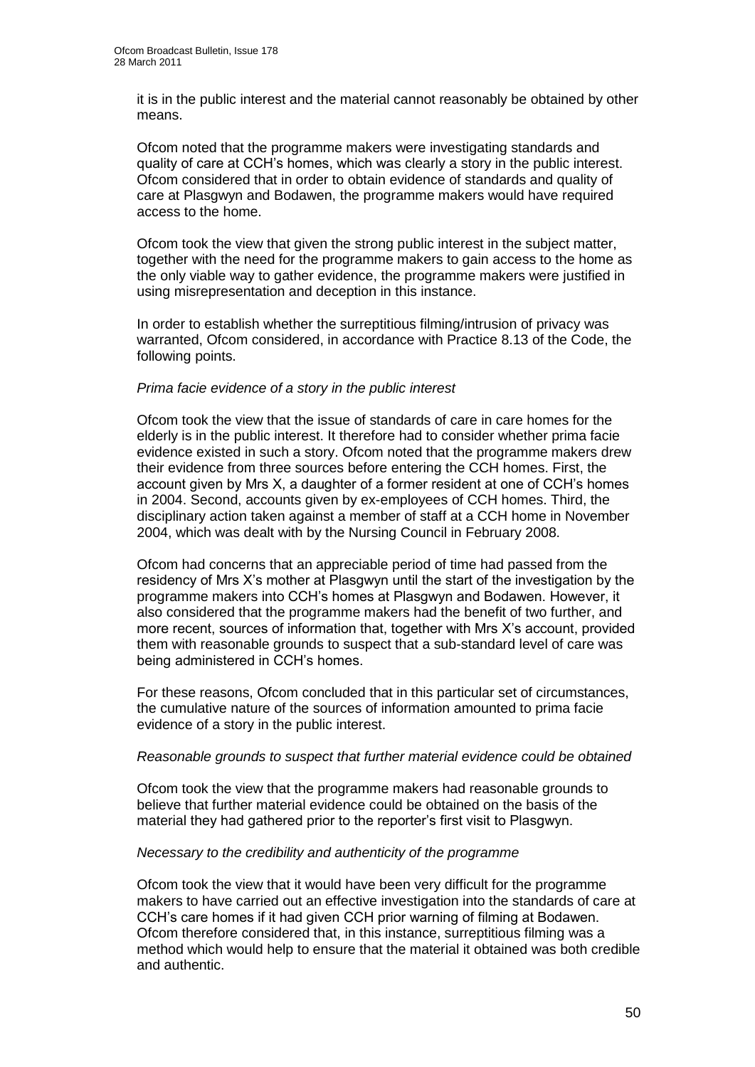it is in the public interest and the material cannot reasonably be obtained by other means.

Ofcom noted that the programme makers were investigating standards and quality of care at CCH's homes, which was clearly a story in the public interest. Ofcom considered that in order to obtain evidence of standards and quality of care at Plasgwyn and Bodawen, the programme makers would have required access to the home.

Ofcom took the view that given the strong public interest in the subject matter, together with the need for the programme makers to gain access to the home as the only viable way to gather evidence, the programme makers were justified in using misrepresentation and deception in this instance.

In order to establish whether the surreptitious filming/intrusion of privacy was warranted, Ofcom considered, in accordance with Practice 8.13 of the Code, the following points.

*Prima facie evidence of a story in the public interest*

Ofcom took the view that the issue of standards of care in care homes for the elderly is in the public interest. It therefore had to consider whether prima facie evidence existed in such a story. Ofcom noted that the programme makers drew their evidence from three sources before entering the CCH homes. First, the account given by Mrs X, a daughter of a former resident at one of CCH's homes in 2004. Second, accounts given by ex-employees of CCH homes. Third, the disciplinary action taken against a member of staff at a CCH home in November 2004, which was dealt with by the Nursing Council in February 2008.

Ofcom had concerns that an appreciable period of time had passed from the residency of Mrs X's mother at Plasgwyn until the start of the investigation by the programme makers into CCH's homes at Plasgwyn and Bodawen. However, it also considered that the programme makers had the benefit of two further, and more recent, sources of information that, together with Mrs X's account, provided them with reasonable grounds to suspect that a sub-standard level of care was being administered in CCH's homes.

For these reasons, Ofcom concluded that in this particular set of circumstances, the cumulative nature of the sources of information amounted to prima facie evidence of a story in the public interest.

*Reasonable grounds to suspect that further material evidence could be obtained*

Ofcom took the view that the programme makers had reasonable grounds to believe that further material evidence could be obtained on the basis of the material they had gathered prior to the reporter's first visit to Plasgwyn.

*Necessary to the credibility and authenticity of the programme*

Ofcom took the view that it would have been very difficult for the programme makers to have carried out an effective investigation into the standards of care at CCH's care homes if it had given CCH prior warning of filming at Bodawen. Ofcom therefore considered that, in this instance, surreptitious filming was a method which would help to ensure that the material it obtained was both credible and authentic.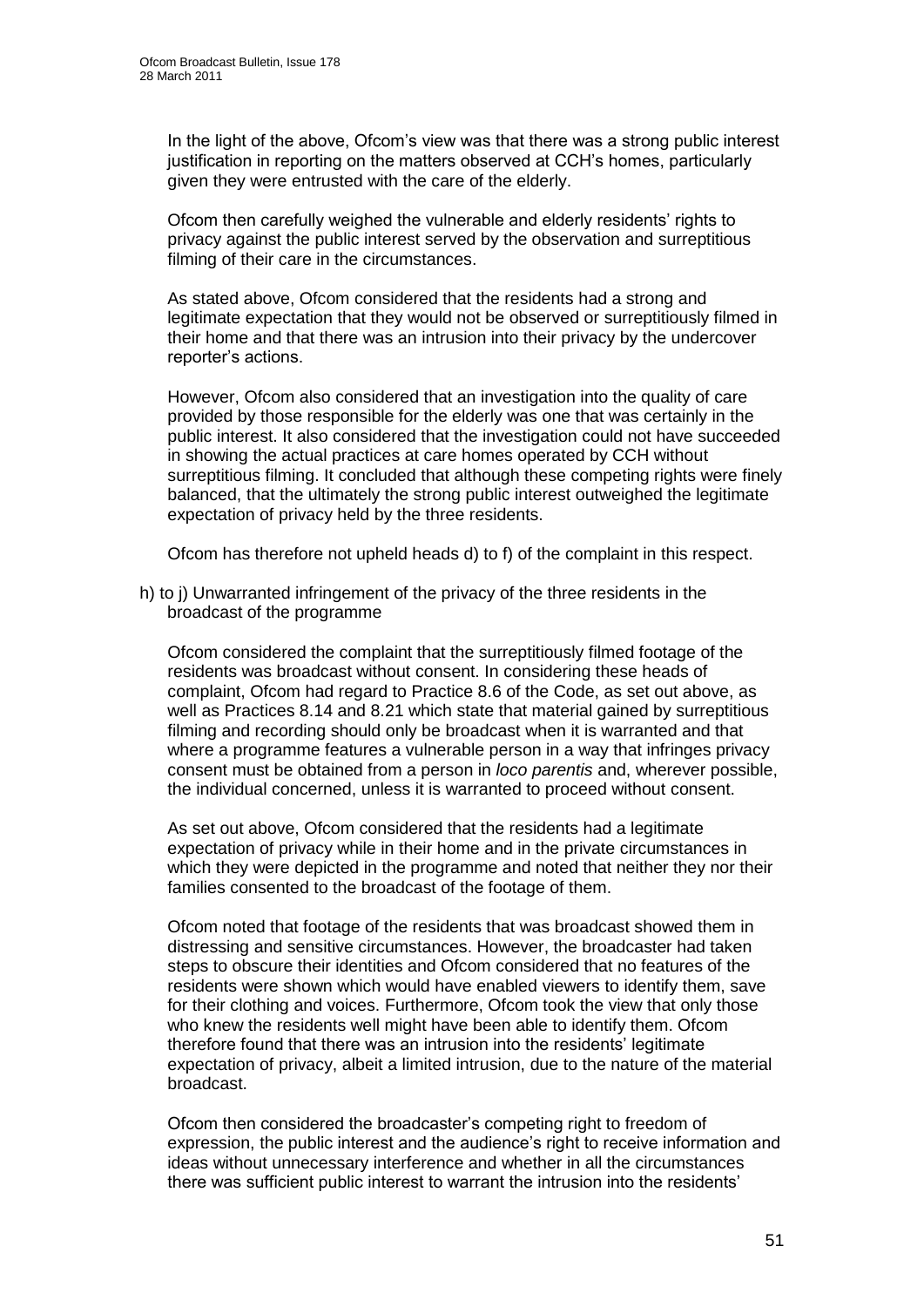In the light of the above, Ofcom's view was that there was a strong public interest justification in reporting on the matters observed at CCH's homes, particularly given they were entrusted with the care of the elderly.

Ofcom then carefully weighed the vulnerable and elderly residents' rights to privacy against the public interest served by the observation and surreptitious filming of their care in the circumstances.

As stated above, Ofcom considered that the residents had a strong and legitimate expectation that they would not be observed or surreptitiously filmed in their home and that there was an intrusion into their privacy by the undercover reporter's actions.

However, Ofcom also considered that an investigation into the quality of care provided by those responsible for the elderly was one that was certainly in the public interest. It also considered that the investigation could not have succeeded in showing the actual practices at care homes operated by CCH without surreptitious filming. It concluded that although these competing rights were finely balanced, that the ultimately the strong public interest outweighed the legitimate expectation of privacy held by the three residents.

Ofcom has therefore not upheld heads d) to f) of the complaint in this respect.

h) to j) Unwarranted infringement of the privacy of the three residents in the broadcast of the programme

Ofcom considered the complaint that the surreptitiously filmed footage of the residents was broadcast without consent. In considering these heads of complaint, Ofcom had regard to Practice 8.6 of the Code, as set out above, as well as Practices 8.14 and 8.21 which state that material gained by surreptitious filming and recording should only be broadcast when it is warranted and that where a programme features a vulnerable person in a way that infringes privacy consent must be obtained from a person in *loco parentis* and, wherever possible, the individual concerned, unless it is warranted to proceed without consent.

As set out above, Ofcom considered that the residents had a legitimate expectation of privacy while in their home and in the private circumstances in which they were depicted in the programme and noted that neither they nor their families consented to the broadcast of the footage of them.

Ofcom noted that footage of the residents that was broadcast showed them in distressing and sensitive circumstances. However, the broadcaster had taken steps to obscure their identities and Ofcom considered that no features of the residents were shown which would have enabled viewers to identify them, save for their clothing and voices. Furthermore, Ofcom took the view that only those who knew the residents well might have been able to identify them. Ofcom therefore found that there was an intrusion into the residents' legitimate expectation of privacy, albeit a limited intrusion, due to the nature of the material broadcast.

Ofcom then considered the broadcaster's competing right to freedom of expression, the public interest and the audience's right to receive information and ideas without unnecessary interference and whether in all the circumstances there was sufficient public interest to warrant the intrusion into the residents'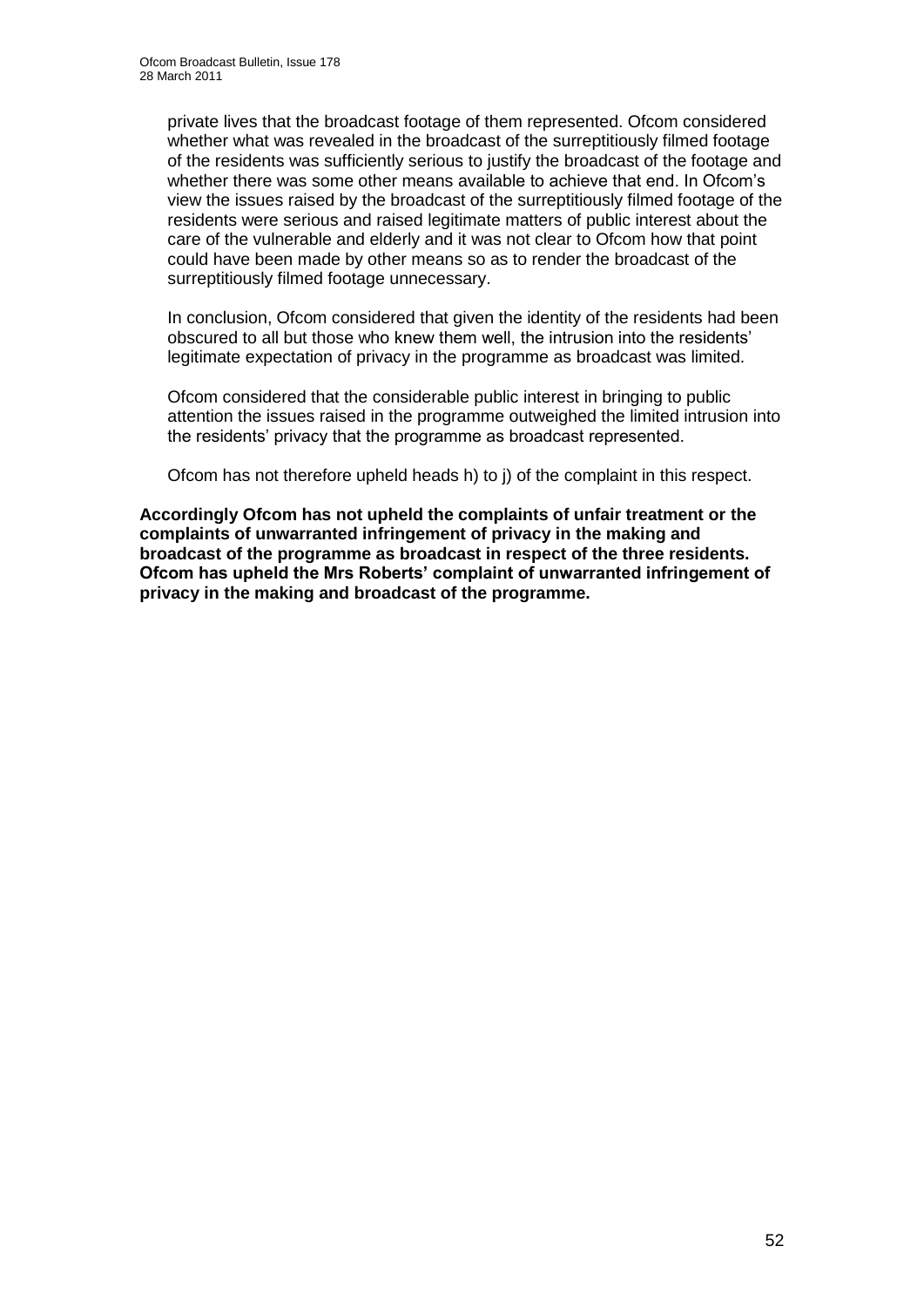private lives that the broadcast footage of them represented. Ofcom considered whether what was revealed in the broadcast of the surreptitiously filmed footage of the residents was sufficiently serious to justify the broadcast of the footage and whether there was some other means available to achieve that end. In Ofcom's view the issues raised by the broadcast of the surreptitiously filmed footage of the residents were serious and raised legitimate matters of public interest about the care of the vulnerable and elderly and it was not clear to Ofcom how that point could have been made by other means so as to render the broadcast of the surreptitiously filmed footage unnecessary.

In conclusion, Ofcom considered that given the identity of the residents had been obscured to all but those who knew them well, the intrusion into the residents' legitimate expectation of privacy in the programme as broadcast was limited.

Ofcom considered that the considerable public interest in bringing to public attention the issues raised in the programme outweighed the limited intrusion into the residents' privacy that the programme as broadcast represented.

Ofcom has not therefore upheld heads h) to j) of the complaint in this respect.

**Accordingly Ofcom has not upheld the complaints of unfair treatment or the complaints of unwarranted infringement of privacy in the making and broadcast of the programme as broadcast in respect of the three residents. Ofcom has upheld the Mrs Roberts' complaint of unwarranted infringement of privacy in the making and broadcast of the programme.**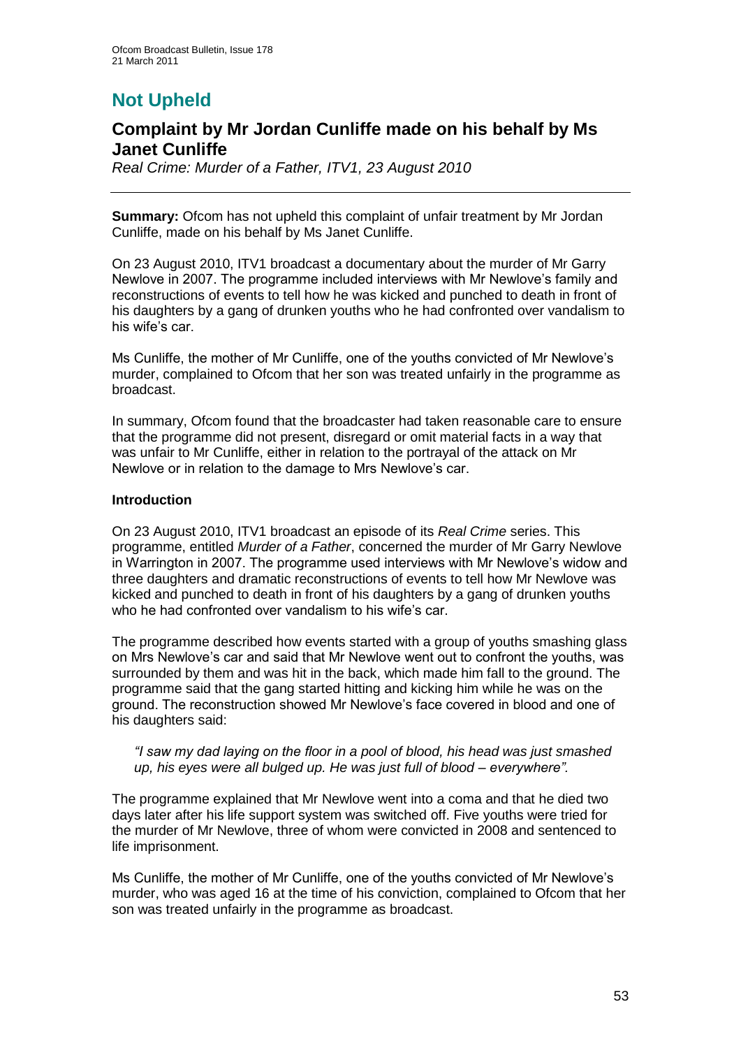# Not Upheld

## Complaint by Mr Jordan Cunliffe made on his behalf by Ms Janet Cunliffe

*Real Crime: Murder of a Father, ITV1, 23 August 2010*

---

**Summary:** Ofcom has not upheld this complaint of unfair treatment by Mr Jordan Cunliffe, made on his behalf by Ms Janet Cunliffe.

On 23 August 2010, ITV1 broadcast a documentary about the murder of Mr Garry Newlove in 2007. The programme included interviews with Mr Newlove's family and reconstructions of events to tell how he was kicked and punched to death in front of his daughters by a gang of drunken youths who he had confronted over vandalism to his wife's car.

Ms Cunliffe, the mother of Mr Cunliffe, one of the youths convicted of Mr Newlove's murder, complained to Ofcom that her son was treated unfairly in the programme as broadcast.

In summary, Ofcom found that the broadcaster had taken reasonable care to ensure that the programme did not present, disregard or omit material facts in a way that was unfair to Mr Cunliffe, either in relation to the portrayal of the attack on Mr Newlove or in relation to the damage to Mrs Newlove's car.

### Introduction

On 23 August 2010, ITV1 broadcast an episode of its *Real Crime* series. This programme, entitled *Murder of a Father*, concerned the murder of Mr Garry Newlove in Warrington in 2007. The programme used interviews with Mr Newlove's widow and three daughters and dramatic reconstructions of events to tell how Mr Newlove was kicked and punched to death in front of his daughters by a gang of drunken youths who he had confronted over vandalism to his wife's car.

The programme described how events started with a group of youths smashing glass on Mrs Newlove's car and said that Mr Newlove went out to confront the youths, was surrounded by them and was hit in the back, which made him fall to the ground. The programme said that the gang started hitting and kicking him while he was on the ground. The reconstruction showed Mr Newlove's face covered in blood and one of his daughters said:

> *"I saw my dad laying on the floor in a pool of blood, his head was just smashed up, his eyes were all bulged up. He was just full of blood – everywhere".*

The programme explained that Mr Newlove went into a coma and that he died two days later after his life support system was switched off. Five youths were tried for the murder of Mr Newlove, three of whom were convicted in 2008 and sentenced to life imprisonment.

Ms Cunliffe, the mother of Mr Cunliffe, one of the youths convicted of Mr Newlove's murder, who was aged 16 at the time of his conviction, complained to Ofcom that her son was treated unfairly in the programme as broadcast.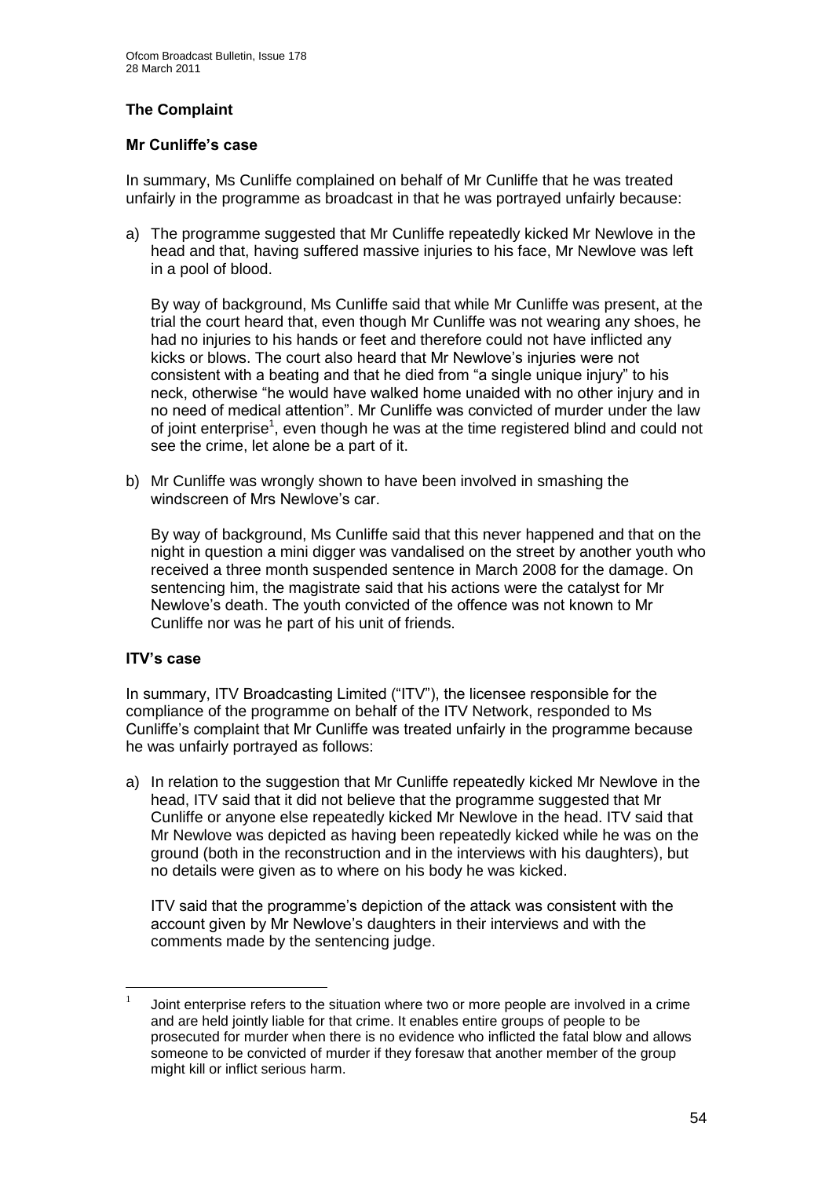## The Complaint

### Mr Cunliffe's case

In summary, Ms Cunliffe complained on behalf of Mr Cunliffe that he was treated unfairly in the programme as broadcast in that he was portrayed unfairly because:

a) The programme suggested that Mr Cunliffe repeatedly kicked Mr Newlove in the head and that, having suffered massive injuries to his face, Mr Newlove was left in a pool of blood.

   By way of background, Ms Cunliffe said that while Mr Cunliffe was present, at the trial the court heard that, even though Mr Cunliffe was not wearing any shoes, he had no injuries to his hands or feet and therefore could not have inflicted any kicks or blows. The court also heard that Mr Newlove's injuries were not consistent with a beating and that he died from "a single unique injury" to his neck, otherwise "he would have walked home unaided with no other injury and in no need of medical attention". Mr Cunliffe was convicted of murder under the law of joint enterprise[1], even though he was at the time registered blind and could not see the crime, let alone be a part of it.

b) Mr Cunliffe was wrongly shown to have been involved in smashing the windscreen of Mrs Newlove's car.

   By way of background, Ms Cunliffe said that this never happened and that on the night in question a mini digger was vandalised on the street by another youth who received a three month suspended sentence in March 2008 for the damage. On sentencing him, the magistrate said that his actions were the catalyst for Mr Newlove's death. The youth convicted of the offence was not known to Mr Cunliffe nor was he part of his unit of friends.

### ITV's case

In summary, ITV Broadcasting Limited ("ITV"), the licensee responsible for the compliance of the programme on behalf of the ITV Network, responded to Ms Cunliffe's complaint that Mr Cunliffe was treated unfairly in the programme because he was unfairly portrayed as follows:

a) In relation to the suggestion that Mr Cunliffe repeatedly kicked Mr Newlove in the head, ITV said that it did not believe that the programme suggested that Mr Cunliffe or anyone else repeatedly kicked Mr Newlove in the head. ITV said that Mr Newlove was depicted as having been repeatedly kicked while he was on the ground (both in the reconstruction and in the interviews with his daughters), but no details were given as to where on his body he was kicked.

   ITV said that the programme's depiction of the attack was consistent with the account given by Mr Newlove's daughters in their interviews and with the comments made by the sentencing judge.

---

[1] Joint enterprise refers to the situation where two or more people are involved in a crime and are held jointly liable for that crime. It enables entire groups of people to be prosecuted for murder when there is no evidence who inflicted the fatal blow and allows someone to be convicted of murder if they foresaw that another member of the group might kill or inflict serious harm.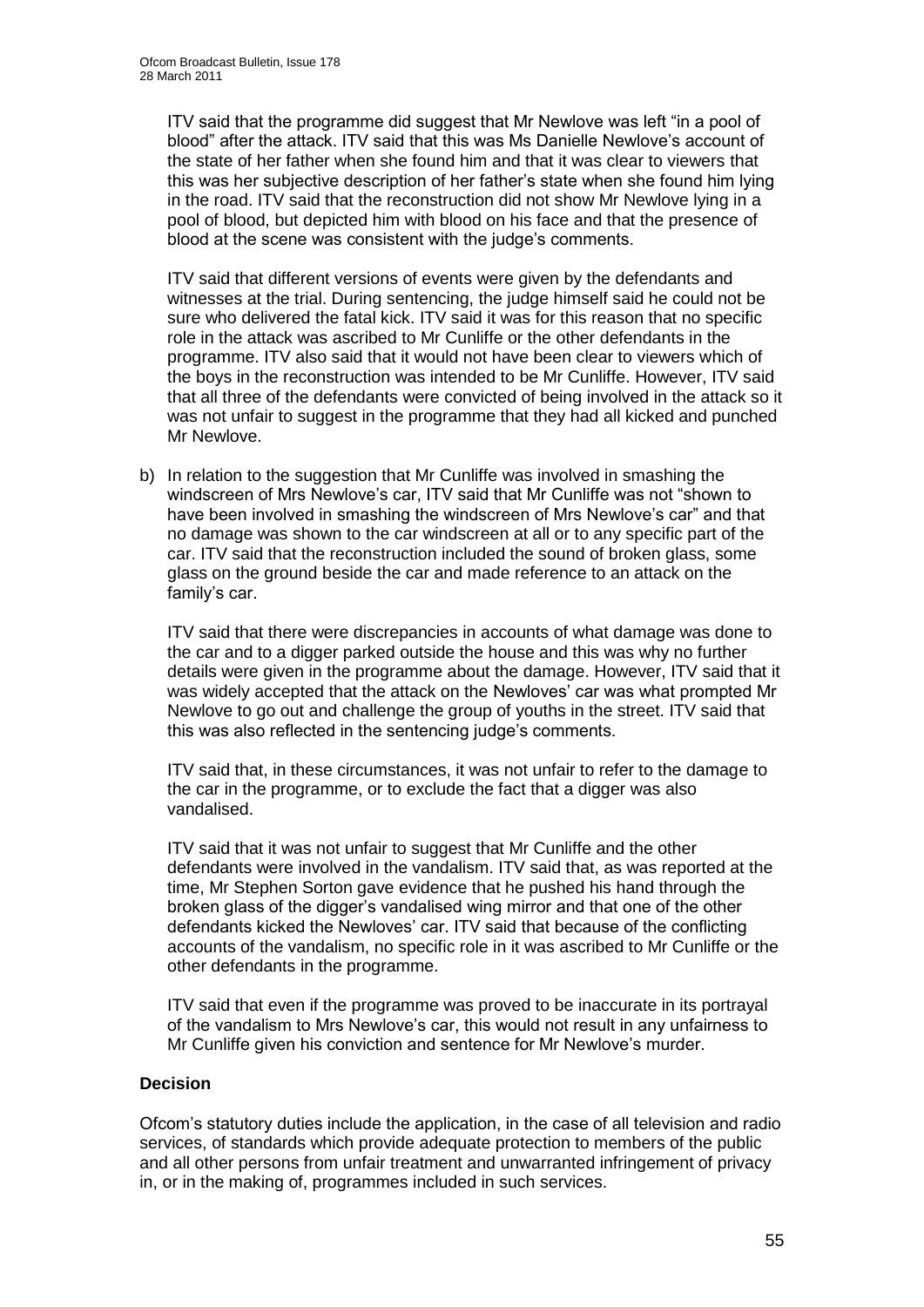ITV said that the programme did suggest that Mr Newlove was left "in a pool of blood" after the attack. ITV said that this was Ms Danielle Newlove's account of the state of her father when she found him and that it was clear to viewers that this was her subjective description of her father's state when she found him lying in the road. ITV said that the reconstruction did not show Mr Newlove lying in a pool of blood, but depicted him with blood on his face and that the presence of blood at the scene was consistent with the judge's comments.

ITV said that different versions of events were given by the defendants and witnesses at the trial. During sentencing, the judge himself said he could not be sure who delivered the fatal kick. ITV said it was for this reason that no specific role in the attack was ascribed to Mr Cunliffe or the other defendants in the programme. ITV also said that it would not have been clear to viewers which of the boys in the reconstruction was intended to be Mr Cunliffe. However, ITV said that all three of the defendants were convicted of being involved in the attack so it was not unfair to suggest in the programme that they had all kicked and punched Mr Newlove.

b) In relation to the suggestion that Mr Cunliffe was involved in smashing the windscreen of Mrs Newlove's car, ITV said that Mr Cunliffe was not "shown to have been involved in smashing the windscreen of Mrs Newlove's car" and that no damage was shown to the car windscreen at all or to any specific part of the car. ITV said that the reconstruction included the sound of broken glass, some glass on the ground beside the car and made reference to an attack on the family's car.

   ITV said that there were discrepancies in accounts of what damage was done to the car and to a digger parked outside the house and this was why no further details were given in the programme about the damage. However, ITV said that it was widely accepted that the attack on the Newloves' car was what prompted Mr Newlove to go out and challenge the group of youths in the street. ITV said that this was also reflected in the sentencing judge's comments.

   ITV said that, in these circumstances, it was not unfair to refer to the damage to the car in the programme, or to exclude the fact that a digger was also vandalised.

   ITV said that it was not unfair to suggest that Mr Cunliffe and the other defendants were involved in the vandalism. ITV said that, as was reported at the time, Mr Stephen Sorton gave evidence that he pushed his hand through the broken glass of the digger's vandalised wing mirror and that one of the other defendants kicked the Newloves' car. ITV said that because of the conflicting accounts of the vandalism, no specific role in it was ascribed to Mr Cunliffe or the other defendants in the programme.

   ITV said that even if the programme was proved to be inaccurate in its portrayal of the vandalism to Mrs Newlove's car, this would not result in any unfairness to Mr Cunliffe given his conviction and sentence for Mr Newlove's murder.

## Decision

Ofcom's statutory duties include the application, in the case of all television and radio services, of standards which provide adequate protection to members of the public and all other persons from unfair treatment and unwarranted infringement of privacy in, or in the making of, programmes included in such services.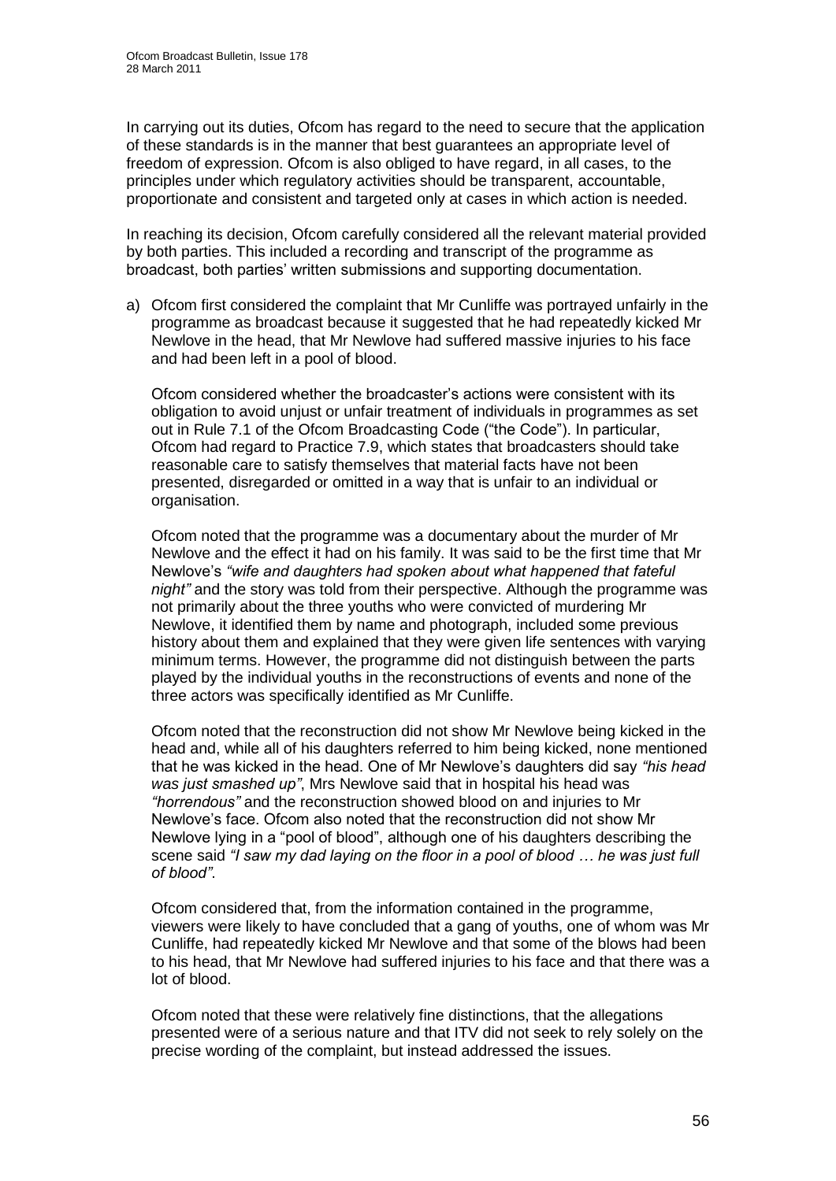In carrying out its duties, Ofcom has regard to the need to secure that the application of these standards is in the manner that best guarantees an appropriate level of freedom of expression. Ofcom is also obliged to have regard, in all cases, to the principles under which regulatory activities should be transparent, accountable, proportionate and consistent and targeted only at cases in which action is needed.

In reaching its decision, Ofcom carefully considered all the relevant material provided by both parties. This included a recording and transcript of the programme as broadcast, both parties' written submissions and supporting documentation.

a) Ofcom first considered the complaint that Mr Cunliffe was portrayed unfairly in the programme as broadcast because it suggested that he had repeatedly kicked Mr Newlove in the head, that Mr Newlove had suffered massive injuries to his face and had been left in a pool of blood.

   Ofcom considered whether the broadcaster's actions were consistent with its obligation to avoid unjust or unfair treatment of individuals in programmes as set out in Rule 7.1 of the Ofcom Broadcasting Code ("the Code"). In particular, Ofcom had regard to Practice 7.9, which states that broadcasters should take reasonable care to satisfy themselves that material facts have not been presented, disregarded or omitted in a way that is unfair to an individual or organisation.

   Ofcom noted that the programme was a documentary about the murder of Mr Newlove and the effect it had on his family. It was said to be the first time that Mr Newlove's *"wife and daughters had spoken about what happened that fateful night"* and the story was told from their perspective. Although the programme was not primarily about the three youths who were convicted of murdering Mr Newlove, it identified them by name and photograph, included some previous history about them and explained that they were given life sentences with varying minimum terms. However, the programme did not distinguish between the parts played by the individual youths in the reconstructions of events and none of the three actors was specifically identified as Mr Cunliffe.

   Ofcom noted that the reconstruction did not show Mr Newlove being kicked in the head and, while all of his daughters referred to him being kicked, none mentioned that he was kicked in the head. One of Mr Newlove's daughters did say *"his head was just smashed up"*, Mrs Newlove said that in hospital his head was *"horrendous"* and the reconstruction showed blood on and injuries to Mr Newlove's face. Ofcom also noted that the reconstruction did not show Mr Newlove lying in a "pool of blood", although one of his daughters describing the scene said *"I saw my dad laying on the floor in a pool of blood … he was just full of blood"*.

   Ofcom considered that, from the information contained in the programme, viewers were likely to have concluded that a gang of youths, one of whom was Mr Cunliffe, had repeatedly kicked Mr Newlove and that some of the blows had been to his head, that Mr Newlove had suffered injuries to his face and that there was a lot of blood.

   Ofcom noted that these were relatively fine distinctions, that the allegations presented were of a serious nature and that ITV did not seek to rely solely on the precise wording of the complaint, but instead addressed the issues.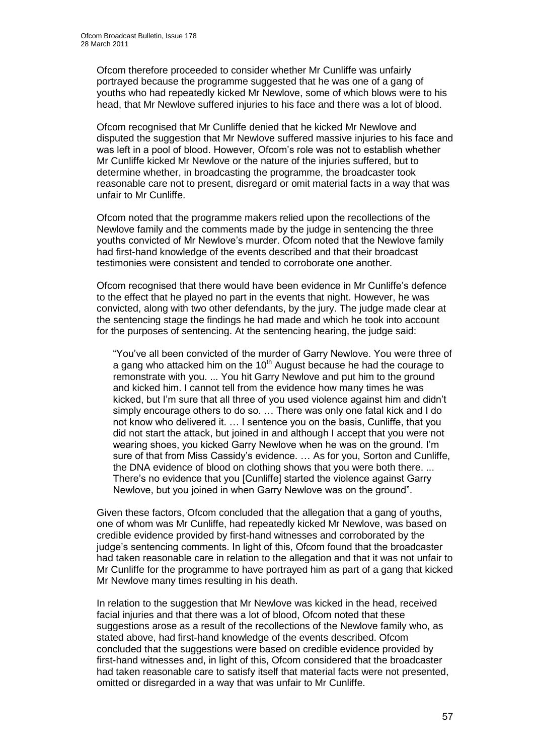Ofcom therefore proceeded to consider whether Mr Cunliffe was unfairly portrayed because the programme suggested that he was one of a gang of youths who had repeatedly kicked Mr Newlove, some of which blows were to his head, that Mr Newlove suffered injuries to his face and there was a lot of blood.

Ofcom recognised that Mr Cunliffe denied that he kicked Mr Newlove and disputed the suggestion that Mr Newlove suffered massive injuries to his face and was left in a pool of blood. However, Ofcom's role was not to establish whether Mr Cunliffe kicked Mr Newlove or the nature of the injuries suffered, but to determine whether, in broadcasting the programme, the broadcaster took reasonable care not to present, disregard or omit material facts in a way that was unfair to Mr Cunliffe.

Ofcom noted that the programme makers relied upon the recollections of the Newlove family and the comments made by the judge in sentencing the three youths convicted of Mr Newlove's murder. Ofcom noted that the Newlove family had first-hand knowledge of the events described and that their broadcast testimonies were consistent and tended to corroborate one another.

Ofcom recognised that there would have been evidence in Mr Cunliffe's defence to the effect that he played no part in the events that night. However, he was convicted, along with two other defendants, by the jury. The judge made clear at the sentencing stage the findings he had made and which he took into account for the purposes of sentencing. At the sentencing hearing, the judge said:

> "You've all been convicted of the murder of Garry Newlove. You were three of a gang who attacked him on the 10th August because he had the courage to remonstrate with you. ... You hit Garry Newlove and put him to the ground and kicked him. I cannot tell from the evidence how many times he was kicked, but I'm sure that all three of you used violence against him and didn't simply encourage others to do so. … There was only one fatal kick and I do not know who delivered it. … I sentence you on the basis, Cunliffe, that you did not start the attack, but joined in and although I accept that you were not wearing shoes, you kicked Garry Newlove when he was on the ground. I'm sure of that from Miss Cassidy's evidence. … As for you, Sorton and Cunliffe, the DNA evidence of blood on clothing shows that you were both there. ... There's no evidence that you [Cunliffe] started the violence against Garry Newlove, but you joined in when Garry Newlove was on the ground".

Given these factors, Ofcom concluded that the allegation that a gang of youths, one of whom was Mr Cunliffe, had repeatedly kicked Mr Newlove, was based on credible evidence provided by first-hand witnesses and corroborated by the judge's sentencing comments. In light of this, Ofcom found that the broadcaster had taken reasonable care in relation to the allegation and that it was not unfair to Mr Cunliffe for the programme to have portrayed him as part of a gang that kicked Mr Newlove many times resulting in his death.

In relation to the suggestion that Mr Newlove was kicked in the head, received facial injuries and that there was a lot of blood, Ofcom noted that these suggestions arose as a result of the recollections of the Newlove family who, as stated above, had first-hand knowledge of the events described. Ofcom concluded that the suggestions were based on credible evidence provided by first-hand witnesses and, in light of this, Ofcom considered that the broadcaster had taken reasonable care to satisfy itself that material facts were not presented, omitted or disregarded in a way that was unfair to Mr Cunliffe.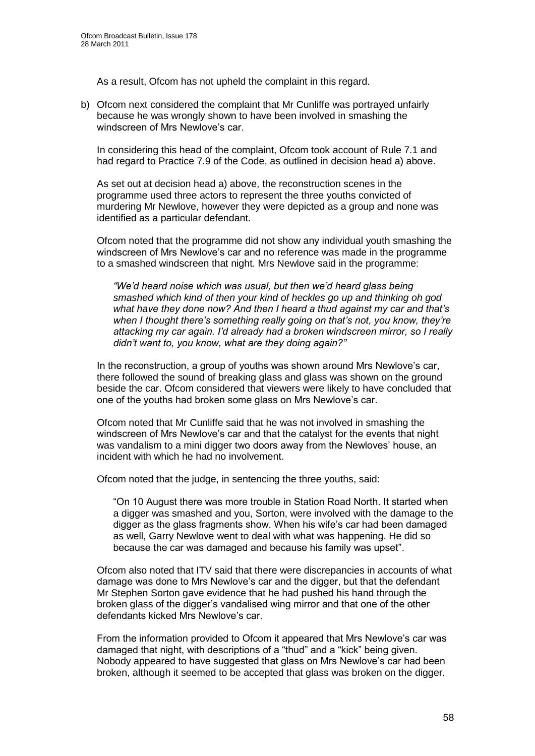As a result, Ofcom has not upheld the complaint in this regard.

b) Ofcom next considered the complaint that Mr Cunliffe was portrayed unfairly because he was wrongly shown to have been involved in smashing the windscreen of Mrs Newlove's car.

   In considering this head of the complaint, Ofcom took account of Rule 7.1 and had regard to Practice 7.9 of the Code, as outlined in decision head a) above.

   As set out at decision head a) above, the reconstruction scenes in the programme used three actors to represent the three youths convicted of murdering Mr Newlove, however they were depicted as a group and none was identified as a particular defendant.

   Ofcom noted that the programme did not show any individual youth smashing the windscreen of Mrs Newlove's car and no reference was made in the programme to a smashed windscreen that night. Mrs Newlove said in the programme:

   > *"We'd heard noise which was usual, but then we'd heard glass being smashed which kind of then your kind of heckles go up and thinking oh god what have they done now? And then I heard a thud against my car and that's when I thought there's something really going on that's not, you know, they're attacking my car again. I'd already had a broken windscreen mirror, so I really didn't want to, you know, what are they doing again?"*

   In the reconstruction, a group of youths was shown around Mrs Newlove's car, there followed the sound of breaking glass and glass was shown on the ground beside the car. Ofcom considered that viewers were likely to have concluded that one of the youths had broken some glass on Mrs Newlove's car.

   Ofcom noted that Mr Cunliffe said that he was not involved in smashing the windscreen of Mrs Newlove's car and that the catalyst for the events that night was vandalism to a mini digger two doors away from the Newloves' house, an incident with which he had no involvement.

   Ofcom noted that the judge, in sentencing the three youths, said:

   > "On 10 August there was more trouble in Station Road North. It started when a digger was smashed and you, Sorton, were involved with the damage to the digger as the glass fragments show. When his wife's car had been damaged as well, Garry Newlove went to deal with what was happening. He did so because the car was damaged and because his family was upset".

   Ofcom also noted that ITV said that there were discrepancies in accounts of what damage was done to Mrs Newlove's car and the digger, but that the defendant Mr Stephen Sorton gave evidence that he had pushed his hand through the broken glass of the digger's vandalised wing mirror and that one of the other defendants kicked Mrs Newlove's car.

   From the information provided to Ofcom it appeared that Mrs Newlove's car was damaged that night, with descriptions of a "thud" and a "kick" being given. Nobody appeared to have suggested that glass on Mrs Newlove's car had been broken, although it seemed to be accepted that glass was broken on the digger.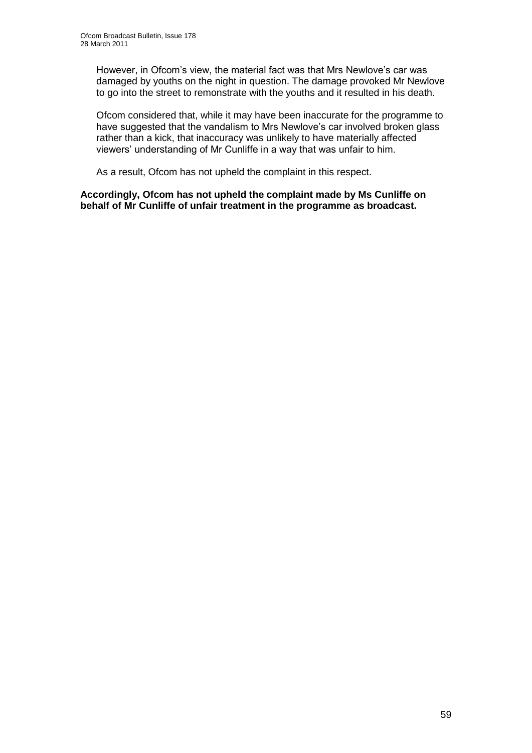However, in Ofcom's view, the material fact was that Mrs Newlove's car was damaged by youths on the night in question. The damage provoked Mr Newlove to go into the street to remonstrate with the youths and it resulted in his death.

Ofcom considered that, while it may have been inaccurate for the programme to have suggested that the vandalism to Mrs Newlove's car involved broken glass rather than a kick, that inaccuracy was unlikely to have materially affected viewers' understanding of Mr Cunliffe in a way that was unfair to him.

As a result, Ofcom has not upheld the complaint in this respect.

**Accordingly, Ofcom has not upheld the complaint made by Ms Cunliffe on behalf of Mr Cunliffe of unfair treatment in the programme as broadcast.**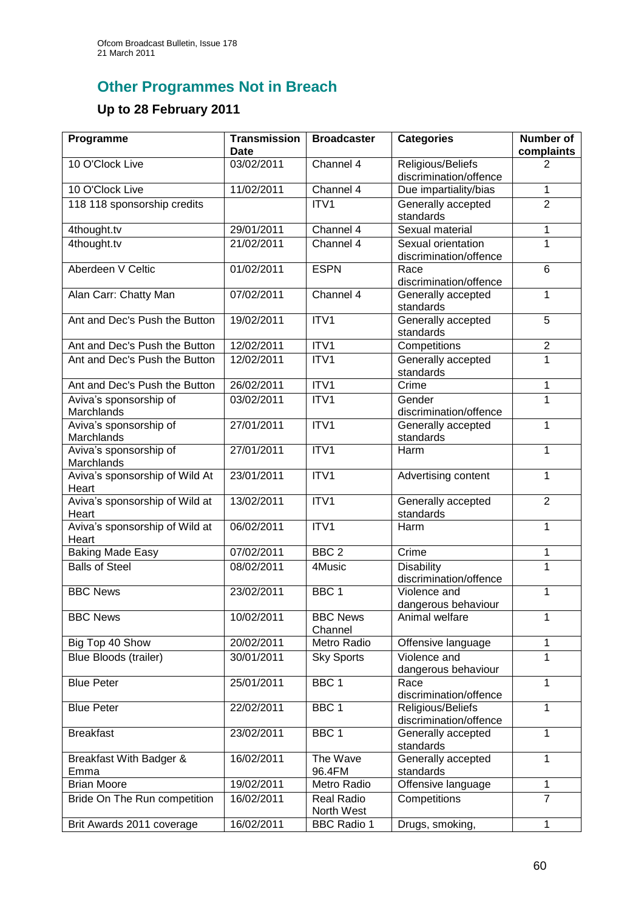## Other Programmes Not in Breach

### Up to 28 February 2011

| Programme | Transmission Date | Broadcaster | Categories | Number of complaints |
|---|---|---|---|---|
| 10 O'Clock Live | 03/02/2011 | Channel 4 | Religious/Beliefs discrimination/offence | 2 |
| 10 O'Clock Live | 11/02/2011 | Channel 4 | Due impartiality/bias | 1 |
| 118 118 sponsorship credits | | ITV1 | Generally accepted standards | 2 |
| 4thought.tv | 29/01/2011 | Channel 4 | Sexual material | 1 |
| 4thought.tv | 21/02/2011 | Channel 4 | Sexual orientation discrimination/offence | 1 |
| Aberdeen V Celtic | 01/02/2011 | ESPN | Race discrimination/offence | 6 |
| Alan Carr: Chatty Man | 07/02/2011 | Channel 4 | Generally accepted standards | 1 |
| Ant and Dec's Push the Button | 19/02/2011 | ITV1 | Generally accepted standards | 5 |
| Ant and Dec's Push the Button | 12/02/2011 | ITV1 | Competitions | 2 |
| Ant and Dec's Push the Button | 12/02/2011 | ITV1 | Generally accepted standards | 1 |
| Ant and Dec's Push the Button | 26/02/2011 | ITV1 | Crime | 1 |
| Aviva's sponsorship of Marchlands | 03/02/2011 | ITV1 | Gender discrimination/offence | 1 |
| Aviva's sponsorship of Marchlands | 27/01/2011 | ITV1 | Generally accepted standards | 1 |
| Aviva's sponsorship of Marchlands | 27/01/2011 | ITV1 | Harm | 1 |
| Aviva's sponsorship of Wild At Heart | 23/01/2011 | ITV1 | Advertising content | 1 |
| Aviva's sponsorship of Wild at Heart | 13/02/2011 | ITV1 | Generally accepted standards | 2 |
| Aviva's sponsorship of Wild at Heart | 06/02/2011 | ITV1 | Harm | 1 |
| Baking Made Easy | 07/02/2011 | BBC 2 | Crime | 1 |
| Balls of Steel | 08/02/2011 | 4Music | Disability discrimination/offence | 1 |
| BBC News | 23/02/2011 | BBC 1 | Violence and dangerous behaviour | 1 |
| BBC News | 10/02/2011 | BBC News Channel | Animal welfare | 1 |
| Big Top 40 Show | 20/02/2011 | Metro Radio | Offensive language | 1 |
| Blue Bloods (trailer) | 30/01/2011 | Sky Sports | Violence and dangerous behaviour | 1 |
| Blue Peter | 25/01/2011 | BBC 1 | Race discrimination/offence | 1 |
| Blue Peter | 22/02/2011 | BBC 1 | Religious/Beliefs discrimination/offence | 1 |
| Breakfast | 23/02/2011 | BBC 1 | Generally accepted standards | 1 |
| Breakfast With Badger & Emma | 16/02/2011 | The Wave 96.4FM | Generally accepted standards | 1 |
| Brian Moore | 19/02/2011 | Metro Radio | Offensive language | 1 |
| Bride On The Run competition | 16/02/2011 | Real Radio North West | Competitions | 7 |
| Brit Awards 2011 coverage | 16/02/2011 | BBC Radio 1 | Drugs, smoking, | 1 |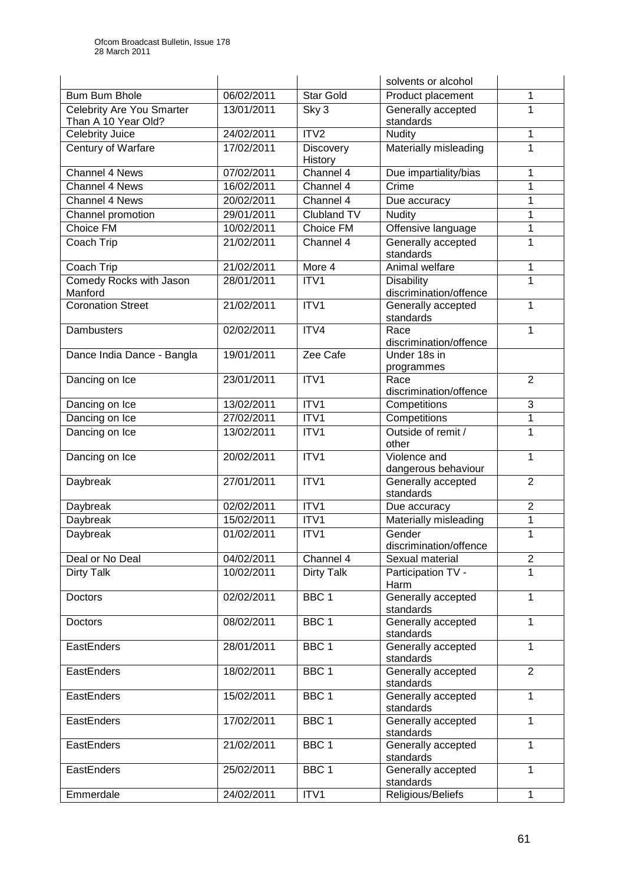| | | | solvents or alcohol | |
|---|---|---|---|---|
| Bum Bum Bhole | 06/02/2011 | Star Gold | Product placement | 1 |
| Celebrity Are You Smarter Than A 10 Year Old? | 13/01/2011 | Sky 3 | Generally accepted standards | 1 |
| Celebrity Juice | 24/02/2011 | ITV2 | Nudity | 1 |
| Century of Warfare | 17/02/2011 | Discovery History | Materially misleading | 1 |
| Channel 4 News | 07/02/2011 | Channel 4 | Due impartiality/bias | 1 |
| Channel 4 News | 16/02/2011 | Channel 4 | Crime | 1 |
| Channel 4 News | 20/02/2011 | Channel 4 | Due accuracy | 1 |
| Channel promotion | 29/01/2011 | Clubland TV | Nudity | 1 |
| Choice FM | 10/02/2011 | Choice FM | Offensive language | 1 |
| Coach Trip | 21/02/2011 | Channel 4 | Generally accepted standards | 1 |
| Coach Trip | 21/02/2011 | More 4 | Animal welfare | 1 |
| Comedy Rocks with Jason Manford | 28/01/2011 | ITV1 | Disability discrimination/offence | 1 |
| Coronation Street | 21/02/2011 | ITV1 | Generally accepted standards | 1 |
| Dambusters | 02/02/2011 | ITV4 | Race discrimination/offence | 1 |
| Dance India Dance - Bangla | 19/01/2011 | Zee Cafe | Under 18s in programmes | |
| Dancing on Ice | 23/01/2011 | ITV1 | Race discrimination/offence | 2 |
| Dancing on Ice | 13/02/2011 | ITV1 | Competitions | 3 |
| Dancing on Ice | 27/02/2011 | ITV1 | Competitions | 1 |
| Dancing on Ice | 13/02/2011 | ITV1 | Outside of remit / other | 1 |
| Dancing on Ice | 20/02/2011 | ITV1 | Violence and dangerous behaviour | 1 |
| Daybreak | 27/01/2011 | ITV1 | Generally accepted standards | 2 |
| Daybreak | 02/02/2011 | ITV1 | Due accuracy | 2 |
| Daybreak | 15/02/2011 | ITV1 | Materially misleading | 1 |
| Daybreak | 01/02/2011 | ITV1 | Gender discrimination/offence | 1 |
| Deal or No Deal | 04/02/2011 | Channel 4 | Sexual material | 2 |
| Dirty Talk | 10/02/2011 | Dirty Talk | Participation TV - Harm | 1 |
| Doctors | 02/02/2011 | BBC 1 | Generally accepted standards | 1 |
| Doctors | 08/02/2011 | BBC 1 | Generally accepted standards | 1 |
| EastEnders | 28/01/2011 | BBC 1 | Generally accepted standards | 1 |
| EastEnders | 18/02/2011 | BBC 1 | Generally accepted standards | 2 |
| EastEnders | 15/02/2011 | BBC 1 | Generally accepted standards | 1 |
| EastEnders | 17/02/2011 | BBC 1 | Generally accepted standards | 1 |
| EastEnders | 21/02/2011 | BBC 1 | Generally accepted standards | 1 |
| EastEnders | 25/02/2011 | BBC 1 | Generally accepted standards | 1 |
| Emmerdale | 24/02/2011 | ITV1 | Religious/Beliefs | 1 |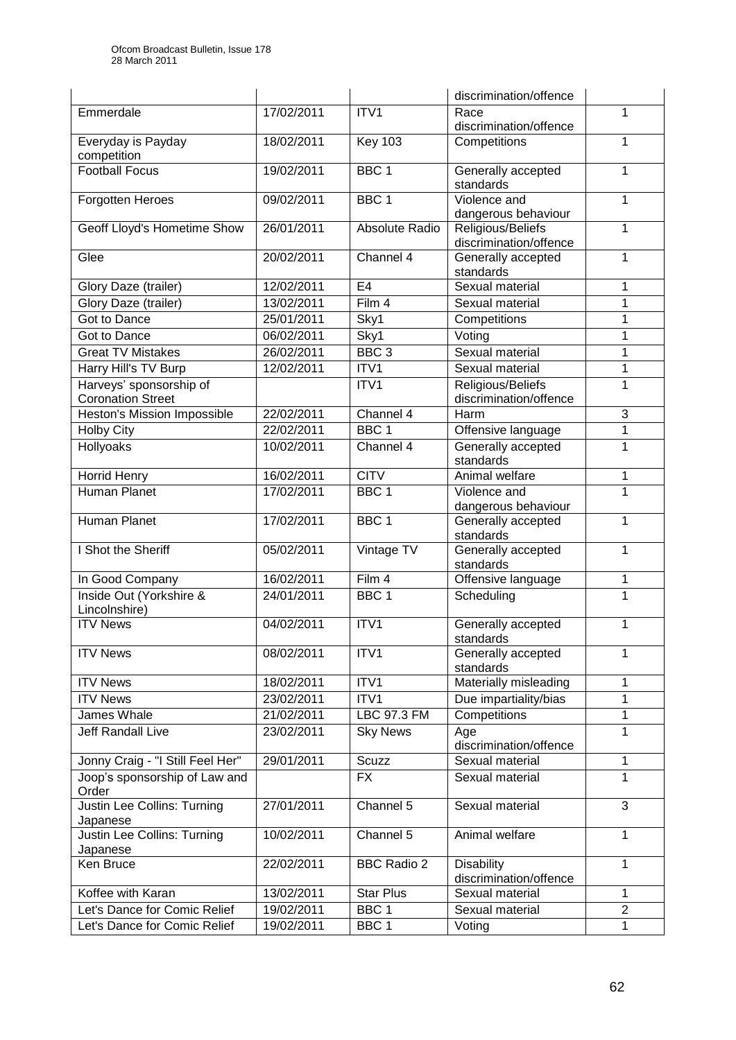| | | | discrimination/offence | |
|---|---|---|---|---|
| Emmerdale | 17/02/2011 | ITV1 | Race discrimination/offence | 1 |
| Everyday is Payday competition | 18/02/2011 | Key 103 | Competitions | 1 |
| Football Focus | 19/02/2011 | BBC 1 | Generally accepted standards | 1 |
| Forgotten Heroes | 09/02/2011 | BBC 1 | Violence and dangerous behaviour | 1 |
| Geoff Lloyd's Hometime Show | 26/01/2011 | Absolute Radio | Religious/Beliefs discrimination/offence | 1 |
| Glee | 20/02/2011 | Channel 4 | Generally accepted standards | 1 |
| Glory Daze (trailer) | 12/02/2011 | E4 | Sexual material | 1 |
| Glory Daze (trailer) | 13/02/2011 | Film 4 | Sexual material | 1 |
| Got to Dance | 25/01/2011 | Sky1 | Competitions | 1 |
| Got to Dance | 06/02/2011 | Sky1 | Voting | 1 |
| Great TV Mistakes | 26/02/2011 | BBC 3 | Sexual material | 1 |
| Harry Hill's TV Burp | 12/02/2011 | ITV1 | Sexual material | 1 |
| Harveys' sponsorship of Coronation Street | | ITV1 | Religious/Beliefs discrimination/offence | 1 |
| Heston's Mission Impossible | 22/02/2011 | Channel 4 | Harm | 3 |
| Holby City | 22/02/2011 | BBC 1 | Offensive language | 1 |
| Hollyoaks | 10/02/2011 | Channel 4 | Generally accepted standards | 1 |
| Horrid Henry | 16/02/2011 | CITV | Animal welfare | 1 |
| Human Planet | 17/02/2011 | BBC 1 | Violence and dangerous behaviour | 1 |
| Human Planet | 17/02/2011 | BBC 1 | Generally accepted standards | 1 |
| I Shot the Sheriff | 05/02/2011 | Vintage TV | Generally accepted standards | 1 |
| In Good Company | 16/02/2011 | Film 4 | Offensive language | 1 |
| Inside Out (Yorkshire & Lincolnshire) | 24/01/2011 | BBC 1 | Scheduling | 1 |
| ITV News | 04/02/2011 | ITV1 | Generally accepted standards | 1 |
| ITV News | 08/02/2011 | ITV1 | Generally accepted standards | 1 |
| ITV News | 18/02/2011 | ITV1 | Materially misleading | 1 |
| ITV News | 23/02/2011 | ITV1 | Due impartiality/bias | 1 |
| James Whale | 21/02/2011 | LBC 97.3 FM | Competitions | 1 |
| Jeff Randall Live | 23/02/2011 | Sky News | Age discrimination/offence | 1 |
| Jonny Craig - "I Still Feel Her" | 29/01/2011 | Scuzz | Sexual material | 1 |
| Joop's sponsorship of Law and Order | | FX | Sexual material | 1 |
| Justin Lee Collins: Turning Japanese | 27/01/2011 | Channel 5 | Sexual material | 3 |
| Justin Lee Collins: Turning Japanese | 10/02/2011 | Channel 5 | Animal welfare | 1 |
| Ken Bruce | 22/02/2011 | BBC Radio 2 | Disability discrimination/offence | 1 |
| Koffee with Karan | 13/02/2011 | Star Plus | Sexual material | 1 |
| Let's Dance for Comic Relief | 19/02/2011 | BBC 1 | Sexual material | 2 |
| Let's Dance for Comic Relief | 19/02/2011 | BBC 1 | Voting | 1 |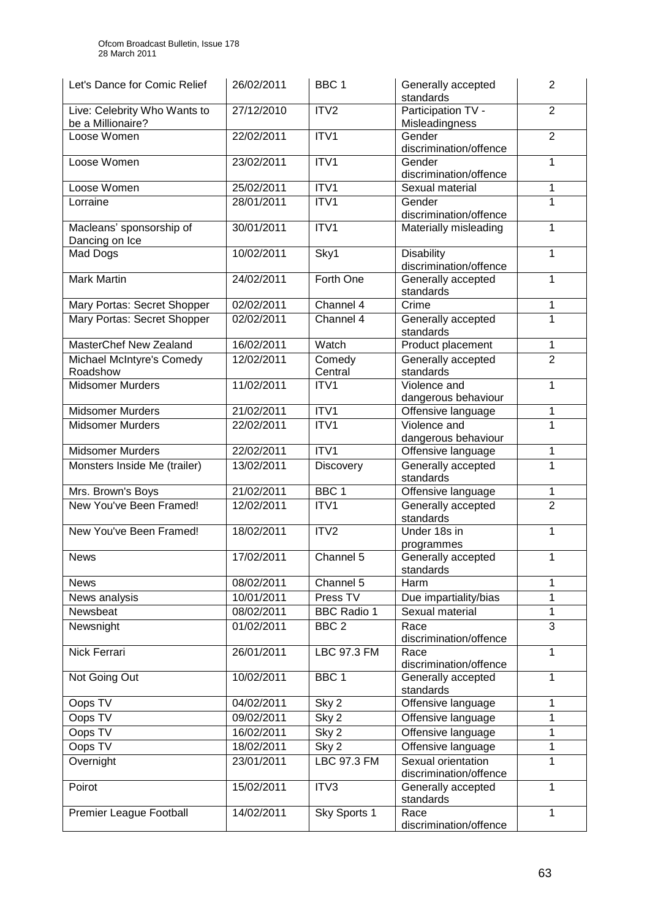| Let's Dance for Comic Relief | 26/02/2011 | BBC 1 | Generally accepted standards | 2 |
|---|---|---|---|---|
| Live: Celebrity Who Wants to be a Millionaire? | 27/12/2010 | ITV2 | Participation TV - Misleadingness | 2 |
| Loose Women | 22/02/2011 | ITV1 | Gender discrimination/offence | 2 |
| Loose Women | 23/02/2011 | ITV1 | Gender discrimination/offence | 1 |
| Loose Women | 25/02/2011 | ITV1 | Sexual material | 1 |
| Lorraine | 28/01/2011 | ITV1 | Gender discrimination/offence | 1 |
| Macleans' sponsorship of Dancing on Ice | 30/01/2011 | ITV1 | Materially misleading | 1 |
| Mad Dogs | 10/02/2011 | Sky1 | Disability discrimination/offence | 1 |
| Mark Martin | 24/02/2011 | Forth One | Generally accepted standards | 1 |
| Mary Portas: Secret Shopper | 02/02/2011 | Channel 4 | Crime | 1 |
| Mary Portas: Secret Shopper | 02/02/2011 | Channel 4 | Generally accepted standards | 1 |
| MasterChef New Zealand | 16/02/2011 | Watch | Product placement | 1 |
| Michael McIntyre's Comedy Roadshow | 12/02/2011 | Comedy Central | Generally accepted standards | 2 |
| Midsomer Murders | 11/02/2011 | ITV1 | Violence and dangerous behaviour | 1 |
| Midsomer Murders | 21/02/2011 | ITV1 | Offensive language | 1 |
| Midsomer Murders | 22/02/2011 | ITV1 | Violence and dangerous behaviour | 1 |
| Midsomer Murders | 22/02/2011 | ITV1 | Offensive language | 1 |
| Monsters Inside Me (trailer) | 13/02/2011 | Discovery | Generally accepted standards | 1 |
| Mrs. Brown's Boys | 21/02/2011 | BBC 1 | Offensive language | 1 |
| New You've Been Framed! | 12/02/2011 | ITV1 | Generally accepted standards | 2 |
| New You've Been Framed! | 18/02/2011 | ITV2 | Under 18s in programmes | 1 |
| News | 17/02/2011 | Channel 5 | Generally accepted standards | 1 |
| News | 08/02/2011 | Channel 5 | Harm | 1 |
| News analysis | 10/01/2011 | Press TV | Due impartiality/bias | 1 |
| Newsbeat | 08/02/2011 | BBC Radio 1 | Sexual material | 1 |
| Newsnight | 01/02/2011 | BBC 2 | Race discrimination/offence | 3 |
| Nick Ferrari | 26/01/2011 | LBC 97.3 FM | Race discrimination/offence | 1 |
| Not Going Out | 10/02/2011 | BBC 1 | Generally accepted standards | 1 |
| Oops TV | 04/02/2011 | Sky 2 | Offensive language | 1 |
| Oops TV | 09/02/2011 | Sky 2 | Offensive language | 1 |
| Oops TV | 16/02/2011 | Sky 2 | Offensive language | 1 |
| Oops TV | 18/02/2011 | Sky 2 | Offensive language | 1 |
| Overnight | 23/01/2011 | LBC 97.3 FM | Sexual orientation discrimination/offence | 1 |
| Poirot | 15/02/2011 | ITV3 | Generally accepted standards | 1 |
| Premier League Football | 14/02/2011 | Sky Sports 1 | Race discrimination/offence | 1 |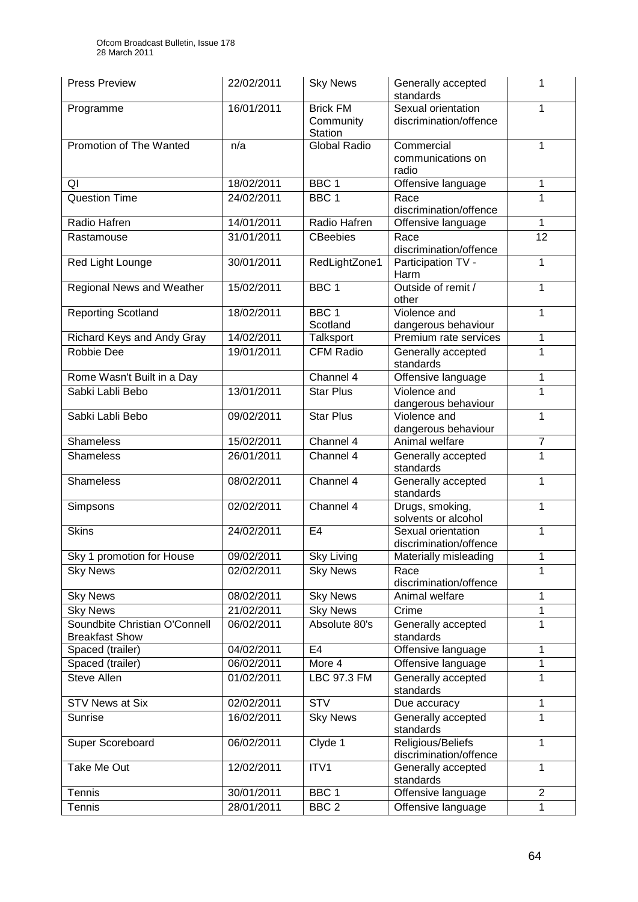| Press Preview | 22/02/2011 | Sky News | Generally accepted standards | 1 |
|---|---|---|---|---|
| Programme | 16/01/2011 | Brick FM Community Station | Sexual orientation discrimination/offence | 1 |
| Promotion of The Wanted | n/a | Global Radio | Commercial communications on radio | 1 |
| QI | 18/02/2011 | BBC 1 | Offensive language | 1 |
| Question Time | 24/02/2011 | BBC 1 | Race discrimination/offence | 1 |
| Radio Hafren | 14/01/2011 | Radio Hafren | Offensive language | 1 |
| Rastamouse | 31/01/2011 | CBeebies | Race discrimination/offence | 12 |
| Red Light Lounge | 30/01/2011 | RedLightZone1 | Participation TV - Harm | 1 |
| Regional News and Weather | 15/02/2011 | BBC 1 | Outside of remit / other | 1 |
| Reporting Scotland | 18/02/2011 | BBC 1 Scotland | Violence and dangerous behaviour | 1 |
| Richard Keys and Andy Gray | 14/02/2011 | Talksport | Premium rate services | 1 |
| Robbie Dee | 19/01/2011 | CFM Radio | Generally accepted standards | 1 |
| Rome Wasn't Built in a Day | | Channel 4 | Offensive language | 1 |
| Sabki Labli Bebo | 13/01/2011 | Star Plus | Violence and dangerous behaviour | 1 |
| Sabki Labli Bebo | 09/02/2011 | Star Plus | Violence and dangerous behaviour | 1 |
| Shameless | 15/02/2011 | Channel 4 | Animal welfare | 7 |
| Shameless | 26/01/2011 | Channel 4 | Generally accepted standards | 1 |
| Shameless | 08/02/2011 | Channel 4 | Generally accepted standards | 1 |
| Simpsons | 02/02/2011 | Channel 4 | Drugs, smoking, solvents or alcohol | 1 |
| Skins | 24/02/2011 | E4 | Sexual orientation discrimination/offence | 1 |
| Sky 1 promotion for House | 09/02/2011 | Sky Living | Materially misleading | 1 |
| Sky News | 02/02/2011 | Sky News | Race discrimination/offence | 1 |
| Sky News | 08/02/2011 | Sky News | Animal welfare | 1 |
| Sky News | 21/02/2011 | Sky News | Crime | 1 |
| Soundbite Christian O'Connell Breakfast Show | 06/02/2011 | Absolute 80's | Generally accepted standards | 1 |
| Spaced (trailer) | 04/02/2011 | E4 | Offensive language | 1 |
| Spaced (trailer) | 06/02/2011 | More 4 | Offensive language | 1 |
| Steve Allen | 01/02/2011 | LBC 97.3 FM | Generally accepted standards | 1 |
| STV News at Six | 02/02/2011 | STV | Due accuracy | 1 |
| Sunrise | 16/02/2011 | Sky News | Generally accepted standards | 1 |
| Super Scoreboard | 06/02/2011 | Clyde 1 | Religious/Beliefs discrimination/offence | 1 |
| Take Me Out | 12/02/2011 | ITV1 | Generally accepted standards | 1 |
| Tennis | 30/01/2011 | BBC 1 | Offensive language | 2 |
| Tennis | 28/01/2011 | BBC 2 | Offensive language | 1 |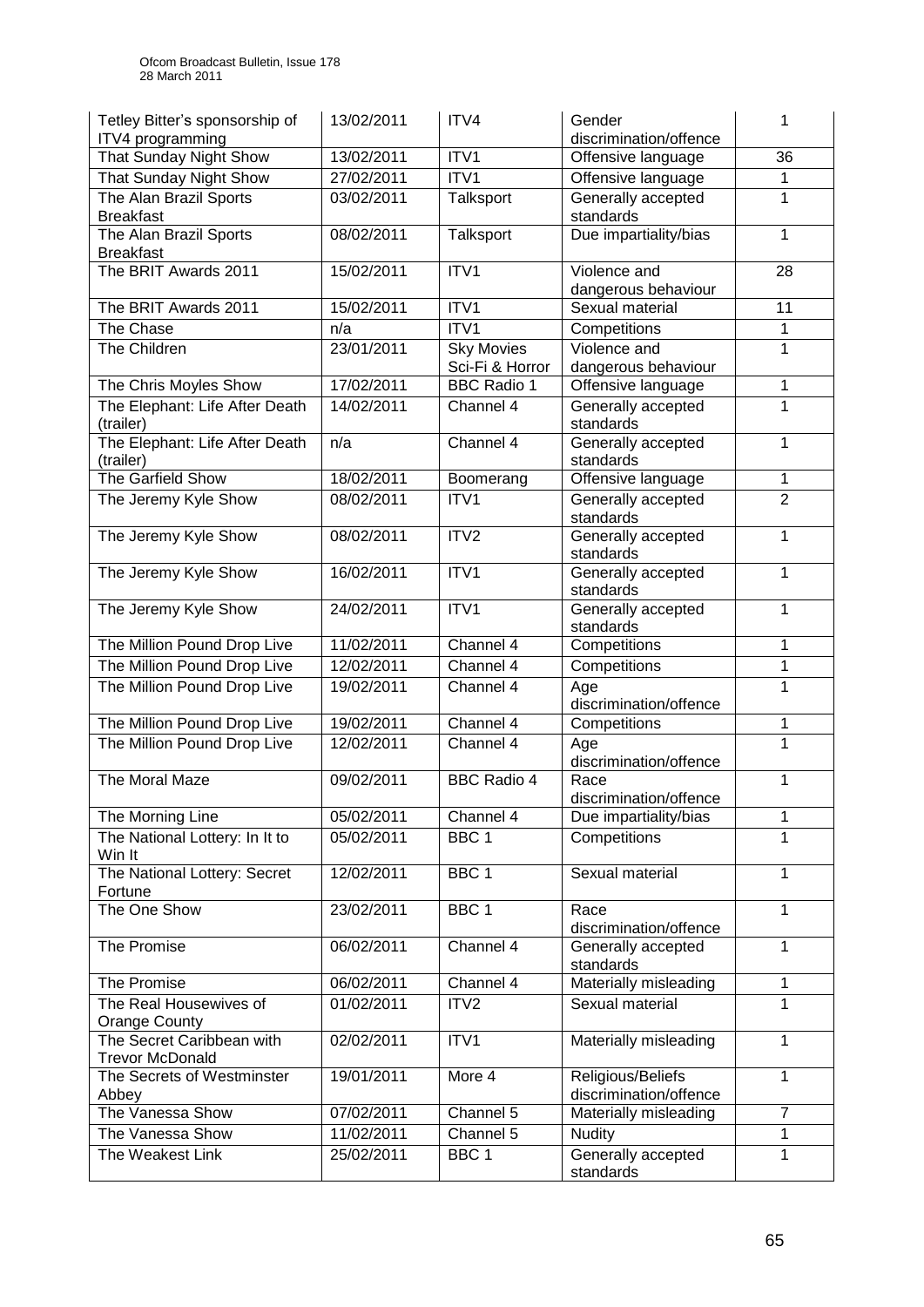| | | | | |
|---|---|---|---|---|
| Tetley Bitter's sponsorship of ITV4 programming | 13/02/2011 | ITV4 | Gender discrimination/offence | 1 |
| That Sunday Night Show | 13/02/2011 | ITV1 | Offensive language | 36 |
| That Sunday Night Show | 27/02/2011 | ITV1 | Offensive language | 1 |
| The Alan Brazil Sports Breakfast | 03/02/2011 | Talksport | Generally accepted standards | 1 |
| The Alan Brazil Sports Breakfast | 08/02/2011 | Talksport | Due impartiality/bias | 1 |
| The BRIT Awards 2011 | 15/02/2011 | ITV1 | Violence and dangerous behaviour | 28 |
| The BRIT Awards 2011 | 15/02/2011 | ITV1 | Sexual material | 11 |
| The Chase | n/a | ITV1 | Competitions | 1 |
| The Children | 23/01/2011 | Sky Movies Sci-Fi & Horror | Violence and dangerous behaviour | 1 |
| The Chris Moyles Show | 17/02/2011 | BBC Radio 1 | Offensive language | 1 |
| The Elephant: Life After Death (trailer) | 14/02/2011 | Channel 4 | Generally accepted standards | 1 |
| The Elephant: Life After Death (trailer) | n/a | Channel 4 | Generally accepted standards | 1 |
| The Garfield Show | 18/02/2011 | Boomerang | Offensive language | 1 |
| The Jeremy Kyle Show | 08/02/2011 | ITV1 | Generally accepted standards | 2 |
| The Jeremy Kyle Show | 08/02/2011 | ITV2 | Generally accepted standards | 1 |
| The Jeremy Kyle Show | 16/02/2011 | ITV1 | Generally accepted standards | 1 |
| The Jeremy Kyle Show | 24/02/2011 | ITV1 | Generally accepted standards | 1 |
| The Million Pound Drop Live | 11/02/2011 | Channel 4 | Competitions | 1 |
| The Million Pound Drop Live | 12/02/2011 | Channel 4 | Competitions | 1 |
| The Million Pound Drop Live | 19/02/2011 | Channel 4 | Age discrimination/offence | 1 |
| The Million Pound Drop Live | 19/02/2011 | Channel 4 | Competitions | 1 |
| The Million Pound Drop Live | 12/02/2011 | Channel 4 | Age discrimination/offence | 1 |
| The Moral Maze | 09/02/2011 | BBC Radio 4 | Race discrimination/offence | 1 |
| The Morning Line | 05/02/2011 | Channel 4 | Due impartiality/bias | 1 |
| The National Lottery: In It to Win It | 05/02/2011 | BBC 1 | Competitions | 1 |
| The National Lottery: Secret Fortune | 12/02/2011 | BBC 1 | Sexual material | 1 |
| The One Show | 23/02/2011 | BBC 1 | Race discrimination/offence | 1 |
| The Promise | 06/02/2011 | Channel 4 | Generally accepted standards | 1 |
| The Promise | 06/02/2011 | Channel 4 | Materially misleading | 1 |
| The Real Housewives of Orange County | 01/02/2011 | ITV2 | Sexual material | 1 |
| The Secret Caribbean with Trevor McDonald | 02/02/2011 | ITV1 | Materially misleading | 1 |
| The Secrets of Westminster Abbey | 19/01/2011 | More 4 | Religious/Beliefs discrimination/offence | 1 |
| The Vanessa Show | 07/02/2011 | Channel 5 | Materially misleading | 7 |
| The Vanessa Show | 11/02/2011 | Channel 5 | Nudity | 1 |
| The Weakest Link | 25/02/2011 | BBC 1 | Generally accepted standards | 1 |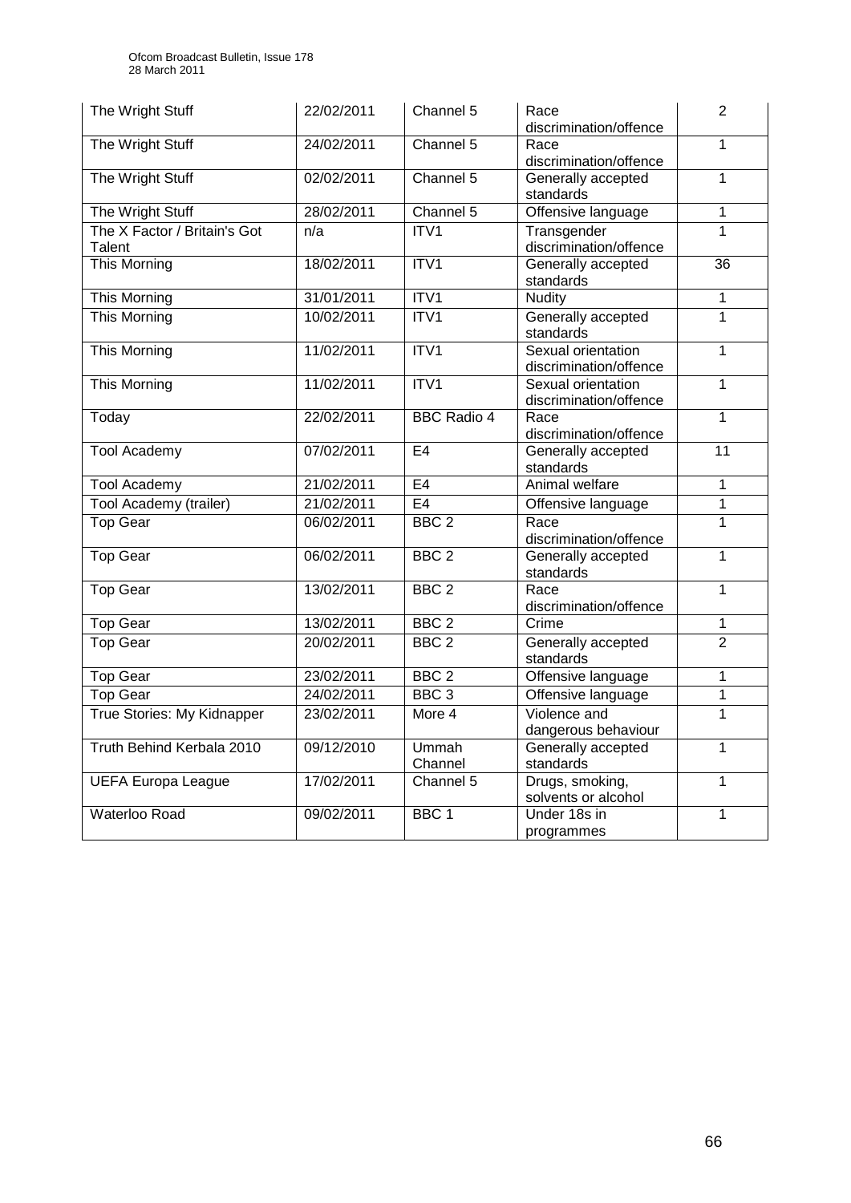| | | | | |
|---|---|---|---|---|
| The Wright Stuff | 22/02/2011 | Channel 5 | Race discrimination/offence | 2 |
| The Wright Stuff | 24/02/2011 | Channel 5 | Race discrimination/offence | 1 |
| The Wright Stuff | 02/02/2011 | Channel 5 | Generally accepted standards | 1 |
| The Wright Stuff | 28/02/2011 | Channel 5 | Offensive language | 1 |
| The X Factor / Britain's Got Talent | n/a | ITV1 | Transgender discrimination/offence | 1 |
| This Morning | 18/02/2011 | ITV1 | Generally accepted standards | 36 |
| This Morning | 31/01/2011 | ITV1 | Nudity | 1 |
| This Morning | 10/02/2011 | ITV1 | Generally accepted standards | 1 |
| This Morning | 11/02/2011 | ITV1 | Sexual orientation discrimination/offence | 1 |
| This Morning | 11/02/2011 | ITV1 | Sexual orientation discrimination/offence | 1 |
| Today | 22/02/2011 | BBC Radio 4 | Race discrimination/offence | 1 |
| Tool Academy | 07/02/2011 | E4 | Generally accepted standards | 11 |
| Tool Academy | 21/02/2011 | E4 | Animal welfare | 1 |
| Tool Academy (trailer) | 21/02/2011 | E4 | Offensive language | 1 |
| Top Gear | 06/02/2011 | BBC 2 | Race discrimination/offence | 1 |
| Top Gear | 06/02/2011 | BBC 2 | Generally accepted standards | 1 |
| Top Gear | 13/02/2011 | BBC 2 | Race discrimination/offence | 1 |
| Top Gear | 13/02/2011 | BBC 2 | Crime | 1 |
| Top Gear | 20/02/2011 | BBC 2 | Generally accepted standards | 2 |
| Top Gear | 23/02/2011 | BBC 2 | Offensive language | 1 |
| Top Gear | 24/02/2011 | BBC 3 | Offensive language | 1 |
| True Stories: My Kidnapper | 23/02/2011 | More 4 | Violence and dangerous behaviour | 1 |
| Truth Behind Kerbala 2010 | 09/12/2010 | Ummah Channel | Generally accepted standards | 1 |
| UEFA Europa League | 17/02/2011 | Channel 5 | Drugs, smoking, solvents or alcohol | 1 |
| Waterloo Road | 09/02/2011 | BBC 1 | Under 18s in programmes | 1 |